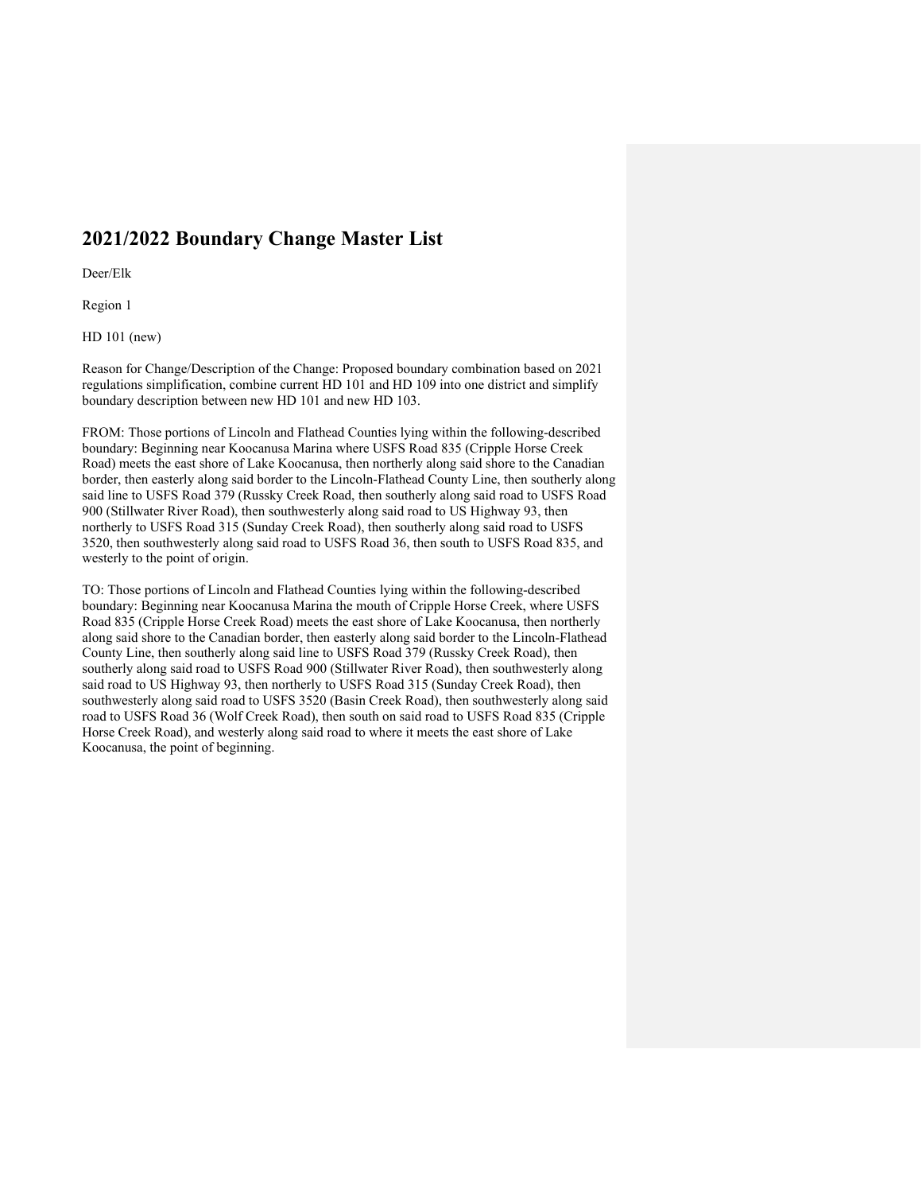# 2021/2022 Boundary Change Master List

Deer/Elk

Region 1

HD 101 (new)

Reason for Change/Description of the Change: Proposed boundary combination based on 2021 regulations simplification, combine current HD 101 and HD 109 into one district and simplify boundary description between new HD 101 and new HD 103.

FROM: Those portions of Lincoln and Flathead Counties lying within the following-described boundary: Beginning near Koocanusa Marina where USFS Road 835 (Cripple Horse Creek Road) meets the east shore of Lake Koocanusa, then northerly along said shore to the Canadian border, then easterly along said border to the Lincoln-Flathead County Line, then southerly along said line to USFS Road 379 (Russky Creek Road, then southerly along said road to USFS Road 900 (Stillwater River Road), then southwesterly along said road to US Highway 93, then northerly to USFS Road 315 (Sunday Creek Road), then southerly along said road to USFS 3520, then southwesterly along said road to USFS Road 36, then south to USFS Road 835, and westerly to the point of origin.

TO: Those portions of Lincoln and Flathead Counties lying within the following-described boundary: Beginning near Koocanusa Marina the mouth of Cripple Horse Creek, where USFS Road 835 (Cripple Horse Creek Road) meets the east shore of Lake Koocanusa, then northerly along said shore to the Canadian border, then easterly along said border to the Lincoln-Flathead County Line, then southerly along said line to USFS Road 379 (Russky Creek Road), then southerly along said road to USFS Road 900 (Stillwater River Road), then southwesterly along said road to US Highway 93, then northerly to USFS Road 315 (Sunday Creek Road), then southwesterly along said road to USFS 3520 (Basin Creek Road), then southwesterly along said road to USFS Road 36 (Wolf Creek Road), then south on said road to USFS Road 835 (Cripple Horse Creek Road), and westerly along said road to where it meets the east shore of Lake Koocanusa, the point of beginning.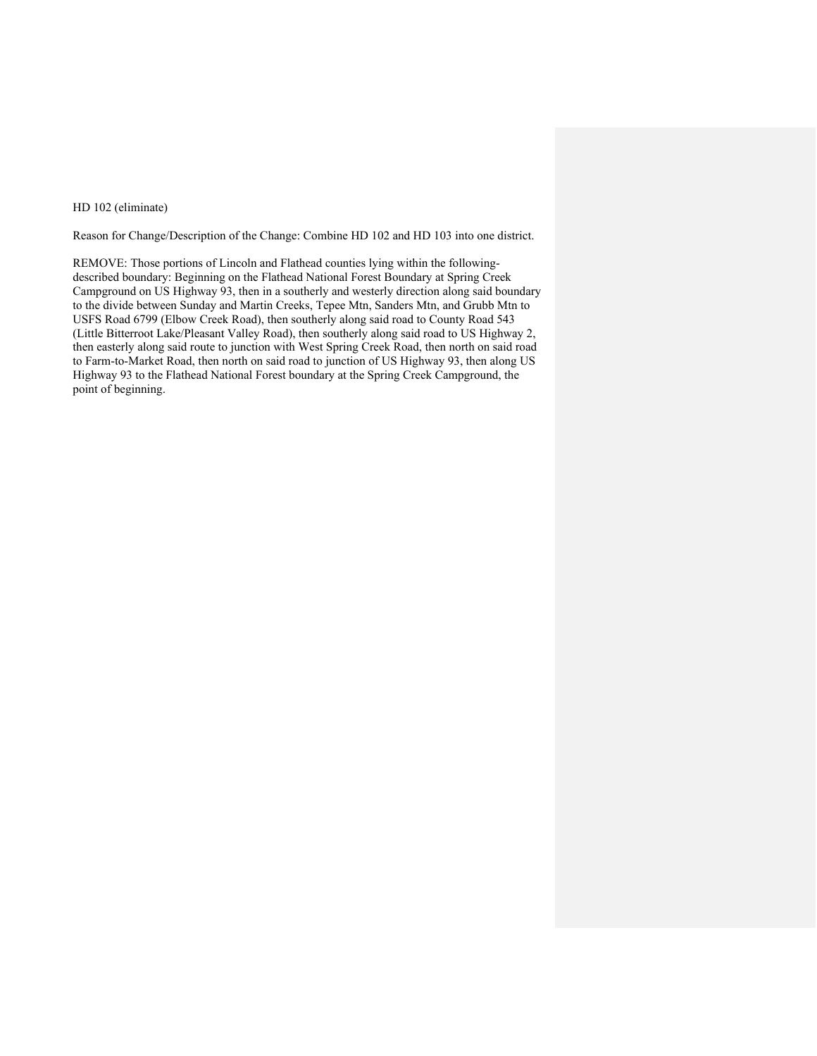HD 102 (eliminate)

Reason for Change/Description of the Change: Combine HD 102 and HD 103 into one district.

REMOVE: Those portions of Lincoln and Flathead counties lying within the following-described boundary: Beginning on the Flathead National Forest Boundary at Spring Creek Campground on US Highway 93, then in a southerly and westerly direction along said boundary to the divide between Sunday and Martin Creeks, Tepee Mtn, Sanders Mtn, and Grubb Mtn to USFS Road 6799 (Elbow Creek Road), then southerly along said road to County Road 543 (Little Bitterroot Lake/Pleasant Valley Road), then southerly along said road to US Highway 2, then easterly along said route to junction with West Spring Creek Road, then north on said road to Farm-to-Market Road, then north on said road to junction of US Highway 93, then along US Highway 93 to the Flathead National Forest boundary at the Spring Creek Campground, the point of beginning.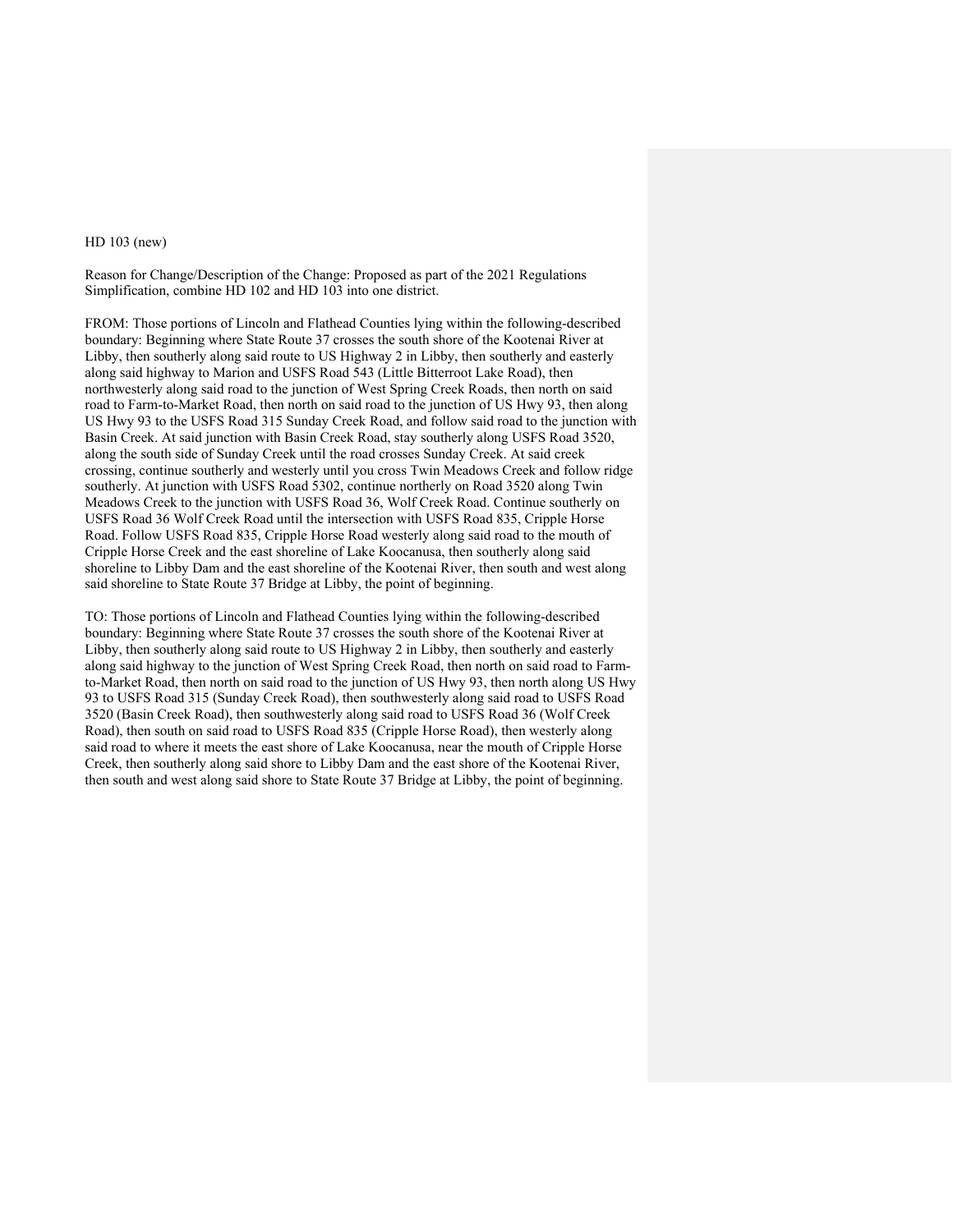HD 103 (new)

Reason for Change/Description of the Change: Proposed as part of the 2021 Regulations Simplification, combine HD 102 and HD 103 into one district.

FROM: Those portions of Lincoln and Flathead Counties lying within the following-described boundary: Beginning where State Route 37 crosses the south shore of the Kootenai River at Libby, then southerly along said route to US Highway 2 in Libby, then southerly and easterly along said highway to Marion and USFS Road 543 (Little Bitterroot Lake Road), then northwesterly along said road to the junction of West Spring Creek Roads, then north on said road to Farm-to-Market Road, then north on said road to the junction of US Hwy 93, then along US Hwy 93 to the USFS Road 315 Sunday Creek Road, and follow said road to the junction with Basin Creek. At said junction with Basin Creek Road, stay southerly along USFS Road 3520, along the south side of Sunday Creek until the road crosses Sunday Creek. At said creek crossing, continue southerly and westerly until you cross Twin Meadows Creek and follow ridge southerly. At junction with USFS Road 5302, continue northerly on Road 3520 along Twin Meadows Creek to the junction with USFS Road 36, Wolf Creek Road. Continue southerly on USFS Road 36 Wolf Creek Road until the intersection with USFS Road 835, Cripple Horse Road. Follow USFS Road 835, Cripple Horse Road westerly along said road to the mouth of Cripple Horse Creek and the east shoreline of Lake Koocanusa, then southerly along said shoreline to Libby Dam and the east shoreline of the Kootenai River, then south and west along said shoreline to State Route 37 Bridge at Libby, the point of beginning.

TO: Those portions of Lincoln and Flathead Counties lying within the following-described boundary: Beginning where State Route 37 crosses the south shore of the Kootenai River at Libby, then southerly along said route to US Highway 2 in Libby, then southerly and easterly along said highway to the junction of West Spring Creek Road, then north on said road to Farm-to-Market Road, then north on said road to the junction of US Hwy 93, then north along US Hwy 93 to USFS Road 315 (Sunday Creek Road), then southwesterly along said road to USFS Road 3520 (Basin Creek Road), then southwesterly along said road to USFS Road 36 (Wolf Creek Road), then south on said road to USFS Road 835 (Cripple Horse Road), then westerly along said road to where it meets the east shore of Lake Koocanusa, near the mouth of Cripple Horse Creek, then southerly along said shore to Libby Dam and the east shore of the Kootenai River, then south and west along said shore to State Route 37 Bridge at Libby, the point of beginning.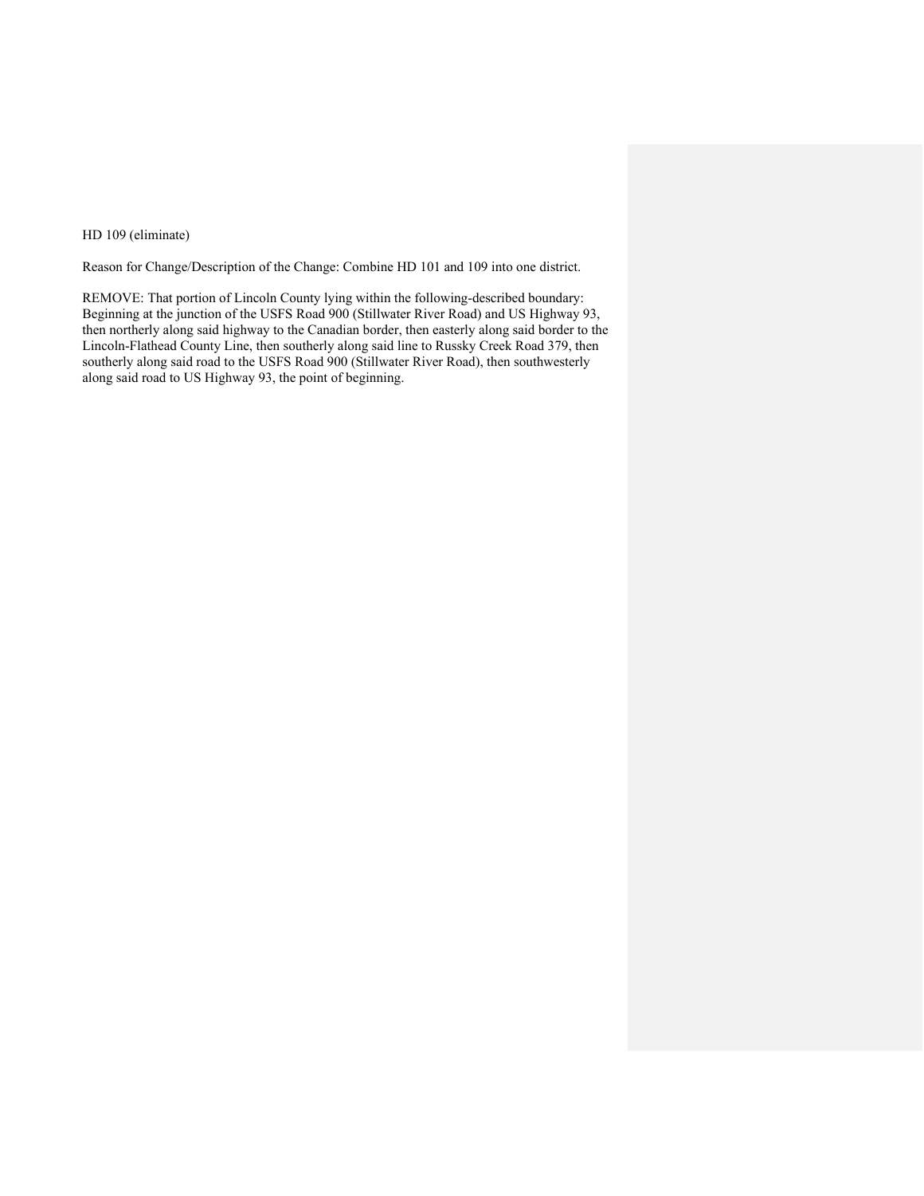HD 109 (eliminate)

Reason for Change/Description of the Change: Combine HD 101 and 109 into one district.

REMOVE: That portion of Lincoln County lying within the following-described boundary: Beginning at the junction of the USFS Road 900 (Stillwater River Road) and US Highway 93, then northerly along said highway to the Canadian border, then easterly along said border to the Lincoln-Flathead County Line, then southerly along said line to Russky Creek Road 379, then southerly along said road to the USFS Road 900 (Stillwater River Road), then southwesterly along said road to US Highway 93, the point of beginning.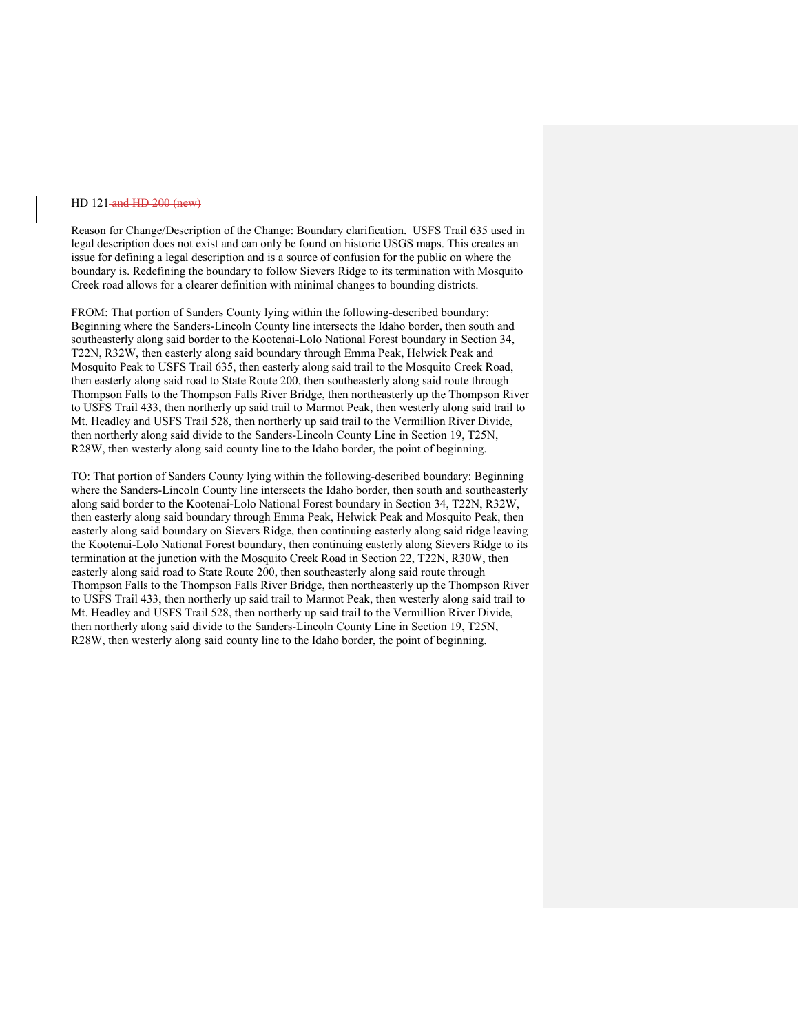HD 121 ~~and HD 200 (new)~~

Reason for Change/Description of the Change: Boundary clarification. USFS Trail 635 used in legal description does not exist and can only be found on historic USGS maps. This creates an issue for defining a legal description and is a source of confusion for the public on where the boundary is. Redefining the boundary to follow Sievers Ridge to its termination with Mosquito Creek road allows for a clearer definition with minimal changes to bounding districts.

FROM: That portion of Sanders County lying within the following-described boundary: Beginning where the Sanders-Lincoln County line intersects the Idaho border, then south and southeasterly along said border to the Kootenai-Lolo National Forest boundary in Section 34, T22N, R32W, then easterly along said boundary through Emma Peak, Helwick Peak and Mosquito Peak to USFS Trail 635, then easterly along said trail to the Mosquito Creek Road, then easterly along said road to State Route 200, then southeasterly along said route through Thompson Falls to the Thompson Falls River Bridge, then northeasterly up the Thompson River to USFS Trail 433, then northerly up said trail to Marmot Peak, then westerly along said trail to Mt. Headley and USFS Trail 528, then northerly up said trail to the Vermillion River Divide, then northerly along said divide to the Sanders-Lincoln County Line in Section 19, T25N, R28W, then westerly along said county line to the Idaho border, the point of beginning.

TO: That portion of Sanders County lying within the following-described boundary: Beginning where the Sanders-Lincoln County line intersects the Idaho border, then south and southeasterly along said border to the Kootenai-Lolo National Forest boundary in Section 34, T22N, R32W, then easterly along said boundary through Emma Peak, Helwick Peak and Mosquito Peak, then easterly along said boundary on Sievers Ridge, then continuing easterly along said ridge leaving the Kootenai-Lolo National Forest boundary, then continuing easterly along Sievers Ridge to its termination at the junction with the Mosquito Creek Road in Section 22, T22N, R30W, then easterly along said road to State Route 200, then southeasterly along said route through Thompson Falls to the Thompson Falls River Bridge, then northeasterly up the Thompson River to USFS Trail 433, then northerly up said trail to Marmot Peak, then westerly along said trail to Mt. Headley and USFS Trail 528, then northerly up said trail to the Vermillion River Divide, then northerly along said divide to the Sanders-Lincoln County Line in Section 19, T25N, R28W, then westerly along said county line to the Idaho border, the point of beginning.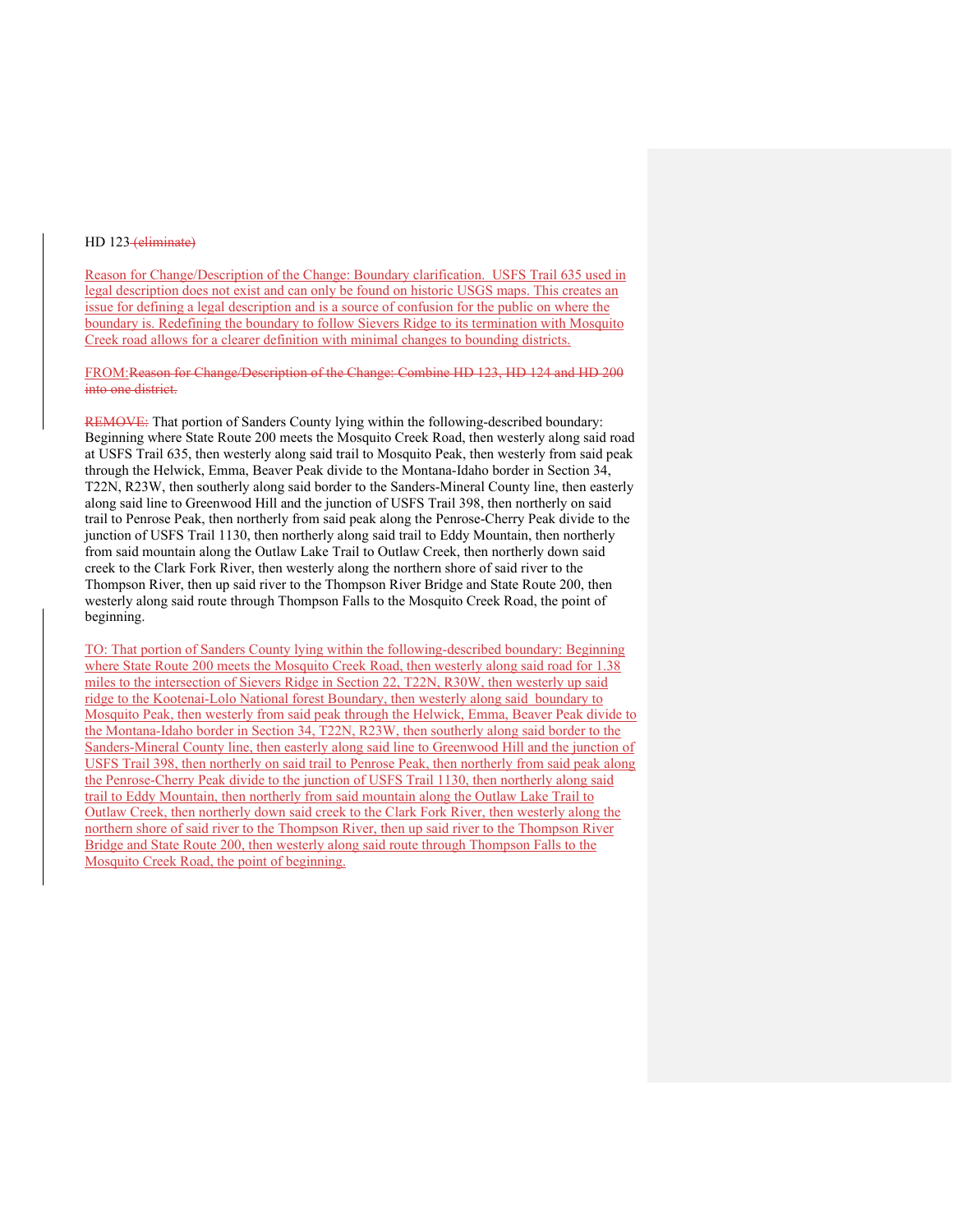HD 123 ~~(eliminate)~~

Reason for Change/Description of the Change: Boundary clarification. USFS Trail 635 used in legal description does not exist and can only be found on historic USGS maps. This creates an issue for defining a legal description and is a source of confusion for the public on where the boundary is. Redefining the boundary to follow Sievers Ridge to its termination with Mosquito Creek road allows for a clearer definition with minimal changes to bounding districts.

FROM:~~Reason for Change/Description of the Change: Combine HD 123, HD 124 and HD 200 into one district.~~

~~REMOVE:~~ That portion of Sanders County lying within the following-described boundary: Beginning where State Route 200 meets the Mosquito Creek Road, then westerly along said road at USFS Trail 635, then westerly along said trail to Mosquito Peak, then westerly from said peak through the Helwick, Emma, Beaver Peak divide to the Montana-Idaho border in Section 34, T22N, R23W, then southerly along said border to the Sanders-Mineral County line, then easterly along said line to Greenwood Hill and the junction of USFS Trail 398, then northerly on said trail to Penrose Peak, then northerly from said peak along the Penrose-Cherry Peak divide to the junction of USFS Trail 1130, then northerly along said trail to Eddy Mountain, then northerly from said mountain along the Outlaw Lake Trail to Outlaw Creek, then northerly down said creek to the Clark Fork River, then westerly along the northern shore of said river to the Thompson River, then up said river to the Thompson River Bridge and State Route 200, then westerly along said route through Thompson Falls to the Mosquito Creek Road, the point of beginning.

TO: That portion of Sanders County lying within the following-described boundary: Beginning where State Route 200 meets the Mosquito Creek Road, then westerly along said road for 1.38 miles to the intersection of Sievers Ridge in Section 22, T22N, R30W, then westerly up said ridge to the Kootenai-Lolo National forest Boundary, then westerly along said boundary to Mosquito Peak, then westerly from said peak through the Helwick, Emma, Beaver Peak divide to the Montana-Idaho border in Section 34, T22N, R23W, then southerly along said border to the Sanders-Mineral County line, then easterly along said line to Greenwood Hill and the junction of USFS Trail 398, then northerly on said trail to Penrose Peak, then northerly from said peak along the Penrose-Cherry Peak divide to the junction of USFS Trail 1130, then northerly along said trail to Eddy Mountain, then northerly from said mountain along the Outlaw Lake Trail to Outlaw Creek, then northerly down said creek to the Clark Fork River, then westerly along the northern shore of said river to the Thompson River, then up said river to the Thompson River Bridge and State Route 200, then westerly along said route through Thompson Falls to the Mosquito Creek Road, the point of beginning.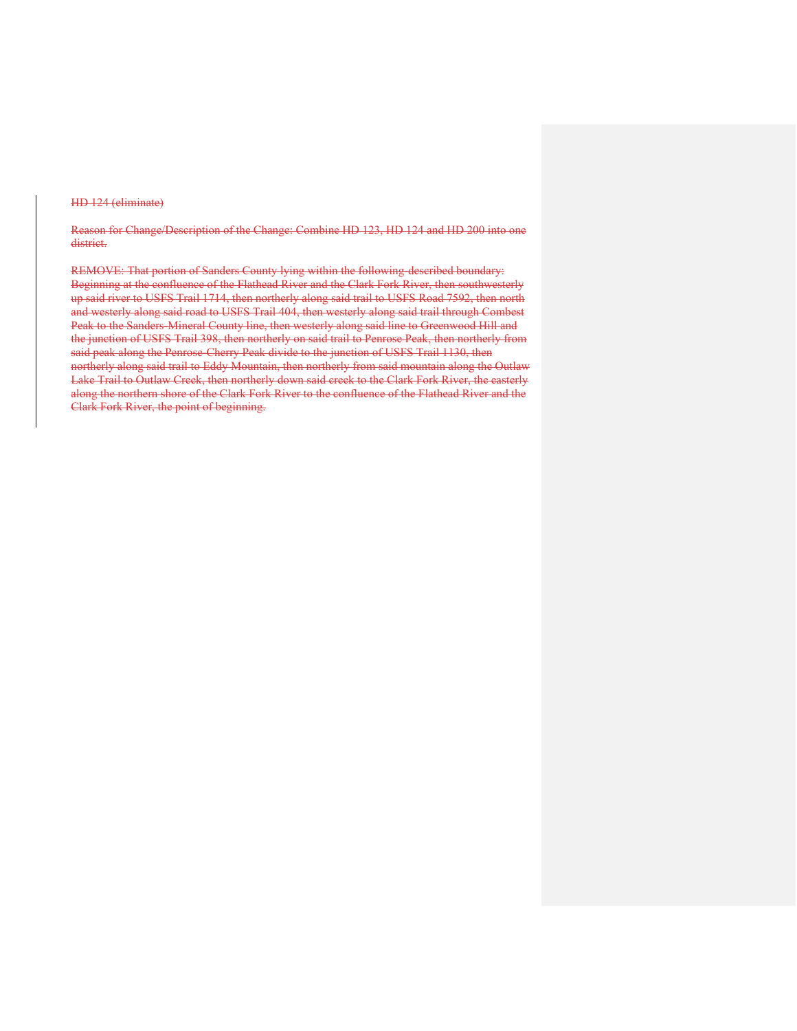~~HD 124 (eliminate)~~

~~Reason for Change/Description of the Change: Combine HD 123, HD 124 and HD 200 into one district.~~

~~REMOVE: That portion of Sanders County lying within the following-described boundary: Beginning at the confluence of the Flathead River and the Clark Fork River, then southwesterly up said river to USFS Trail 1714, then northerly along said trail to USFS Road 7592, then north and westerly along said road to USFS Trail 404, then westerly along said trail through Combest Peak to the Sanders-Mineral County line, then westerly along said line to Greenwood Hill and the junction of USFS Trail 398, then northerly on said trail to Penrose Peak, then northerly from said peak along the Penrose-Cherry Peak divide to the junction of USFS Trail 1130, then northerly along said trail to Eddy Mountain, then northerly from said mountain along the Outlaw Lake Trail to Outlaw Creek, then northerly down said creek to the Clark Fork River, the easterly along the northern shore of the Clark Fork River to the confluence of the Flathead River and the Clark Fork River, the point of beginning.~~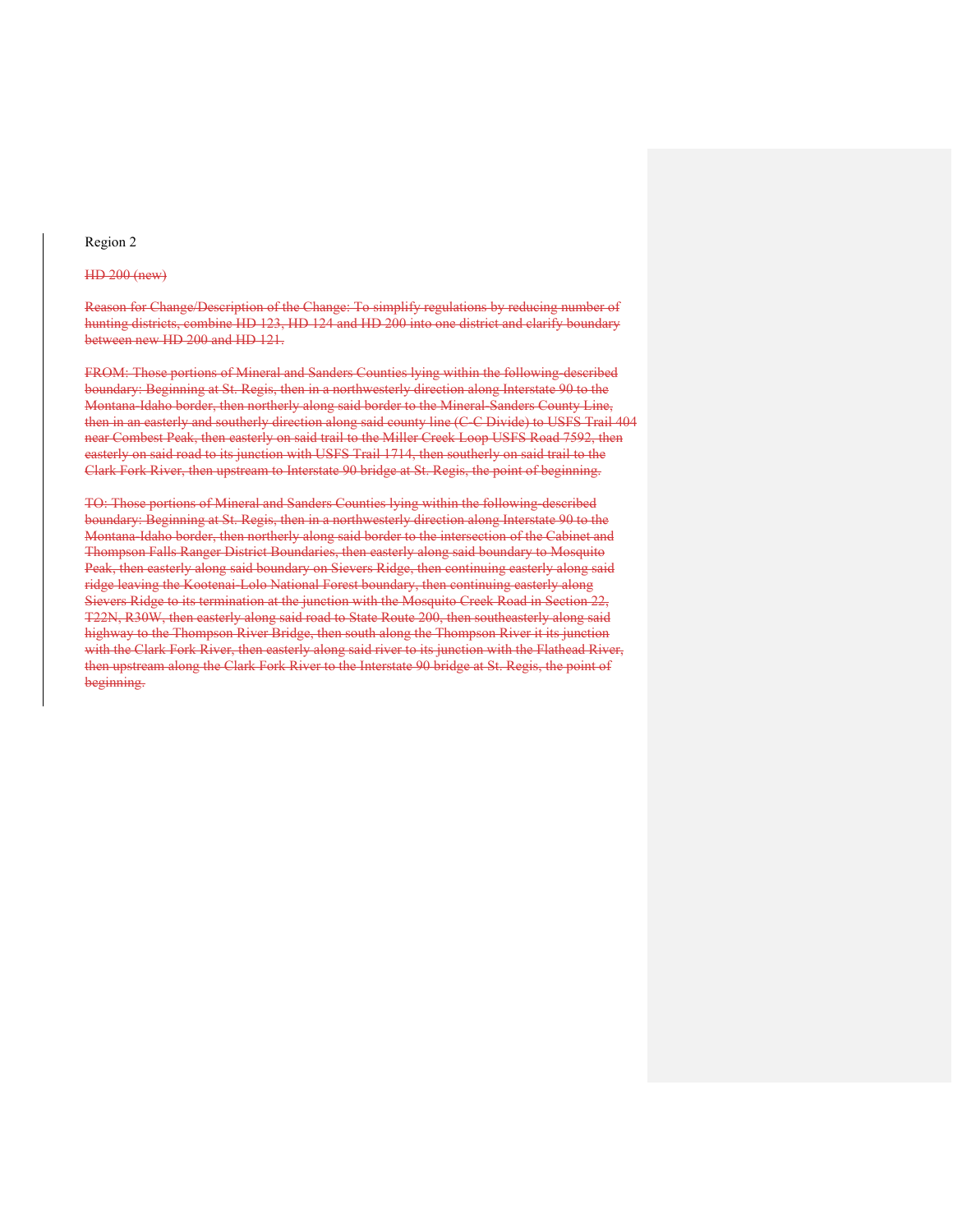Region 2

~~HD 200 (new)~~

~~Reason for Change/Description of the Change: To simplify regulations by reducing number of hunting districts, combine HD 123, HD 124 and HD 200 into one district and clarify boundary between new HD 200 and HD 121.~~

~~FROM: Those portions of Mineral and Sanders Counties lying within the following-described boundary: Beginning at St. Regis, then in a northwesterly direction along Interstate 90 to the Montana-Idaho border, then northerly along said border to the Mineral-Sanders County Line, then in an easterly and southerly direction along said county line (C-C Divide) to USFS Trail 404 near Combest Peak, then easterly on said trail to the Miller Creek Loop USFS Road 7592, then easterly on said road to its junction with USFS Trail 1714, then southerly on said trail to the Clark Fork River, then upstream to Interstate 90 bridge at St. Regis, the point of beginning.~~

~~TO: Those portions of Mineral and Sanders Counties lying within the following-described boundary: Beginning at St. Regis, then in a northwesterly direction along Interstate 90 to the Montana-Idaho border, then northerly along said border to the intersection of the Cabinet and Thompson Falls Ranger District Boundaries, then easterly along said boundary to Mosquito Peak, then easterly along said boundary on Sievers Ridge, then continuing easterly along said ridge leaving the Kootenai-Lolo National Forest boundary, then continuing easterly along Sievers Ridge to its termination at the junction with the Mosquito Creek Road in Section 22, T22N, R30W, then easterly along said road to State Route 200, then southeasterly along said highway to the Thompson River Bridge, then south along the Thompson River it its junction with the Clark Fork River, then easterly along said river to its junction with the Flathead River, then upstream along the Clark Fork River to the Interstate 90 bridge at St. Regis, the point of beginning.~~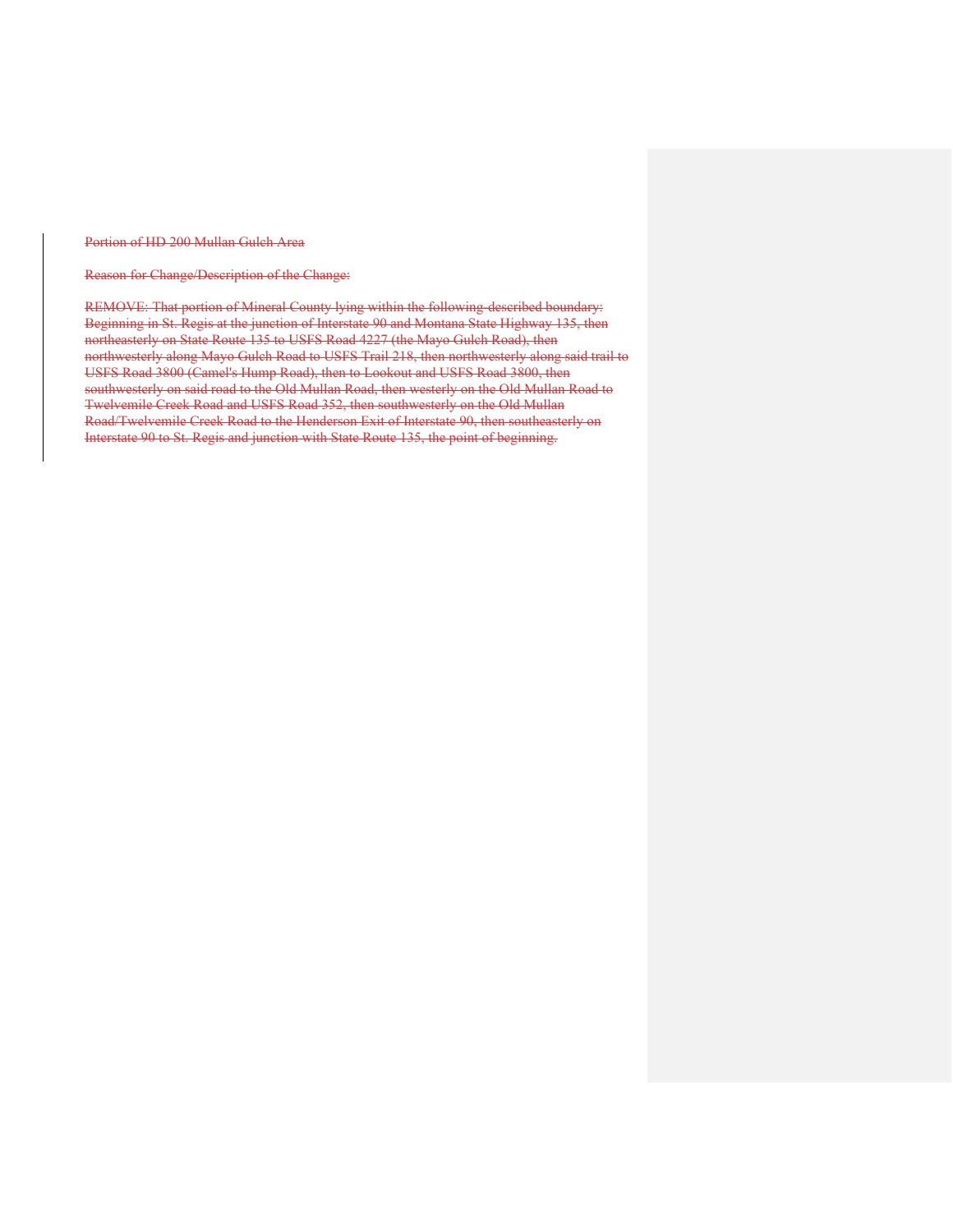~~Portion of HD 200 Mullan Gulch Area~~

~~Reason for Change/Description of the Change:~~

~~REMOVE: That portion of Mineral County lying within the following-described boundary: Beginning in St. Regis at the junction of Interstate 90 and Montana State Highway 135, then northeasterly on State Route 135 to USFS Road 4227 (the Mayo Gulch Road), then northwesterly along Mayo Gulch Road to USFS Trail 218, then northwesterly along said trail to USFS Road 3800 (Camel's Hump Road), then to Lookout and USFS Road 3800, then southwesterly on said road to the Old Mullan Road, then westerly on the Old Mullan Road to Twelvemile Creek Road and USFS Road 352, then southwesterly on the Old Mullan Road/Twelvemile Creek Road to the Henderson Exit of Interstate 90, then southeasterly on Interstate 90 to St. Regis and junction with State Route 135, the point of beginning.~~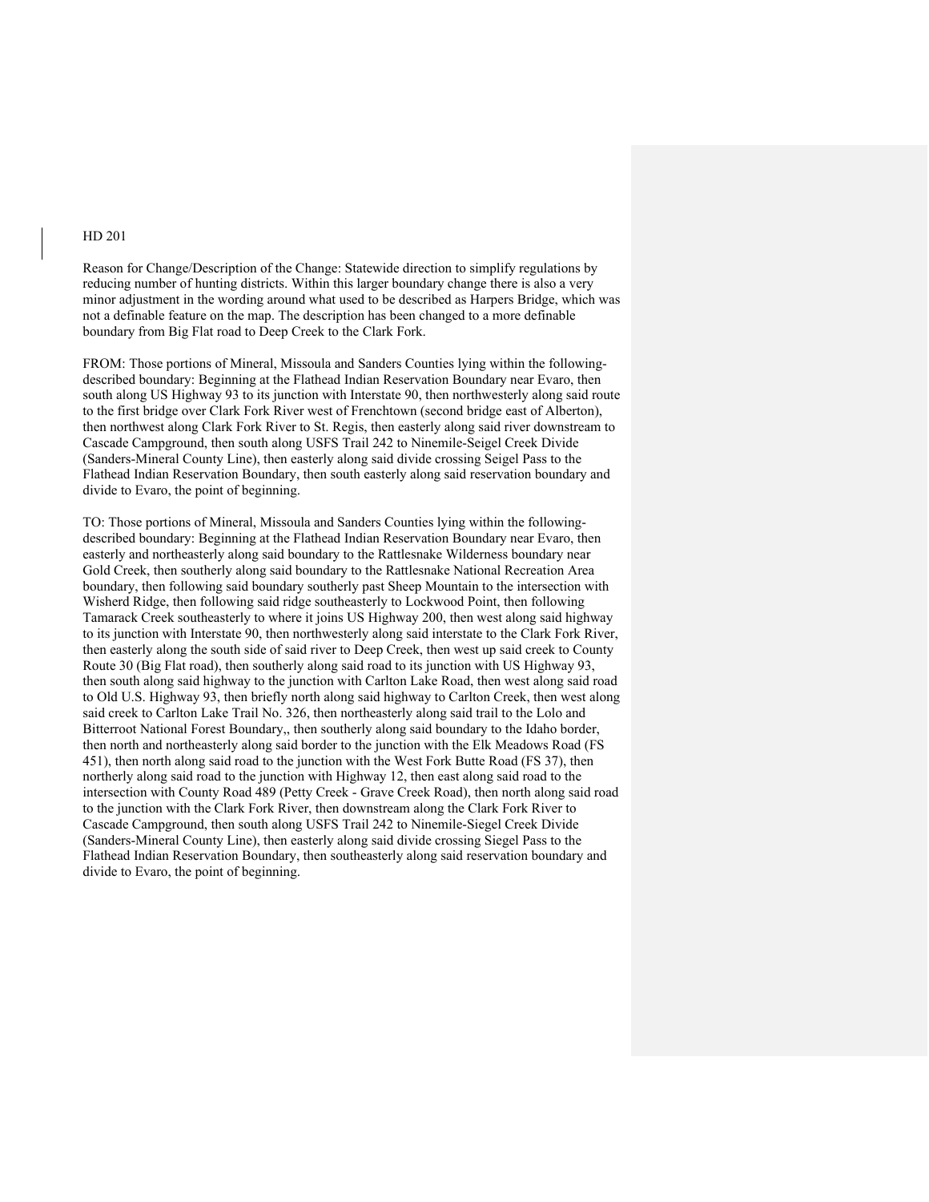HD 201

Reason for Change/Description of the Change: Statewide direction to simplify regulations by reducing number of hunting districts. Within this larger boundary change there is also a very minor adjustment in the wording around what used to be described as Harpers Bridge, which was not a definable feature on the map. The description has been changed to a more definable boundary from Big Flat road to Deep Creek to the Clark Fork.

FROM: Those portions of Mineral, Missoula and Sanders Counties lying within the following-described boundary: Beginning at the Flathead Indian Reservation Boundary near Evaro, then south along US Highway 93 to its junction with Interstate 90, then northwesterly along said route to the first bridge over Clark Fork River west of Frenchtown (second bridge east of Alberton), then northwest along Clark Fork River to St. Regis, then easterly along said river downstream to Cascade Campground, then south along USFS Trail 242 to Ninemile-Seigel Creek Divide (Sanders-Mineral County Line), then easterly along said divide crossing Seigel Pass to the Flathead Indian Reservation Boundary, then south easterly along said reservation boundary and divide to Evaro, the point of beginning.

TO: Those portions of Mineral, Missoula and Sanders Counties lying within the following-described boundary: Beginning at the Flathead Indian Reservation Boundary near Evaro, then easterly and northeasterly along said boundary to the Rattlesnake Wilderness boundary near Gold Creek, then southerly along said boundary to the Rattlesnake National Recreation Area boundary, then following said boundary southerly past Sheep Mountain to the intersection with Wisherd Ridge, then following said ridge southeasterly to Lockwood Point, then following Tamarack Creek southeasterly to where it joins US Highway 200, then west along said highway to its junction with Interstate 90, then northwesterly along said interstate to the Clark Fork River, then easterly along the south side of said river to Deep Creek, then west up said creek to County Route 30 (Big Flat road), then southerly along said road to its junction with US Highway 93, then south along said highway to the junction with Carlton Lake Road, then west along said road to Old U.S. Highway 93, then briefly north along said highway to Carlton Creek, then west along said creek to Carlton Lake Trail No. 326, then northeasterly along said trail to the Lolo and Bitterroot National Forest Boundary,, then southerly along said boundary to the Idaho border, then north and northeasterly along said border to the junction with the Elk Meadows Road (FS 451), then north along said road to the junction with the West Fork Butte Road (FS 37), then northerly along said road to the junction with Highway 12, then east along said road to the intersection with County Road 489 (Petty Creek - Grave Creek Road), then north along said road to the junction with the Clark Fork River, then downstream along the Clark Fork River to Cascade Campground, then south along USFS Trail 242 to Ninemile-Siegel Creek Divide (Sanders-Mineral County Line), then easterly along said divide crossing Siegel Pass to the Flathead Indian Reservation Boundary, then southeasterly along said reservation boundary and divide to Evaro, the point of beginning.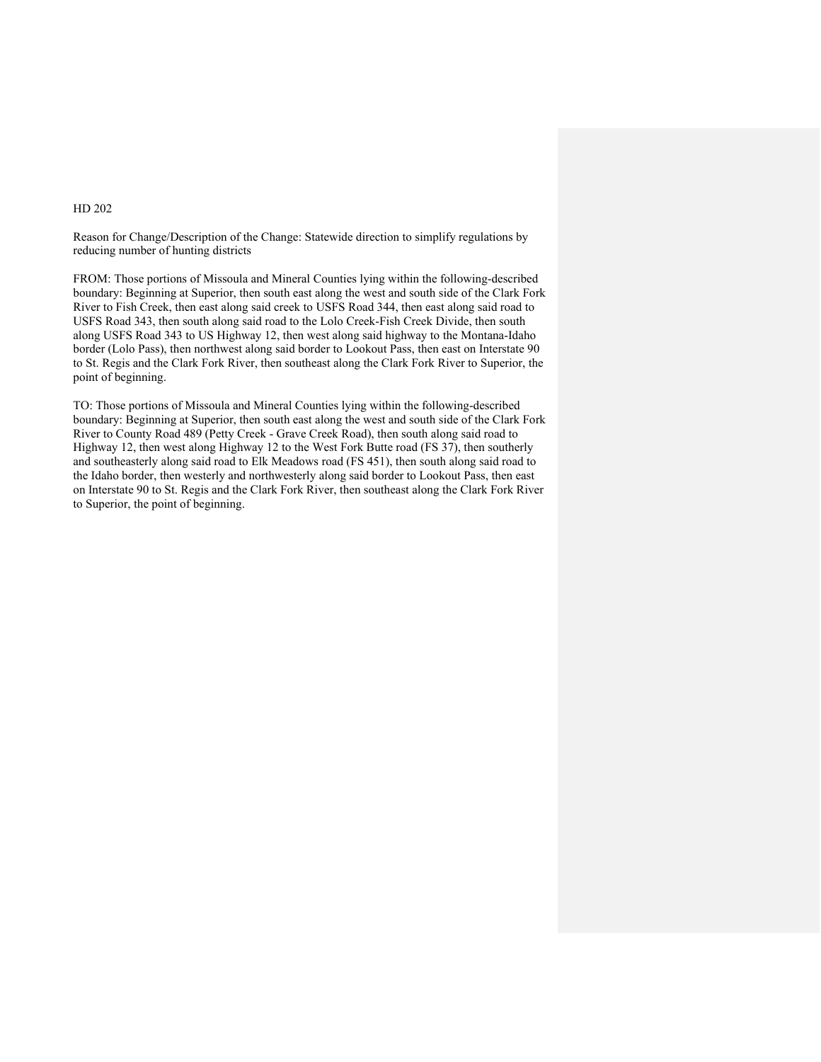HD 202

Reason for Change/Description of the Change: Statewide direction to simplify regulations by reducing number of hunting districts

FROM: Those portions of Missoula and Mineral Counties lying within the following-described boundary: Beginning at Superior, then south east along the west and south side of the Clark Fork River to Fish Creek, then east along said creek to USFS Road 344, then east along said road to USFS Road 343, then south along said road to the Lolo Creek-Fish Creek Divide, then south along USFS Road 343 to US Highway 12, then west along said highway to the Montana-Idaho border (Lolo Pass), then northwest along said border to Lookout Pass, then east on Interstate 90 to St. Regis and the Clark Fork River, then southeast along the Clark Fork River to Superior, the point of beginning.

TO: Those portions of Missoula and Mineral Counties lying within the following-described boundary: Beginning at Superior, then south east along the west and south side of the Clark Fork River to County Road 489 (Petty Creek - Grave Creek Road), then south along said road to Highway 12, then west along Highway 12 to the West Fork Butte road (FS 37), then southerly and southeasterly along said road to Elk Meadows road (FS 451), then south along said road to the Idaho border, then westerly and northwesterly along said border to Lookout Pass, then east on Interstate 90 to St. Regis and the Clark Fork River, then southeast along the Clark Fork River to Superior, the point of beginning.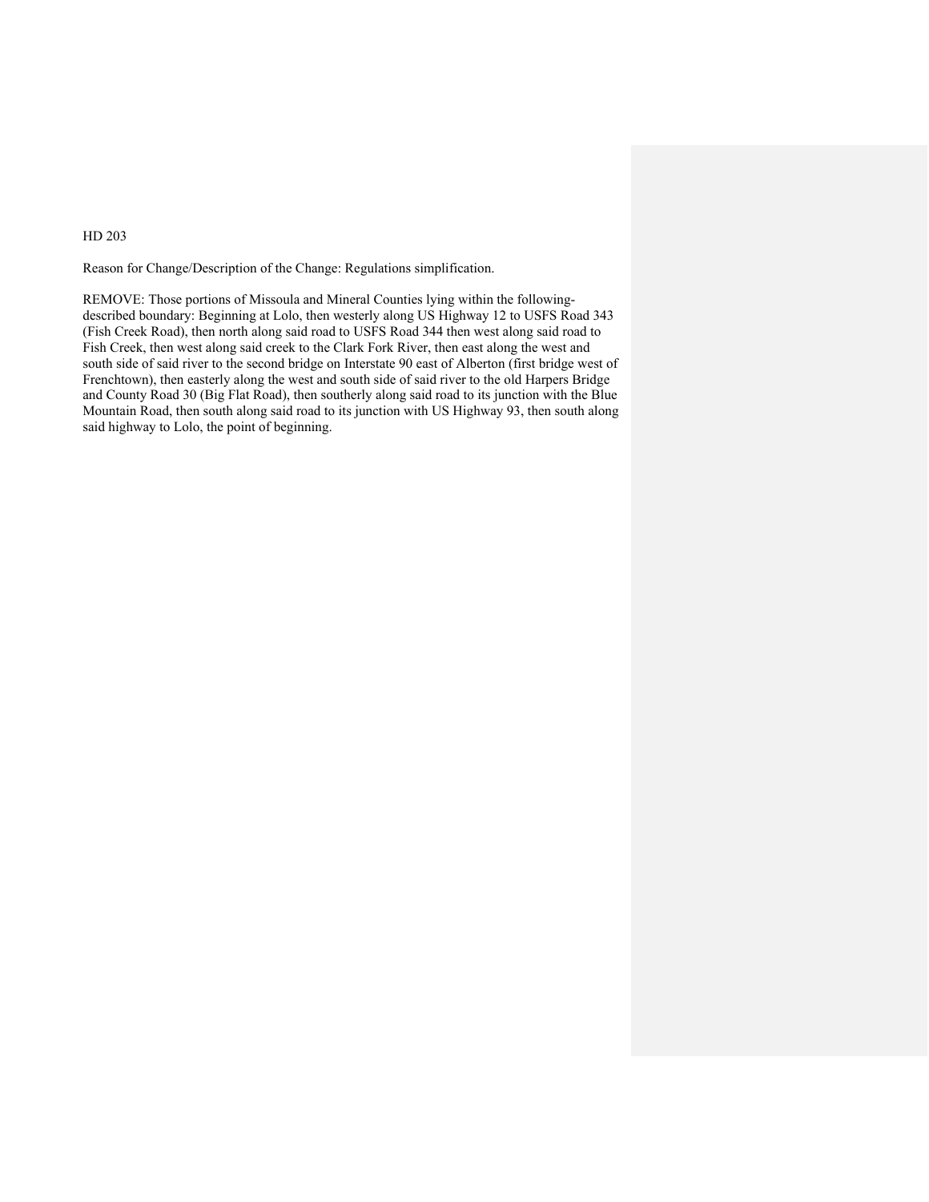HD 203

Reason for Change/Description of the Change: Regulations simplification.

REMOVE: Those portions of Missoula and Mineral Counties lying within the following-described boundary: Beginning at Lolo, then westerly along US Highway 12 to USFS Road 343 (Fish Creek Road), then north along said road to USFS Road 344 then west along said road to Fish Creek, then west along said creek to the Clark Fork River, then east along the west and south side of said river to the second bridge on Interstate 90 east of Alberton (first bridge west of Frenchtown), then easterly along the west and south side of said river to the old Harpers Bridge and County Road 30 (Big Flat Road), then southerly along said road to its junction with the Blue Mountain Road, then south along said road to its junction with US Highway 93, then south along said highway to Lolo, the point of beginning.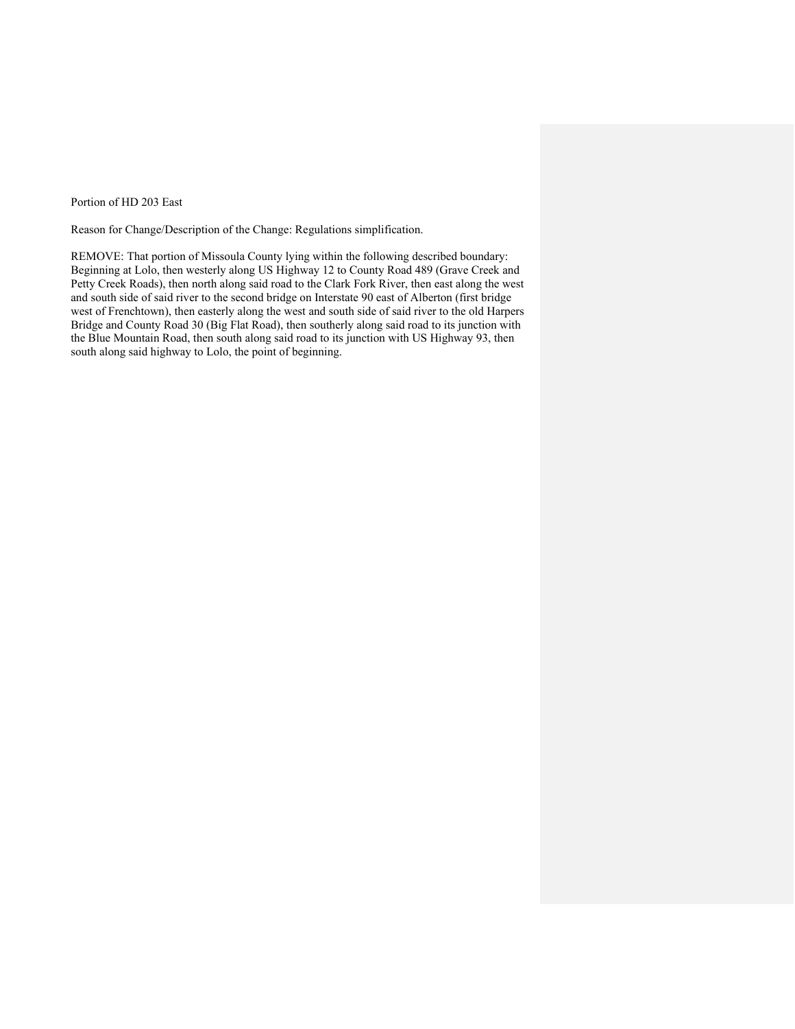Portion of HD 203 East

Reason for Change/Description of the Change: Regulations simplification.

REMOVE: That portion of Missoula County lying within the following described boundary: Beginning at Lolo, then westerly along US Highway 12 to County Road 489 (Grave Creek and Petty Creek Roads), then north along said road to the Clark Fork River, then east along the west and south side of said river to the second bridge on Interstate 90 east of Alberton (first bridge west of Frenchtown), then easterly along the west and south side of said river to the old Harpers Bridge and County Road 30 (Big Flat Road), then southerly along said road to its junction with the Blue Mountain Road, then south along said road to its junction with US Highway 93, then south along said highway to Lolo, the point of beginning.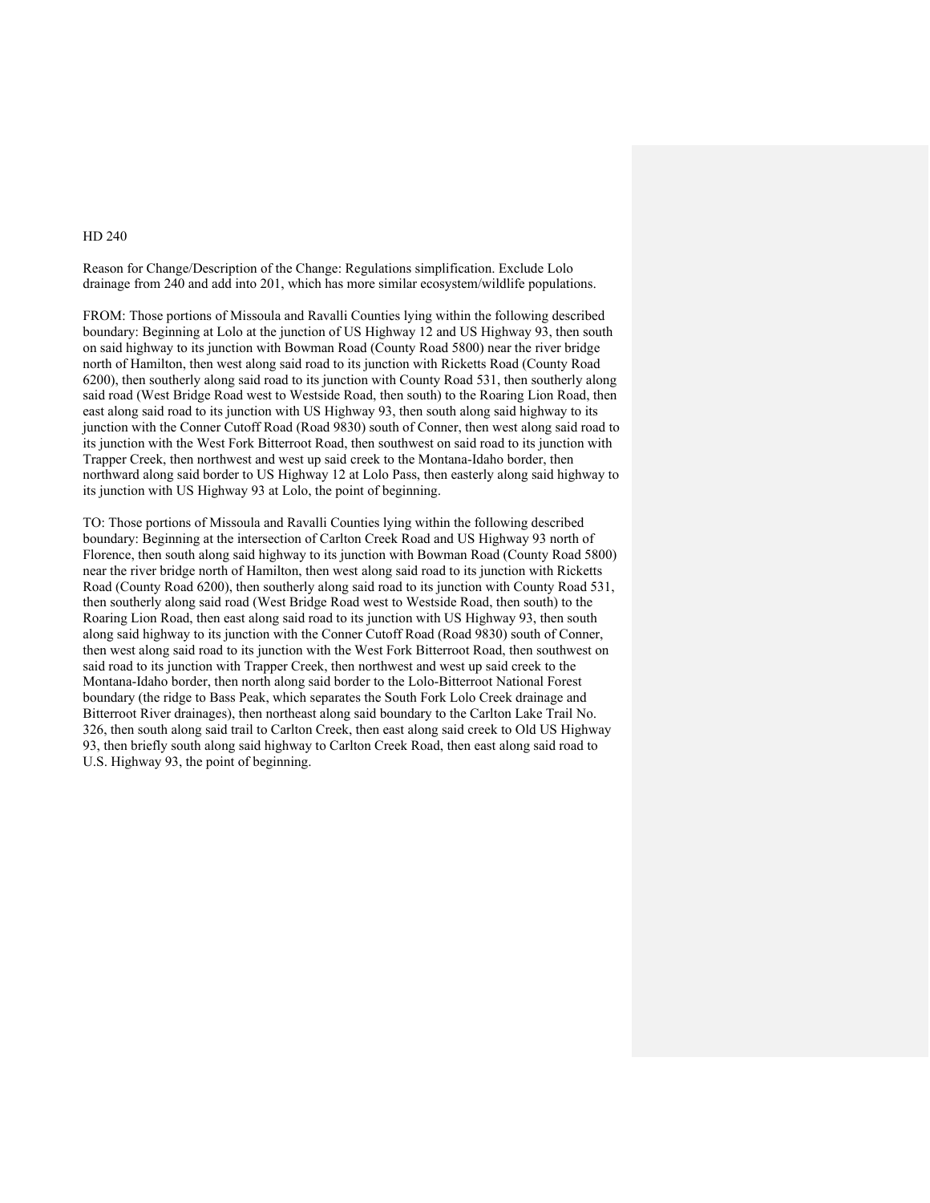HD 240

Reason for Change/Description of the Change: Regulations simplification. Exclude Lolo drainage from 240 and add into 201, which has more similar ecosystem/wildlife populations.

FROM: Those portions of Missoula and Ravalli Counties lying within the following described boundary: Beginning at Lolo at the junction of US Highway 12 and US Highway 93, then south on said highway to its junction with Bowman Road (County Road 5800) near the river bridge north of Hamilton, then west along said road to its junction with Ricketts Road (County Road 6200), then southerly along said road to its junction with County Road 531, then southerly along said road (West Bridge Road west to Westside Road, then south) to the Roaring Lion Road, then east along said road to its junction with US Highway 93, then south along said highway to its junction with the Conner Cutoff Road (Road 9830) south of Conner, then west along said road to its junction with the West Fork Bitterroot Road, then southwest on said road to its junction with Trapper Creek, then northwest and west up said creek to the Montana-Idaho border, then northward along said border to US Highway 12 at Lolo Pass, then easterly along said highway to its junction with US Highway 93 at Lolo, the point of beginning.

TO: Those portions of Missoula and Ravalli Counties lying within the following described boundary: Beginning at the intersection of Carlton Creek Road and US Highway 93 north of Florence, then south along said highway to its junction with Bowman Road (County Road 5800) near the river bridge north of Hamilton, then west along said road to its junction with Ricketts Road (County Road 6200), then southerly along said road to its junction with County Road 531, then southerly along said road (West Bridge Road west to Westside Road, then south) to the Roaring Lion Road, then east along said road to its junction with US Highway 93, then south along said highway to its junction with the Conner Cutoff Road (Road 9830) south of Conner, then west along said road to its junction with the West Fork Bitterroot Road, then southwest on said road to its junction with Trapper Creek, then northwest and west up said creek to the Montana-Idaho border, then north along said border to the Lolo-Bitterroot National Forest boundary (the ridge to Bass Peak, which separates the South Fork Lolo Creek drainage and Bitterroot River drainages), then northeast along said boundary to the Carlton Lake Trail No. 326, then south along said trail to Carlton Creek, then east along said creek to Old US Highway 93, then briefly south along said highway to Carlton Creek Road, then east along said road to U.S. Highway 93, the point of beginning.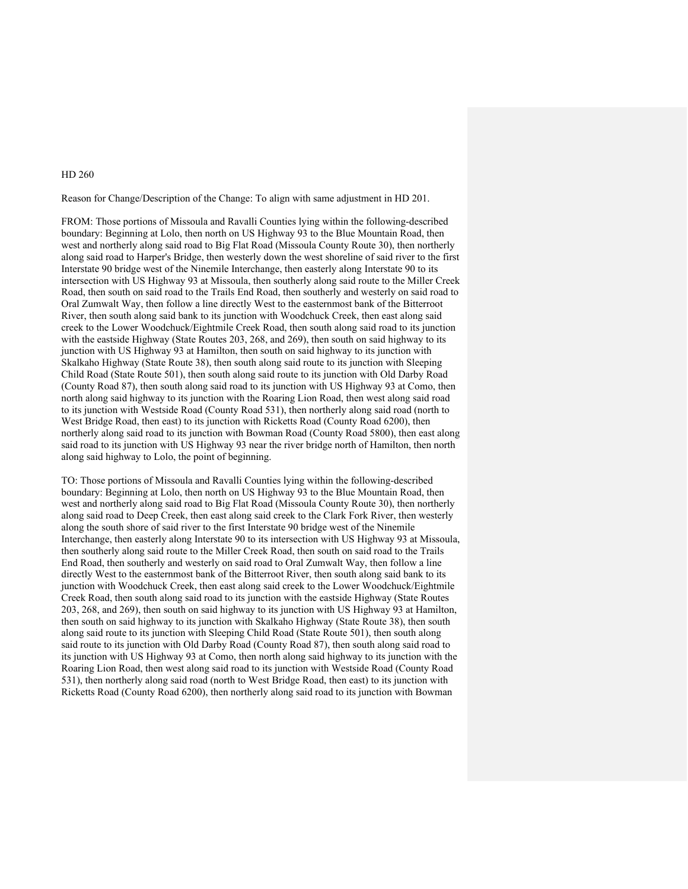HD 260

Reason for Change/Description of the Change: To align with same adjustment in HD 201.

FROM: Those portions of Missoula and Ravalli Counties lying within the following-described boundary: Beginning at Lolo, then north on US Highway 93 to the Blue Mountain Road, then west and northerly along said road to Big Flat Road (Missoula County Route 30), then northerly along said road to Harper's Bridge, then westerly down the west shoreline of said river to the first Interstate 90 bridge west of the Ninemile Interchange, then easterly along Interstate 90 to its intersection with US Highway 93 at Missoula, then southerly along said route to the Miller Creek Road, then south on said road to the Trails End Road, then southerly and westerly on said road to Oral Zumwalt Way, then follow a line directly West to the easternmost bank of the Bitterroot River, then south along said bank to its junction with Woodchuck Creek, then east along said creek to the Lower Woodchuck/Eightmile Creek Road, then south along said road to its junction with the eastside Highway (State Routes 203, 268, and 269), then south on said highway to its junction with US Highway 93 at Hamilton, then south on said highway to its junction with Skalkaho Highway (State Route 38), then south along said route to its junction with Sleeping Child Road (State Route 501), then south along said route to its junction with Old Darby Road (County Road 87), then south along said road to its junction with US Highway 93 at Como, then north along said highway to its junction with the Roaring Lion Road, then west along said road to its junction with Westside Road (County Road 531), then northerly along said road (north to West Bridge Road, then east) to its junction with Ricketts Road (County Road 6200), then northerly along said road to its junction with Bowman Road (County Road 5800), then east along said road to its junction with US Highway 93 near the river bridge north of Hamilton, then north along said highway to Lolo, the point of beginning.

TO: Those portions of Missoula and Ravalli Counties lying within the following-described boundary: Beginning at Lolo, then north on US Highway 93 to the Blue Mountain Road, then west and northerly along said road to Big Flat Road (Missoula County Route 30), then northerly along said road to Deep Creek, then east along said creek to the Clark Fork River, then westerly along the south shore of said river to the first Interstate 90 bridge west of the Ninemile Interchange, then easterly along Interstate 90 to its intersection with US Highway 93 at Missoula, then southerly along said route to the Miller Creek Road, then south on said road to the Trails End Road, then southerly and westerly on said road to Oral Zumwalt Way, then follow a line directly West to the easternmost bank of the Bitterroot River, then south along said bank to its junction with Woodchuck Creek, then east along said creek to the Lower Woodchuck/Eightmile Creek Road, then south along said road to its junction with the eastside Highway (State Routes 203, 268, and 269), then south on said highway to its junction with US Highway 93 at Hamilton, then south on said highway to its junction with Skalkaho Highway (State Route 38), then south along said route to its junction with Sleeping Child Road (State Route 501), then south along said route to its junction with Old Darby Road (County Road 87), then south along said road to its junction with US Highway 93 at Como, then north along said highway to its junction with the Roaring Lion Road, then west along said road to its junction with Westside Road (County Road 531), then northerly along said road (north to West Bridge Road, then east) to its junction with Ricketts Road (County Road 6200), then northerly along said road to its junction with Bowman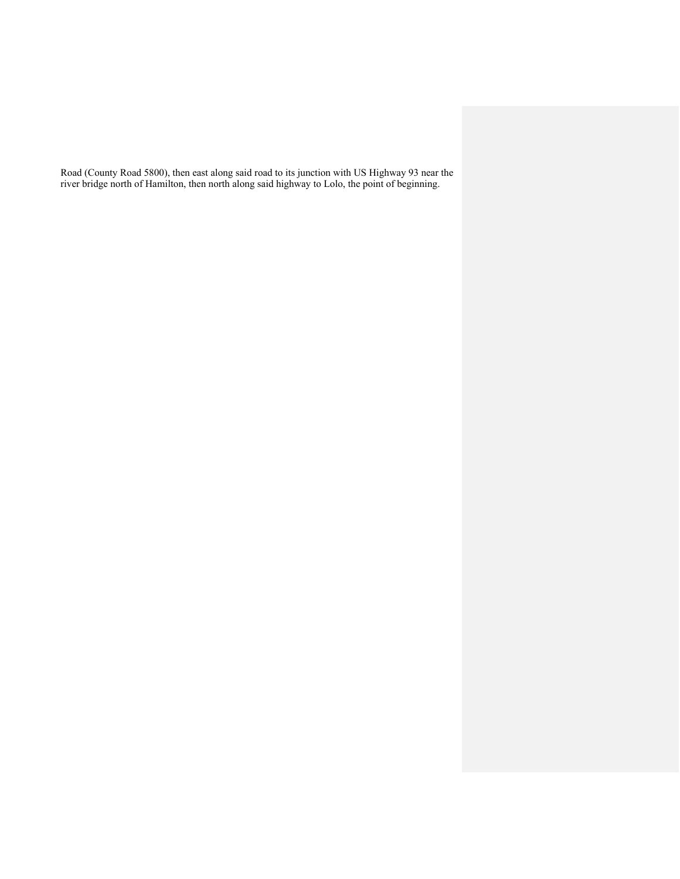Road (County Road 5800), then east along said road to its junction with US Highway 93 near the river bridge north of Hamilton, then north along said highway to Lolo, the point of beginning.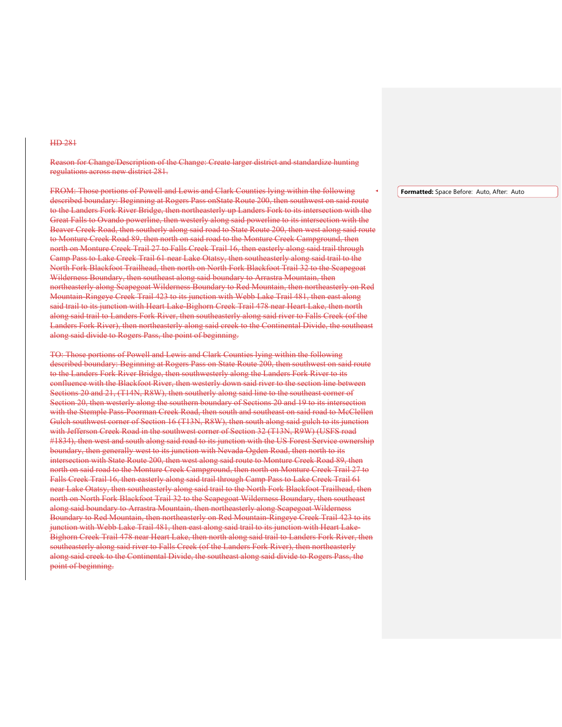HD 281

Reason for Change/Description of the Change: Create larger district and standardize hunting regulations across new district 281.

FROM: Those portions of Powell and Lewis and Clark Counties lying within the following described boundary: Beginning at Rogers Pass onState Route 200, then southwest on said route to the Landers Fork River Bridge, then northeasterly up Landers Fork to its intersection with the Great Falls to Ovando powerline, then westerly along said powerline to its intersection with the Beaver Creek Road, then southerly along said road to State Route 200, then west along said route to Monture Creek Road 89, then north on said road to the Monture Creek Campground, then north on Monture Creek Trail 27 to Falls Creek Trail 16, then easterly along said trail through Camp Pass to Lake Creek Trail 61 near Lake Otatsy, then southeasterly along said trail to the North Fork Blackfoot Trailhead, then north on North Fork Blackfoot Trail 32 to the Scapegoat Wilderness Boundary, then southeast along said boundary to Arrastra Mountain, then northeasterly along Scapegoat Wilderness Boundary to Red Mountain, then northeasterly on Red Mountain-Ringeye Creek Trail 423 to its junction with Webb Lake Trail 481, then east along said trail to its junction with Heart Lake-Bighorn Creek Trail 478 near Heart Lake, then north along said trail to Landers Fork River, then southeasterly along said river to Falls Creek (of the Landers Fork River), then northeasterly along said creek to the Continental Divide, the southeast along said divide to Rogers Pass, the point of beginning.

TO: Those portions of Powell and Lewis and Clark Counties lying within the following described boundary: Beginning at Rogers Pass on State Route 200, then southwest on said route to the Landers Fork River Bridge, then southwesterly along the Landers Fork River to its confluence with the Blackfoot River, then westerly down said river to the section line between Sections 20 and 21, (T14N, R8W), then southerly along said line to the southeast corner of Section 20, then westerly along the southern boundary of Sections 20 and 19 to its intersection with the Stemple Pass-Poorman Creek Road, then south and southeast on said road to McClellen Gulch southwest corner of Section 16 (T13N, R8W), then south along said gulch to its junction with Jefferson Creek Road in the southwest corner of Section 32 (T13N, R9W) (USFS road #1834), then west and south along said road to its junction with the US Forest Service ownership boundary, then generally west to its junction with Nevada-Ogden Road, then north to its intersection with State Route 200, then west along said route to Monture Creek Road 89, then north on said road to the Monture Creek Campground, then north on Monture Creek Trail 27 to Falls Creek Trail 16, then easterly along said trail through Camp Pass to Lake Creek Trail 61 near Lake Otatsy, then southeasterly along said trail to the North Fork Blackfoot Trailhead, then north on North Fork Blackfoot Trail 32 to the Scapegoat Wilderness Boundary, then southeast along said boundary to Arrastra Mountain, then northeasterly along Scapegoat Wilderness Boundary to Red Mountain, then northeasterly on Red Mountain-Ringeye Creek Trail 423 to its junction with Webb Lake Trail 481, then east along said trail to its junction with Heart Lake-Bighorn Creek Trail 478 near Heart Lake, then north along said trail to Landers Fork River, then southeasterly along said river to Falls Creek (of the Landers Fork River), then northeasterly along said creek to the Continental Divide, the southeast along said divide to Rogers Pass, the point of beginning.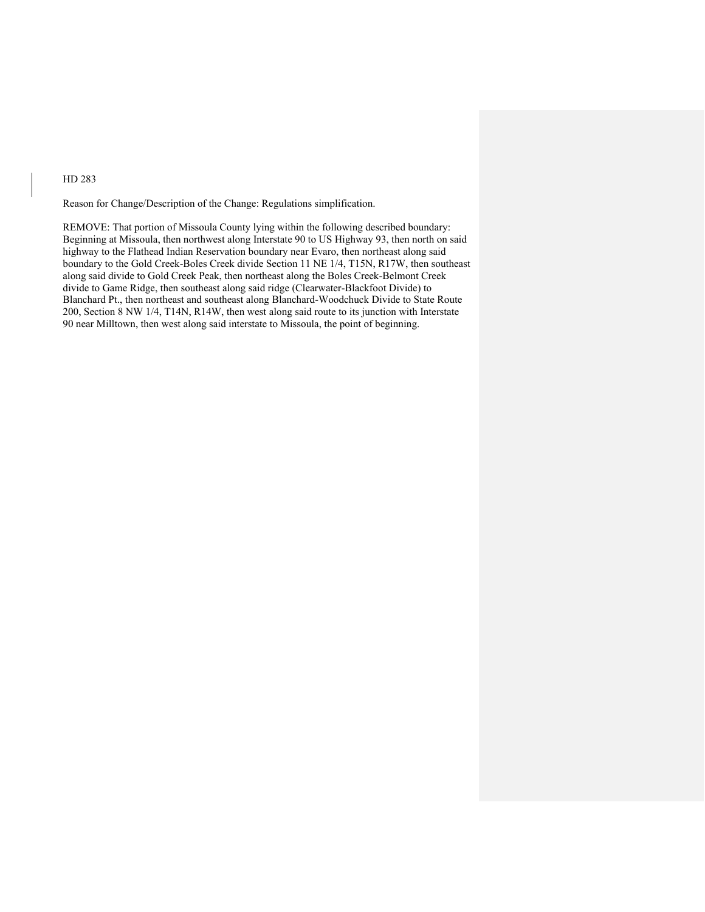HD 283

Reason for Change/Description of the Change: Regulations simplification.

REMOVE: That portion of Missoula County lying within the following described boundary: Beginning at Missoula, then northwest along Interstate 90 to US Highway 93, then north on said highway to the Flathead Indian Reservation boundary near Evaro, then northeast along said boundary to the Gold Creek-Boles Creek divide Section 11 NE 1/4, T15N, R17W, then southeast along said divide to Gold Creek Peak, then northeast along the Boles Creek-Belmont Creek divide to Game Ridge, then southeast along said ridge (Clearwater-Blackfoot Divide) to Blanchard Pt., then northeast and southeast along Blanchard-Woodchuck Divide to State Route 200, Section 8 NW 1/4, T14N, R14W, then west along said route to its junction with Interstate 90 near Milltown, then west along said interstate to Missoula, the point of beginning.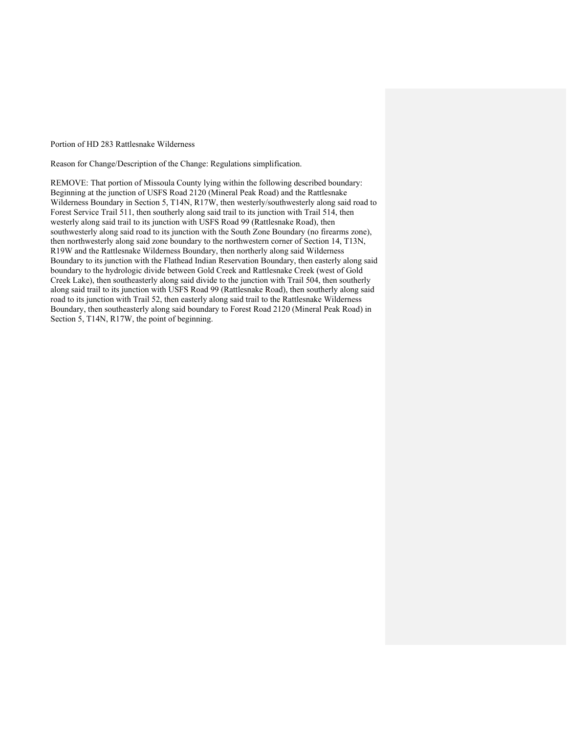Portion of HD 283 Rattlesnake Wilderness

Reason for Change/Description of the Change: Regulations simplification.

REMOVE: That portion of Missoula County lying within the following described boundary: Beginning at the junction of USFS Road 2120 (Mineral Peak Road) and the Rattlesnake Wilderness Boundary in Section 5, T14N, R17W, then westerly/southwesterly along said road to Forest Service Trail 511, then southerly along said trail to its junction with Trail 514, then westerly along said trail to its junction with USFS Road 99 (Rattlesnake Road), then southwesterly along said road to its junction with the South Zone Boundary (no firearms zone), then northwesterly along said zone boundary to the northwestern corner of Section 14, T13N, R19W and the Rattlesnake Wilderness Boundary, then northerly along said Wilderness Boundary to its junction with the Flathead Indian Reservation Boundary, then easterly along said boundary to the hydrologic divide between Gold Creek and Rattlesnake Creek (west of Gold Creek Lake), then southeasterly along said divide to the junction with Trail 504, then southerly along said trail to its junction with USFS Road 99 (Rattlesnake Road), then southerly along said road to its junction with Trail 52, then easterly along said trail to the Rattlesnake Wilderness Boundary, then southeasterly along said boundary to Forest Road 2120 (Mineral Peak Road) in Section 5, T14N, R17W, the point of beginning.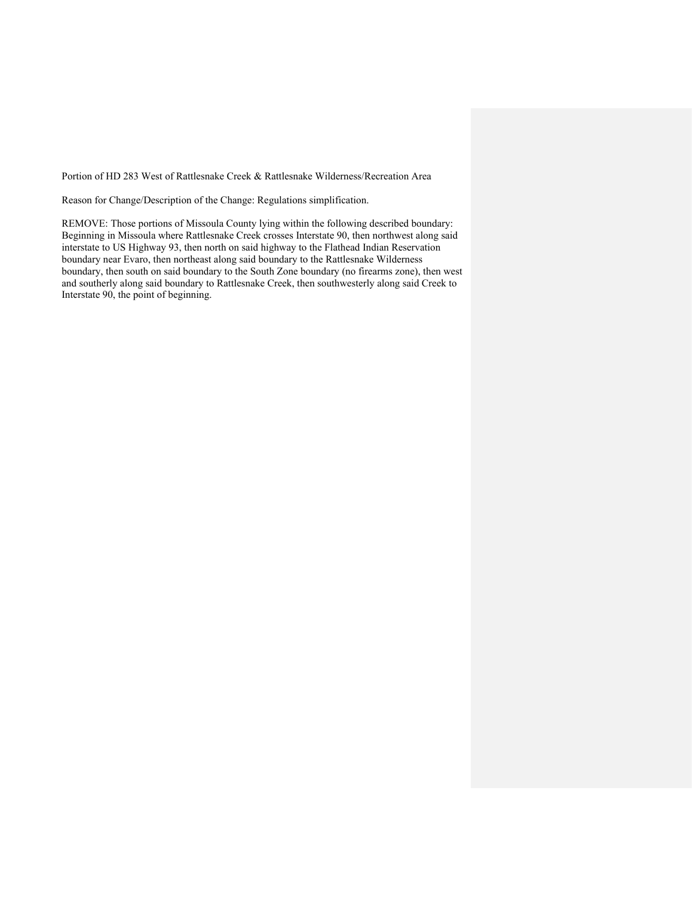Portion of HD 283 West of Rattlesnake Creek & Rattlesnake Wilderness/Recreation Area

Reason for Change/Description of the Change: Regulations simplification.

REMOVE: Those portions of Missoula County lying within the following described boundary: Beginning in Missoula where Rattlesnake Creek crosses Interstate 90, then northwest along said interstate to US Highway 93, then north on said highway to the Flathead Indian Reservation boundary near Evaro, then northeast along said boundary to the Rattlesnake Wilderness boundary, then south on said boundary to the South Zone boundary (no firearms zone), then west and southerly along said boundary to Rattlesnake Creek, then southwesterly along said Creek to Interstate 90, the point of beginning.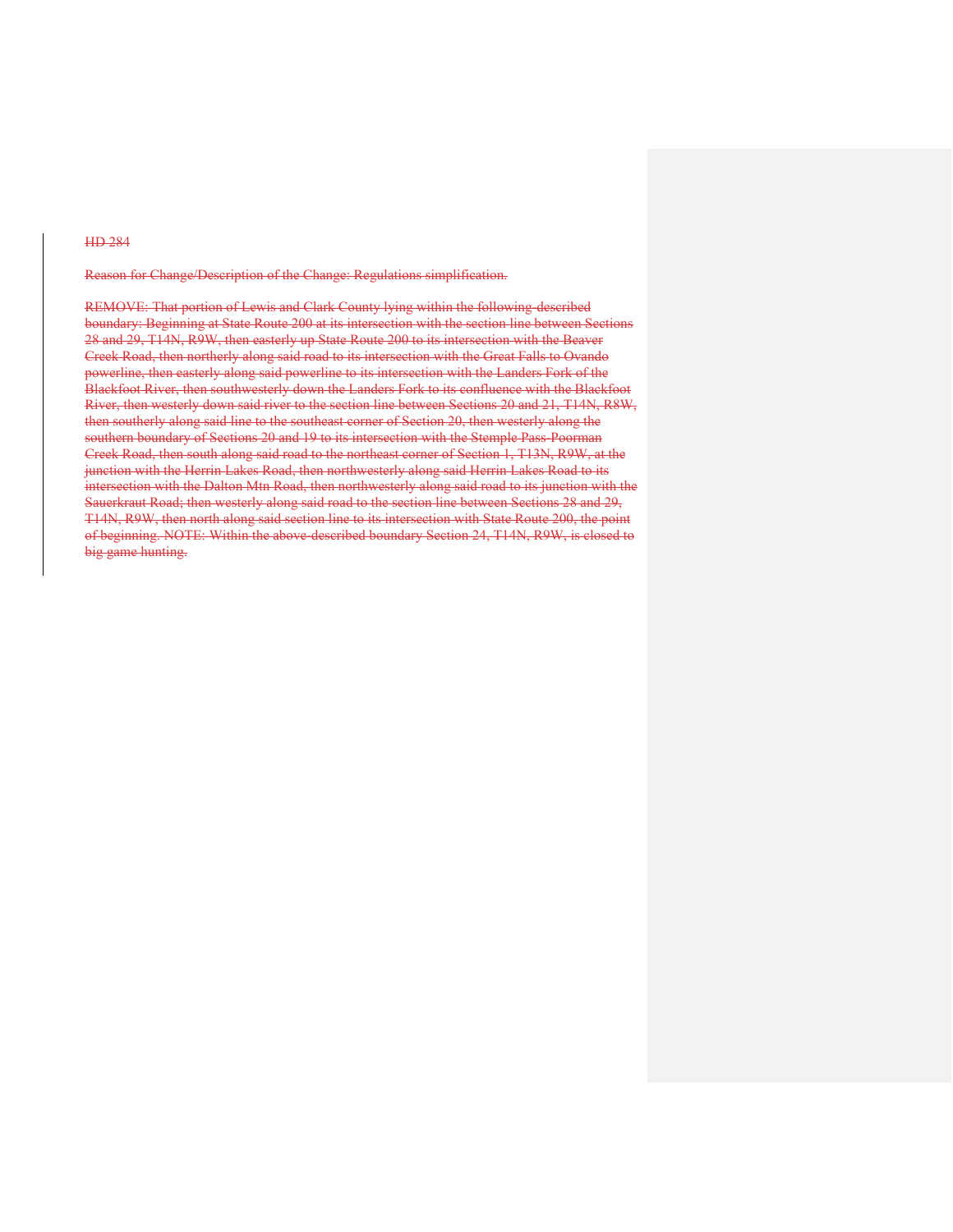~~HD 284~~

~~Reason for Change/Description of the Change: Regulations simplification.~~

~~REMOVE: That portion of Lewis and Clark County lying within the following-described boundary: Beginning at State Route 200 at its intersection with the section line between Sections 28 and 29, T14N, R9W, then easterly up State Route 200 to its intersection with the Beaver Creek Road, then northerly along said road to its intersection with the Great Falls to Ovando powerline, then easterly along said powerline to its intersection with the Landers Fork of the Blackfoot River, then southwesterly down the Landers Fork to its confluence with the Blackfoot River, then westerly down said river to the section line between Sections 20 and 21, T14N, R8W, then southerly along said line to the southeast corner of Section 20, then westerly along the southern boundary of Sections 20 and 19 to its intersection with the Stemple Pass-Poorman Creek Road, then south along said road to the northeast corner of Section 1, T13N, R9W, at the junction with the Herrin Lakes Road, then northwesterly along said Herrin Lakes Road to its intersection with the Dalton Mtn Road, then northwesterly along said road to its junction with the Sauerkraut Road; then westerly along said road to the section line between Sections 28 and 29, T14N, R9W, then north along said section line to its intersection with State Route 200, the point of beginning. NOTE: Within the above-described boundary Section 24, T14N, R9W, is closed to big game hunting.~~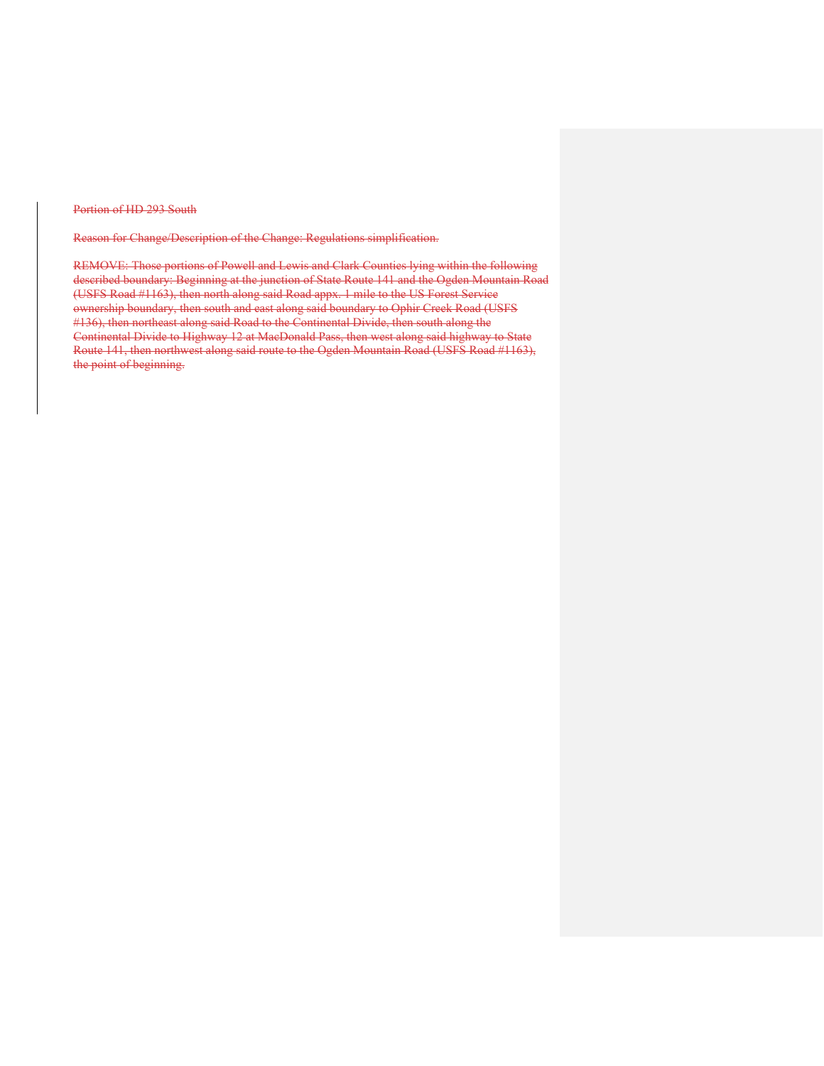~~Portion of HD 293 South~~

~~Reason for Change/Description of the Change: Regulations simplification.~~

~~REMOVE: Those portions of Powell and Lewis and Clark Counties lying within the following described boundary: Beginning at the junction of State Route 141 and the Ogden Mountain Road (USFS Road #1163), then north along said Road appx. 1 mile to the US Forest Service ownership boundary, then south and east along said boundary to Ophir Creek Road (USFS #136), then northeast along said Road to the Continental Divide, then south along the Continental Divide to Highway 12 at MacDonald Pass, then west along said highway to State Route 141, then northwest along said route to the Ogden Mountain Road (USFS Road #1163), the point of beginning.~~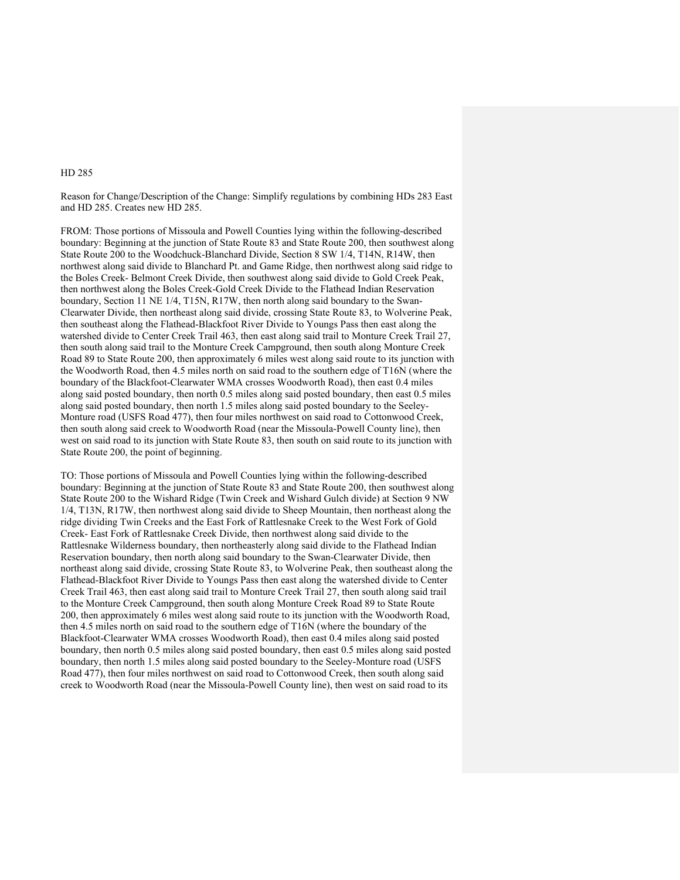HD 285

Reason for Change/Description of the Change: Simplify regulations by combining HDs 283 East and HD 285. Creates new HD 285.

FROM: Those portions of Missoula and Powell Counties lying within the following-described boundary: Beginning at the junction of State Route 83 and State Route 200, then southwest along State Route 200 to the Woodchuck-Blanchard Divide, Section 8 SW 1/4, T14N, R14W, then northwest along said divide to Blanchard Pt. and Game Ridge, then northwest along said ridge to the Boles Creek- Belmont Creek Divide, then southwest along said divide to Gold Creek Peak, then northwest along the Boles Creek-Gold Creek Divide to the Flathead Indian Reservation boundary, Section 11 NE 1/4, T15N, R17W, then north along said boundary to the Swan-Clearwater Divide, then northeast along said divide, crossing State Route 83, to Wolverine Peak, then southeast along the Flathead-Blackfoot River Divide to Youngs Pass then east along the watershed divide to Center Creek Trail 463, then east along said trail to Monture Creek Trail 27, then south along said trail to the Monture Creek Campground, then south along Monture Creek Road 89 to State Route 200, then approximately 6 miles west along said route to its junction with the Woodworth Road, then 4.5 miles north on said road to the southern edge of T16N (where the boundary of the Blackfoot-Clearwater WMA crosses Woodworth Road), then east 0.4 miles along said posted boundary, then north 0.5 miles along said posted boundary, then east 0.5 miles along said posted boundary, then north 1.5 miles along said posted boundary to the Seeley-Monture road (USFS Road 477), then four miles northwest on said road to Cottonwood Creek, then south along said creek to Woodworth Road (near the Missoula-Powell County line), then west on said road to its junction with State Route 83, then south on said route to its junction with State Route 200, the point of beginning.

TO: Those portions of Missoula and Powell Counties lying within the following-described boundary: Beginning at the junction of State Route 83 and State Route 200, then southwest along State Route 200 to the Wishard Ridge (Twin Creek and Wishard Gulch divide) at Section 9 NW 1/4, T13N, R17W, then northwest along said divide to Sheep Mountain, then northeast along the ridge dividing Twin Creeks and the East Fork of Rattlesnake Creek to the West Fork of Gold Creek- East Fork of Rattlesnake Creek Divide, then northwest along said divide to the Rattlesnake Wilderness boundary, then northeasterly along said divide to the Flathead Indian Reservation boundary, then north along said boundary to the Swan-Clearwater Divide, then northeast along said divide, crossing State Route 83, to Wolverine Peak, then southeast along the Flathead-Blackfoot River Divide to Youngs Pass then east along the watershed divide to Center Creek Trail 463, then east along said trail to Monture Creek Trail 27, then south along said trail to the Monture Creek Campground, then south along Monture Creek Road 89 to State Route 200, then approximately 6 miles west along said route to its junction with the Woodworth Road, then 4.5 miles north on said road to the southern edge of T16N (where the boundary of the Blackfoot-Clearwater WMA crosses Woodworth Road), then east 0.4 miles along said posted boundary, then north 0.5 miles along said posted boundary, then east 0.5 miles along said posted boundary, then north 1.5 miles along said posted boundary to the Seeley-Monture road (USFS Road 477), then four miles northwest on said road to Cottonwood Creek, then south along said creek to Woodworth Road (near the Missoula-Powell County line), then west on said road to its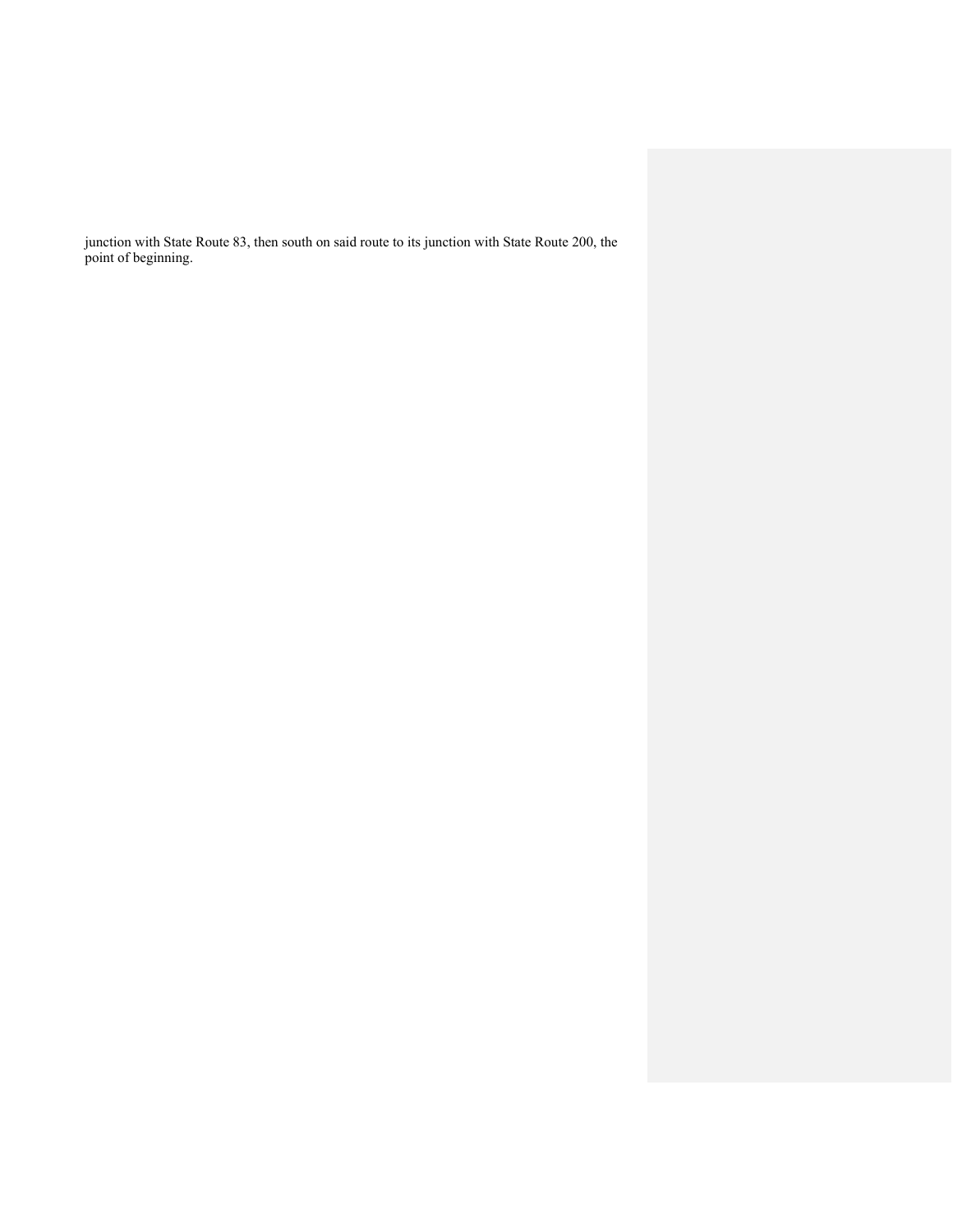junction with State Route 83, then south on said route to its junction with State Route 200, the point of beginning.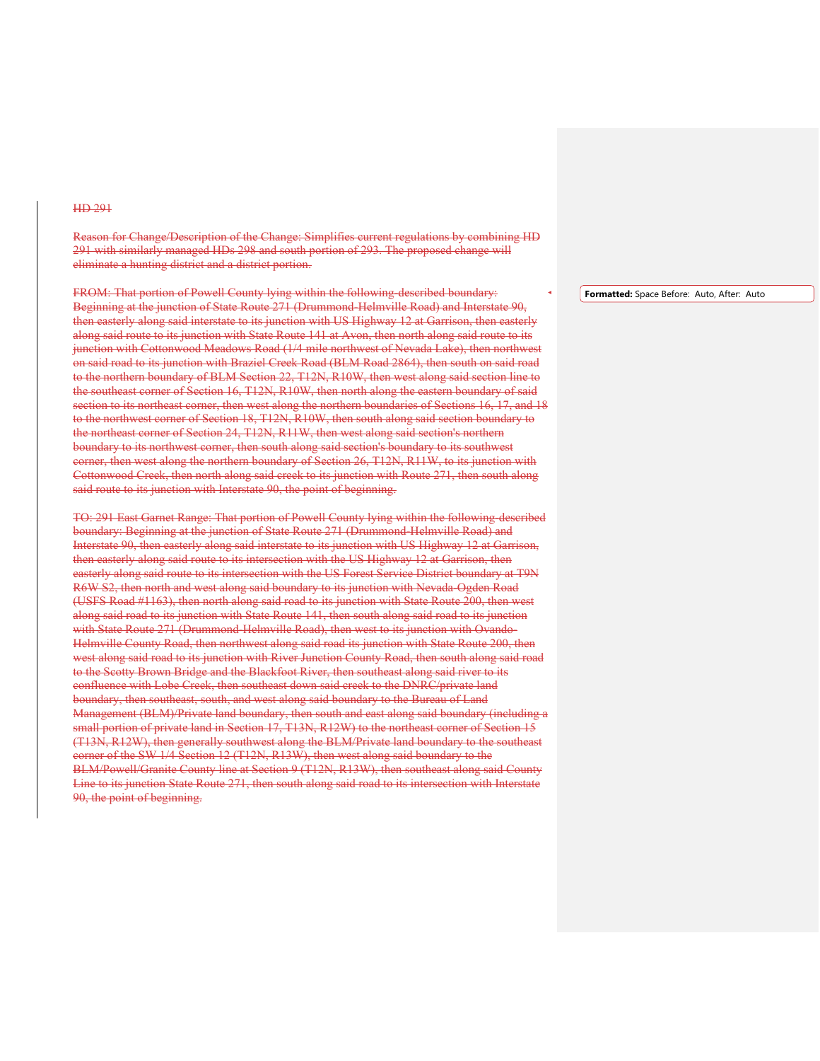~~HD 291~~

~~Reason for Change/Description of the Change: Simplifies current regulations by combining HD 291 with similarly managed HDs 298 and south portion of 293. The proposed change will eliminate a hunting district and a district portion.~~

~~FROM: That portion of Powell County lying within the following-described boundary: Beginning at the junction of State Route 271 (Drummond-Helmville Road) and Interstate 90, then easterly along said interstate to its junction with US Highway 12 at Garrison, then easterly along said route to its junction with State Route 141 at Avon, then north along said route to its junction with Cottonwood Meadows Road (1/4 mile northwest of Nevada Lake), then northwest on said road to its junction with Braziel Creek Road (BLM Road 2864), then south on said road to the northern boundary of BLM Section 22, T12N, R10W, then west along said section line to the southeast corner of Section 16, T12N, R10W, then north along the eastern boundary of said section to its northeast corner, then west along the northern boundaries of Sections 16, 17, and 18 to the northwest corner of Section 18, T12N, R10W, then south along said section boundary to the northeast corner of Section 24, T12N, R11W, then west along said section's northern boundary to its northwest corner, then south along said section's boundary to its southwest corner, then west along the northern boundary of Section 26, T12N, R11W, to its junction with Cottonwood Creek, then north along said creek to its junction with Route 271, then south along said route to its junction with Interstate 90, the point of beginning.~~

~~TO: 291 East Garnet Range: That portion of Powell County lying within the following-described boundary: Beginning at the junction of State Route 271 (Drummond-Helmville Road) and Interstate 90, then easterly along said interstate to its junction with US Highway 12 at Garrison, then easterly along said route to its intersection with the US Highway 12 at Garrison, then easterly along said route to its intersection with the US Forest Service District boundary at T9N R6W S2, then north and west along said boundary to its junction with Nevada-Ogden Road (USFS Road #1163), then north along said road to its junction with State Route 200, then west along said road to its junction with State Route 141, then south along said road to its junction with State Route 271 (Drummond-Helmville Road), then west to its junction with Ovando-Helmville County Road, then northwest along said road its junction with State Route 200, then west along said road to its junction with River Junction County Road, then south along said road to the Scotty Brown Bridge and the Blackfoot River, then southeast along said river to its confluence with Lobe Creek, then southeast down said creek to the DNRC/private land boundary, then southeast, south, and west along said boundary to the Bureau of Land Management (BLM)/Private land boundary, then south and east along said boundary (including a small portion of private land in Section 17, T13N, R12W) to the northeast corner of Section 15 (T13N, R12W), then generally southwest along the BLM/Private land boundary to the southeast corner of the SW 1/4 Section 12 (T12N, R13W), then west along said boundary to the BLM/Powell/Granite County line at Section 9 (T12N, R13W), then southeast along said County Line to its junction State Route 271, then south along said road to its intersection with Interstate 90, the point of beginning.~~

**Formatted:** Space Before: Auto, After: Auto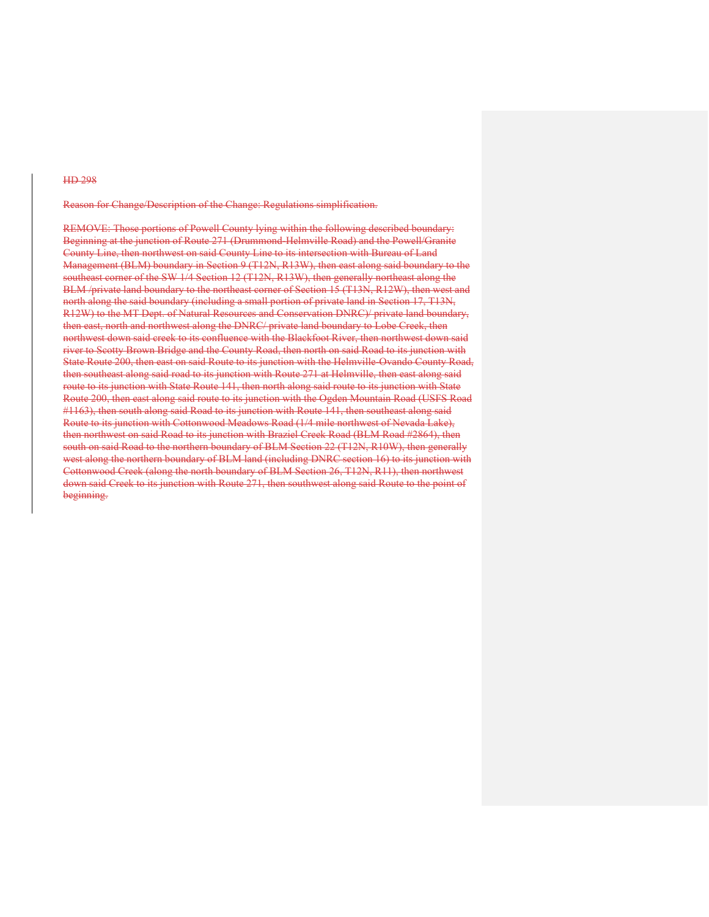~~HD 298~~

~~Reason for Change/Description of the Change: Regulations simplification.~~

~~REMOVE: Those portions of Powell County lying within the following described boundary: Beginning at the junction of Route 271 (Drummond-Helmville Road) and the Powell/Granite County Line, then northwest on said County Line to its intersection with Bureau of Land Management (BLM) boundary in Section 9 (T12N, R13W), then east along said boundary to the southeast corner of the SW 1/4 Section 12 (T12N, R13W), then generally northeast along the BLM /private land boundary to the northeast corner of Section 15 (T13N, R12W), then west and north along the said boundary (including a small portion of private land in Section 17, T13N, R12W) to the MT Dept. of Natural Resources and Conservation DNRC)/ private land boundary, then east, north and northwest along the DNRC/ private land boundary to Lobe Creek, then northwest down said creek to its confluence with the Blackfoot River, then northwest down said river to Scotty Brown Bridge and the County Road, then north on said Road to its junction with State Route 200, then east on said Route to its junction with the Helmville-Ovando County Road, then southeast along said road to its junction with Route 271 at Helmville, then east along said route to its junction with State Route 141, then north along said route to its junction with State Route 200, then east along said route to its junction with the Ogden Mountain Road (USFS Road #1163), then south along said Road to its junction with Route 141, then southeast along said Route to its junction with Cottonwood Meadows Road (1/4 mile northwest of Nevada Lake), then northwest on said Road to its junction with Braziel Creek Road (BLM Road #2864), then south on said Road to the northern boundary of BLM Section 22 (T12N, R10W), then generally west along the northern boundary of BLM land (including DNRC section 16) to its junction with Cottonwood Creek (along the north boundary of BLM Section 26, T12N, R11), then northwest down said Creek to its junction with Route 271, then southwest along said Route to the point of beginning.~~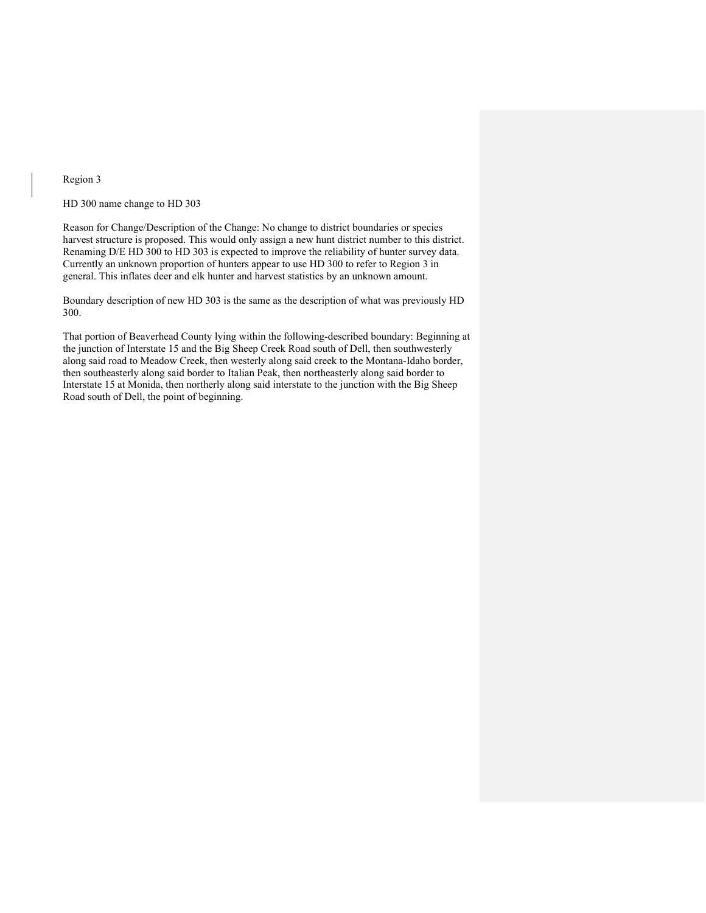Region 3

HD 300 name change to HD 303

Reason for Change/Description of the Change: No change to district boundaries or species harvest structure is proposed. This would only assign a new hunt district number to this district. Renaming D/E HD 300 to HD 303 is expected to improve the reliability of hunter survey data. Currently an unknown proportion of hunters appear to use HD 300 to refer to Region 3 in general. This inflates deer and elk hunter and harvest statistics by an unknown amount.

Boundary description of new HD 303 is the same as the description of what was previously HD 300.

That portion of Beaverhead County lying within the following-described boundary: Beginning at the junction of Interstate 15 and the Big Sheep Creek Road south of Dell, then southwesterly along said road to Meadow Creek, then westerly along said creek to the Montana-Idaho border, then southeasterly along said border to Italian Peak, then northeasterly along said border to Interstate 15 at Monida, then northerly along said interstate to the junction with the Big Sheep Road south of Dell, the point of beginning.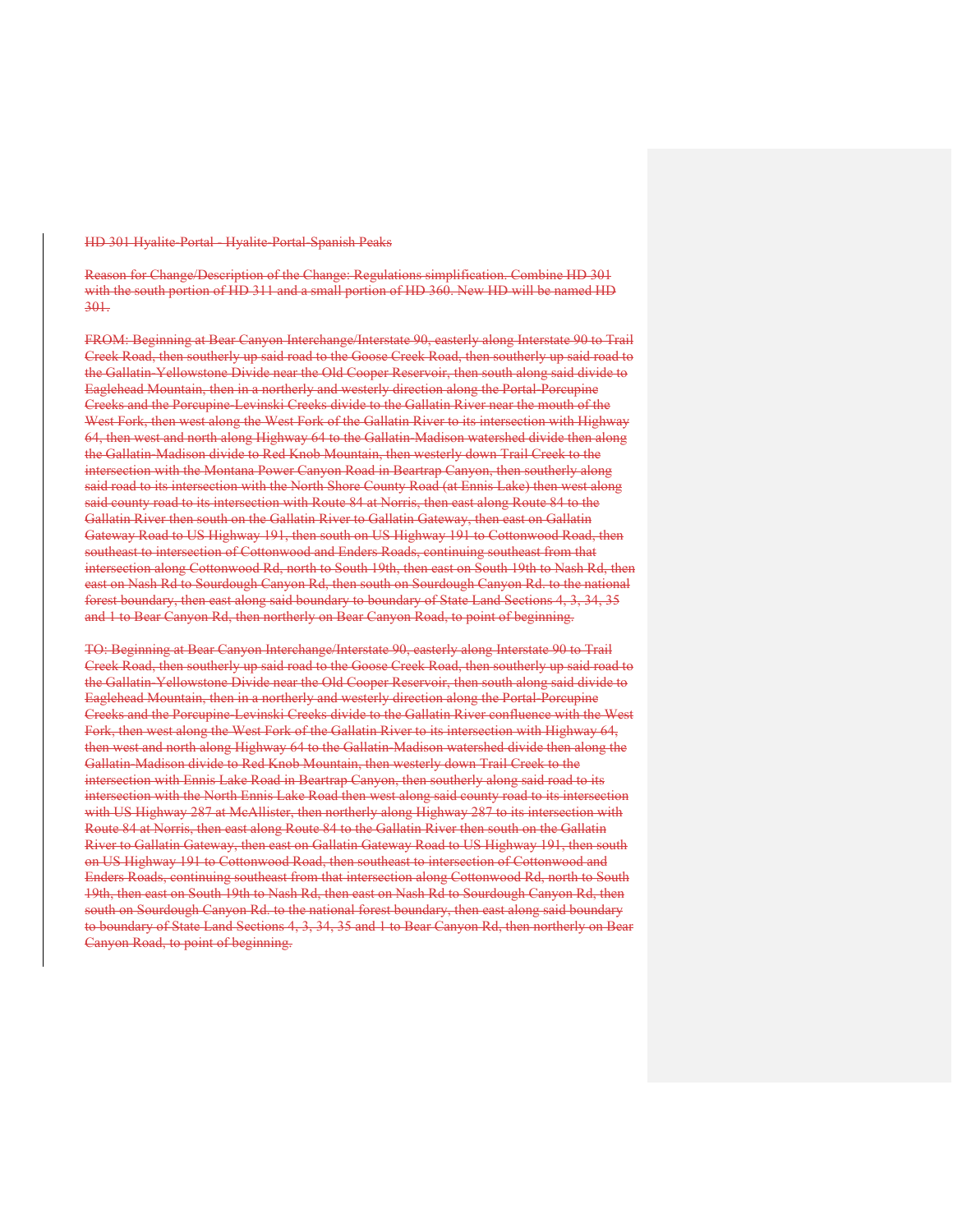~~HD 301 Hyalite-Portal - Hyalite-Portal-Spanish Peaks~~

~~Reason for Change/Description of the Change: Regulations simplification. Combine HD 301 with the south portion of HD 311 and a small portion of HD 360. New HD will be named HD 301.~~

~~FROM: Beginning at Bear Canyon Interchange/Interstate 90, easterly along Interstate 90 to Trail Creek Road, then southerly up said road to the Goose Creek Road, then southerly up said road to the Gallatin-Yellowstone Divide near the Old Cooper Reservoir, then south along said divide to Eaglehead Mountain, then in a northerly and westerly direction along the Portal-Porcupine Creeks and the Porcupine-Levinski Creeks divide to the Gallatin River near the mouth of the West Fork, then west along the West Fork of the Gallatin River to its intersection with Highway 64, then west and north along Highway 64 to the Gallatin-Madison watershed divide then along the Gallatin-Madison divide to Red Knob Mountain, then westerly down Trail Creek to the intersection with the Montana Power Canyon Road in Beartrap Canyon, then southerly along said road to its intersection with the North Shore County Road (at Ennis Lake) then west along said county road to its intersection with Route 84 at Norris, then east along Route 84 to the Gallatin River then south on the Gallatin River to Gallatin Gateway, then east on Gallatin Gateway Road to US Highway 191, then south on US Highway 191 to Cottonwood Road, then southeast to intersection of Cottonwood and Enders Roads, continuing southeast from that intersection along Cottonwood Rd, north to South 19th, then east on South 19th to Nash Rd, then east on Nash Rd to Sourdough Canyon Rd, then south on Sourdough Canyon Rd. to the national forest boundary, then east along said boundary to boundary of State Land Sections 4, 3, 34, 35 and 1 to Bear Canyon Rd, then northerly on Bear Canyon Road, to point of beginning.~~

~~TO: Beginning at Bear Canyon Interchange/Interstate 90, easterly along Interstate 90 to Trail Creek Road, then southerly up said road to the Goose Creek Road, then southerly up said road to the Gallatin-Yellowstone Divide near the Old Cooper Reservoir, then south along said divide to Eaglehead Mountain, then in a northerly and westerly direction along the Portal-Porcupine Creeks and the Porcupine-Levinski Creeks divide to the Gallatin River confluence with the West Fork, then west along the West Fork of the Gallatin River to its intersection with Highway 64, then west and north along Highway 64 to the Gallatin-Madison watershed divide then along the Gallatin-Madison divide to Red Knob Mountain, then westerly down Trail Creek to the intersection with Ennis Lake Road in Beartrap Canyon, then southerly along said road to its intersection with the North Ennis Lake Road then west along said county road to its intersection with US Highway 287 at McAllister, then northerly along Highway 287 to its intersection with Route 84 at Norris, then east along Route 84 to the Gallatin River then south on the Gallatin River to Gallatin Gateway, then east on Gallatin Gateway Road to US Highway 191, then south on US Highway 191 to Cottonwood Road, then southeast to intersection of Cottonwood and Enders Roads, continuing southeast from that intersection along Cottonwood Rd, north to South 19th, then east on South 19th to Nash Rd, then east on Nash Rd to Sourdough Canyon Rd, then south on Sourdough Canyon Rd. to the national forest boundary, then east along said boundary to boundary of State Land Sections 4, 3, 34, 35 and 1 to Bear Canyon Rd, then northerly on Bear Canyon Road, to point of beginning.~~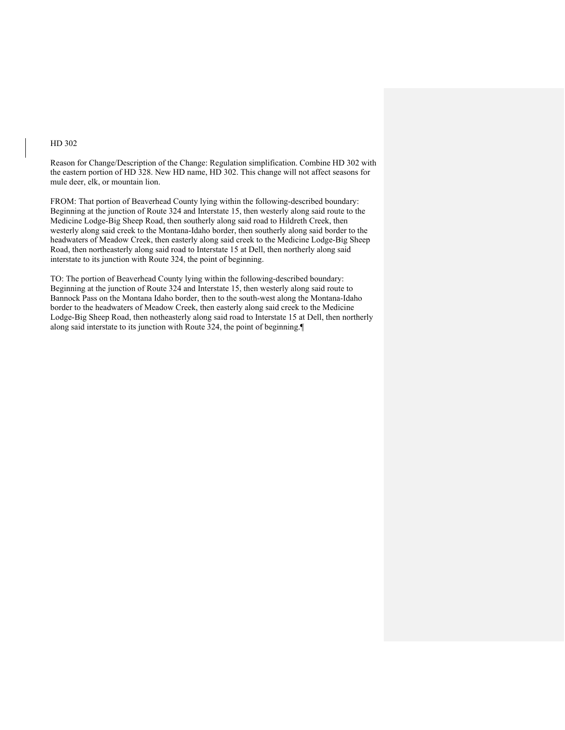HD 302

Reason for Change/Description of the Change: Regulation simplification. Combine HD 302 with the eastern portion of HD 328. New HD name, HD 302. This change will not affect seasons for mule deer, elk, or mountain lion.

FROM: That portion of Beaverhead County lying within the following-described boundary: Beginning at the junction of Route 324 and Interstate 15, then westerly along said route to the Medicine Lodge-Big Sheep Road, then southerly along said road to Hildreth Creek, then westerly along said creek to the Montana-Idaho border, then southerly along said border to the headwaters of Meadow Creek, then easterly along said creek to the Medicine Lodge-Big Sheep Road, then northeasterly along said road to Interstate 15 at Dell, then northerly along said interstate to its junction with Route 324, the point of beginning.

TO: The portion of Beaverhead County lying within the following-described boundary: Beginning at the junction of Route 324 and Interstate 15, then westerly along said route to Bannock Pass on the Montana Idaho border, then to the south-west along the Montana-Idaho border to the headwaters of Meadow Creek, then easterly along said creek to the Medicine Lodge-Big Sheep Road, then notheasterly along said road to Interstate 15 at Dell, then northerly along said interstate to its junction with Route 324, the point of beginning.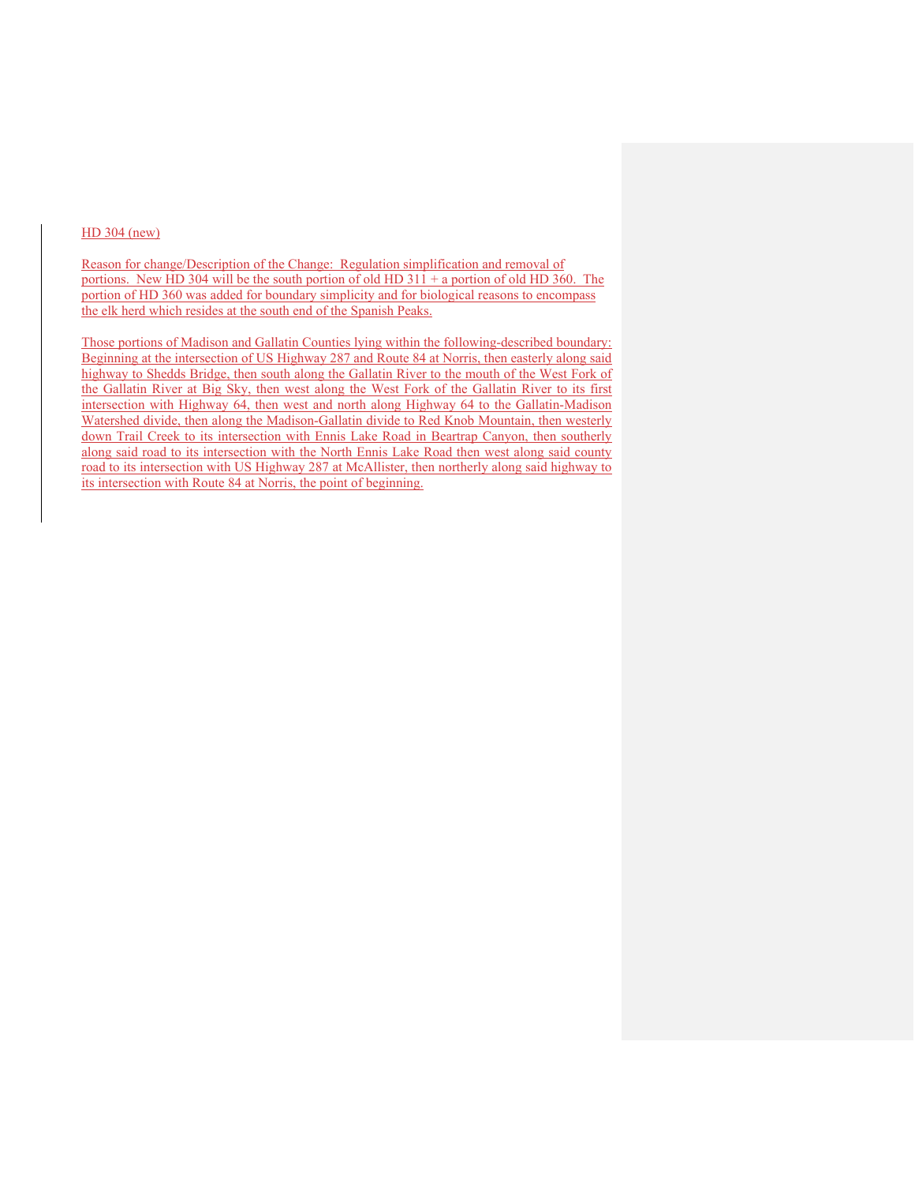HD 304 (new)

Reason for change/Description of the Change: Regulation simplification and removal of portions. New HD 304 will be the south portion of old HD 311 + a portion of old HD 360. The portion of HD 360 was added for boundary simplicity and for biological reasons to encompass the elk herd which resides at the south end of the Spanish Peaks.

Those portions of Madison and Gallatin Counties lying within the following-described boundary: Beginning at the intersection of US Highway 287 and Route 84 at Norris, then easterly along said highway to Shedds Bridge, then south along the Gallatin River to the mouth of the West Fork of the Gallatin River at Big Sky, then west along the West Fork of the Gallatin River to its first intersection with Highway 64, then west and north along Highway 64 to the Gallatin-Madison Watershed divide, then along the Madison-Gallatin divide to Red Knob Mountain, then westerly down Trail Creek to its intersection with Ennis Lake Road in Beartrap Canyon, then southerly along said road to its intersection with the North Ennis Lake Road then west along said county road to its intersection with US Highway 287 at McAllister, then northerly along said highway to its intersection with Route 84 at Norris, the point of beginning.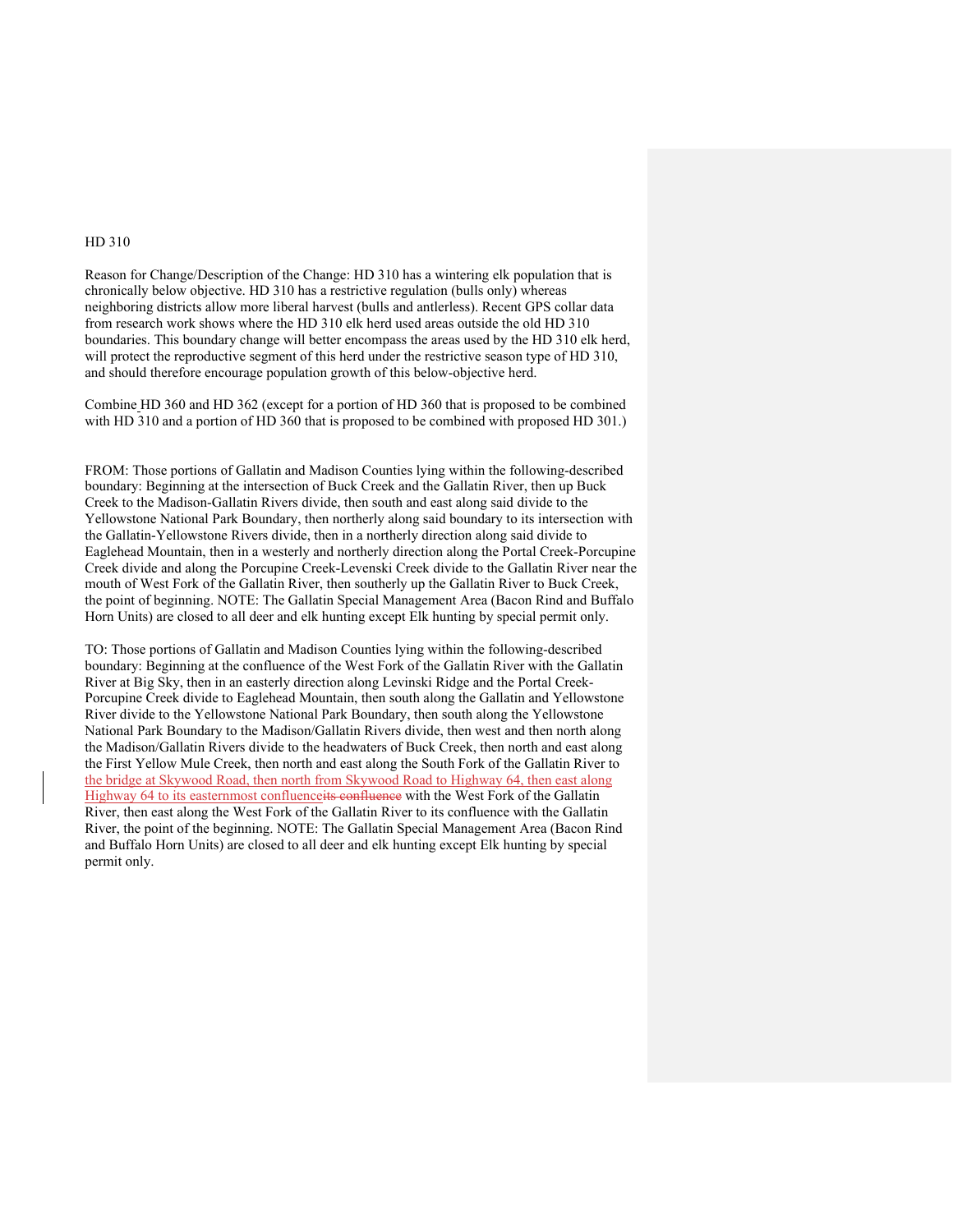HD 310

Reason for Change/Description of the Change: HD 310 has a wintering elk population that is chronically below objective. HD 310 has a restrictive regulation (bulls only) whereas neighboring districts allow more liberal harvest (bulls and antlerless). Recent GPS collar data from research work shows where the HD 310 elk herd used areas outside the old HD 310 boundaries. This boundary change will better encompass the areas used by the HD 310 elk herd, will protect the reproductive segment of this herd under the restrictive season type of HD 310, and should therefore encourage population growth of this below-objective herd.

Combine HD 360 and HD 362 (except for a portion of HD 360 that is proposed to be combined with HD 310 and a portion of HD 360 that is proposed to be combined with proposed HD 301.)

FROM: Those portions of Gallatin and Madison Counties lying within the following-described boundary: Beginning at the intersection of Buck Creek and the Gallatin River, then up Buck Creek to the Madison-Gallatin Rivers divide, then south and east along said divide to the Yellowstone National Park Boundary, then northerly along said boundary to its intersection with the Gallatin-Yellowstone Rivers divide, then in a northerly direction along said divide to Eaglehead Mountain, then in a westerly and northerly direction along the Portal Creek-Porcupine Creek divide and along the Porcupine Creek-Levenski Creek divide to the Gallatin River near the mouth of West Fork of the Gallatin River, then southerly up the Gallatin River to Buck Creek, the point of beginning. NOTE: The Gallatin Special Management Area (Bacon Rind and Buffalo Horn Units) are closed to all deer and elk hunting except Elk hunting by special permit only.

TO: Those portions of Gallatin and Madison Counties lying within the following-described boundary: Beginning at the confluence of the West Fork of the Gallatin River with the Gallatin River at Big Sky, then in an easterly direction along Levinski Ridge and the Portal Creek-Porcupine Creek divide to Eaglehead Mountain, then south along the Gallatin and Yellowstone River divide to the Yellowstone National Park Boundary, then south along the Yellowstone National Park Boundary to the Madison/Gallatin Rivers divide, then west and then north along the Madison/Gallatin Rivers divide to the headwaters of Buck Creek, then north and east along the First Yellow Mule Creek, then north and east along the South Fork of the Gallatin River to the bridge at Skywood Road, then north from Skywood Road to Highway 64, then east along Highway 64 to its easternmost confluence~~its confluence~~ with the West Fork of the Gallatin River, then east along the West Fork of the Gallatin River to its confluence with the Gallatin River, the point of the beginning. NOTE: The Gallatin Special Management Area (Bacon Rind and Buffalo Horn Units) are closed to all deer and elk hunting except Elk hunting by special permit only.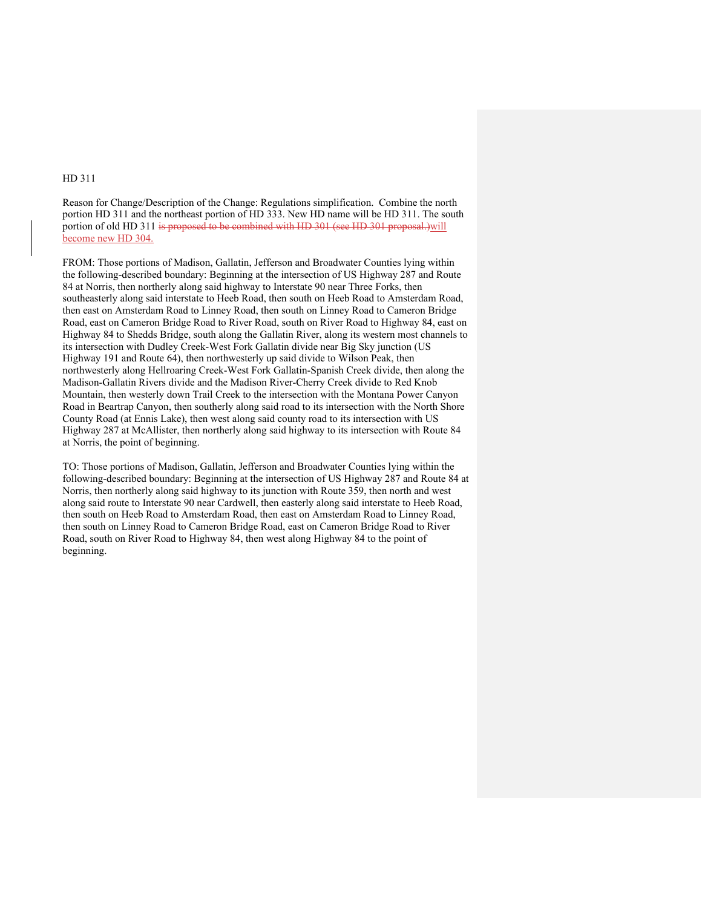HD 311

Reason for Change/Description of the Change: Regulations simplification. Combine the north portion HD 311 and the northeast portion of HD 333. New HD name will be HD 311. The south portion of old HD 311 ~~is proposed to be combined with HD 301 (see HD 301 proposal.)~~will become new HD 304.

FROM: Those portions of Madison, Gallatin, Jefferson and Broadwater Counties lying within the following-described boundary: Beginning at the intersection of US Highway 287 and Route 84 at Norris, then northerly along said highway to Interstate 90 near Three Forks, then southeasterly along said interstate to Heeb Road, then south on Heeb Road to Amsterdam Road, then east on Amsterdam Road to Linney Road, then south on Linney Road to Cameron Bridge Road, east on Cameron Bridge Road to River Road, south on River Road to Highway 84, east on Highway 84 to Shedds Bridge, south along the Gallatin River, along its western most channels to its intersection with Dudley Creek-West Fork Gallatin divide near Big Sky junction (US Highway 191 and Route 64), then northwesterly up said divide to Wilson Peak, then northwesterly along Hellroaring Creek-West Fork Gallatin-Spanish Creek divide, then along the Madison-Gallatin Rivers divide and the Madison River-Cherry Creek divide to Red Knob Mountain, then westerly down Trail Creek to the intersection with the Montana Power Canyon Road in Beartrap Canyon, then southerly along said road to its intersection with the North Shore County Road (at Ennis Lake), then west along said county road to its intersection with US Highway 287 at McAllister, then northerly along said highway to its intersection with Route 84 at Norris, the point of beginning.

TO: Those portions of Madison, Gallatin, Jefferson and Broadwater Counties lying within the following-described boundary: Beginning at the intersection of US Highway 287 and Route 84 at Norris, then northerly along said highway to its junction with Route 359, then north and west along said route to Interstate 90 near Cardwell, then easterly along said interstate to Heeb Road, then south on Heeb Road to Amsterdam Road, then east on Amsterdam Road to Linney Road, then south on Linney Road to Cameron Bridge Road, east on Cameron Bridge Road to River Road, south on River Road to Highway 84, then west along Highway 84 to the point of beginning.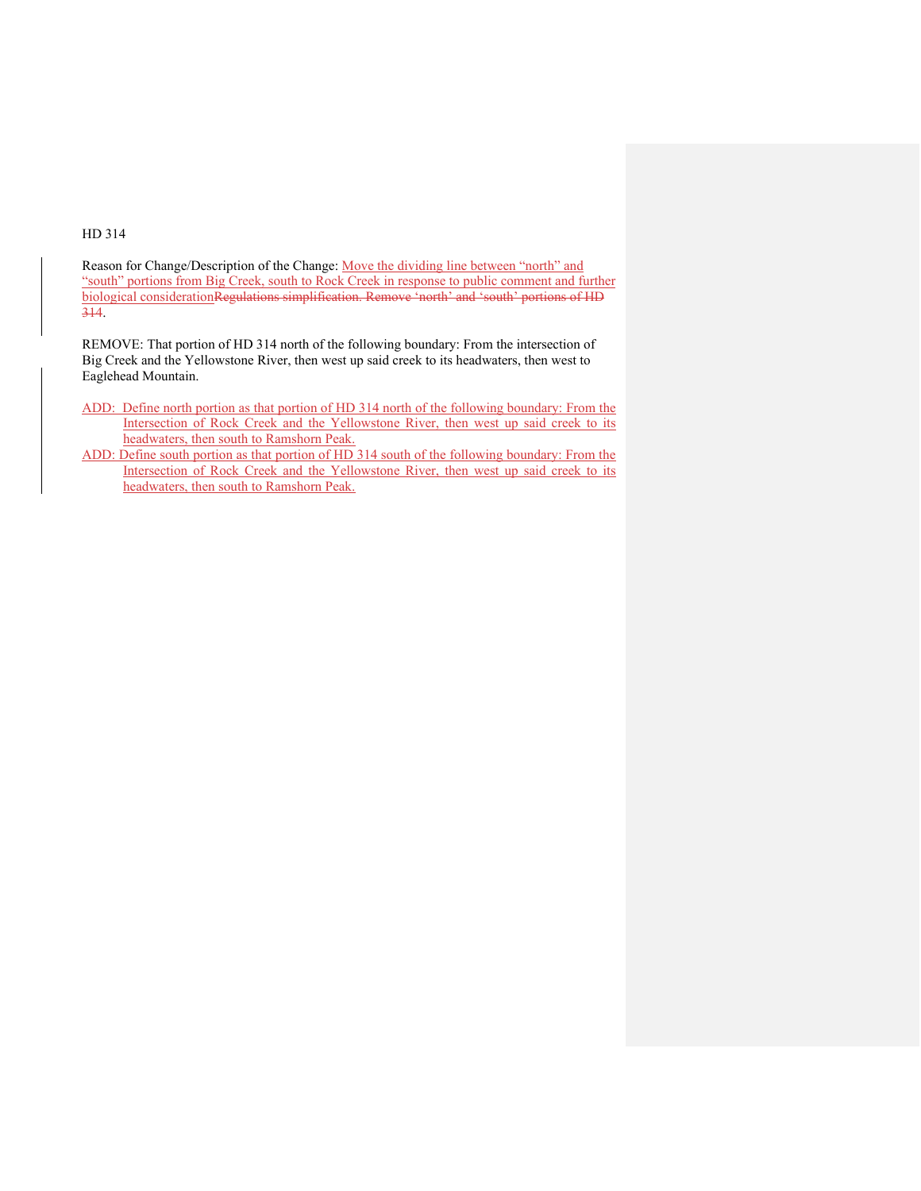HD 314

Reason for Change/Description of the Change: Move the dividing line between "north" and "south" portions from Big Creek, south to Rock Creek in response to public comment and further biological considerationRegulations simplification. Remove 'north' and 'south' portions of HD 314.

REMOVE: That portion of HD 314 north of the following boundary: From the intersection of Big Creek and the Yellowstone River, then west up said creek to its headwaters, then west to Eaglehead Mountain.

ADD: Define north portion as that portion of HD 314 north of the following boundary: From the Intersection of Rock Creek and the Yellowstone River, then west up said creek to its headwaters, then south to Ramshorn Peak.

ADD: Define south portion as that portion of HD 314 south of the following boundary: From the Intersection of Rock Creek and the Yellowstone River, then west up said creek to its headwaters, then south to Ramshorn Peak.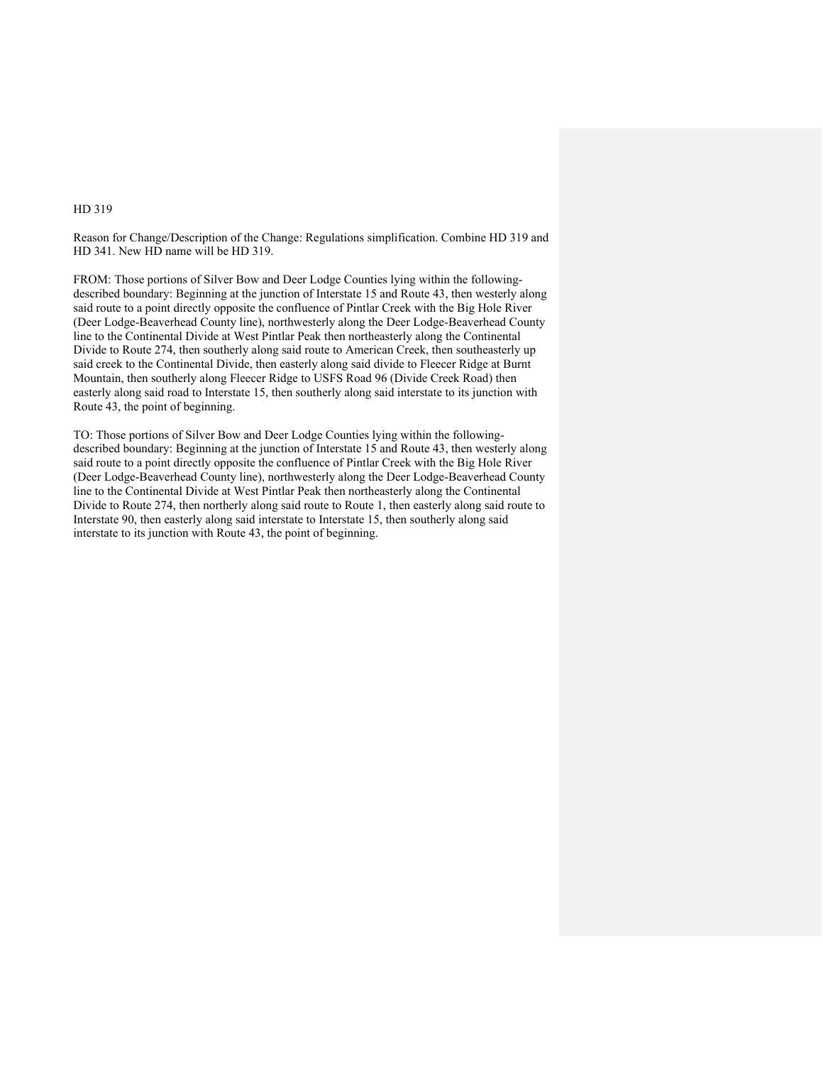HD 319

Reason for Change/Description of the Change: Regulations simplification. Combine HD 319 and HD 341. New HD name will be HD 319.

FROM: Those portions of Silver Bow and Deer Lodge Counties lying within the following-described boundary: Beginning at the junction of Interstate 15 and Route 43, then westerly along said route to a point directly opposite the confluence of Pintlar Creek with the Big Hole River (Deer Lodge-Beaverhead County line), northwesterly along the Deer Lodge-Beaverhead County line to the Continental Divide at West Pintlar Peak then northeasterly along the Continental Divide to Route 274, then southerly along said route to American Creek, then southeasterly up said creek to the Continental Divide, then easterly along said divide to Fleecer Ridge at Burnt Mountain, then southerly along Fleecer Ridge to USFS Road 96 (Divide Creek Road) then easterly along said road to Interstate 15, then southerly along said interstate to its junction with Route 43, the point of beginning.

TO: Those portions of Silver Bow and Deer Lodge Counties lying within the following-described boundary: Beginning at the junction of Interstate 15 and Route 43, then westerly along said route to a point directly opposite the confluence of Pintlar Creek with the Big Hole River (Deer Lodge-Beaverhead County line), northwesterly along the Deer Lodge-Beaverhead County line to the Continental Divide at West Pintlar Peak then northeasterly along the Continental Divide to Route 274, then northerly along said route to Route 1, then easterly along said route to Interstate 90, then easterly along said interstate to Interstate 15, then southerly along said interstate to its junction with Route 43, the point of beginning.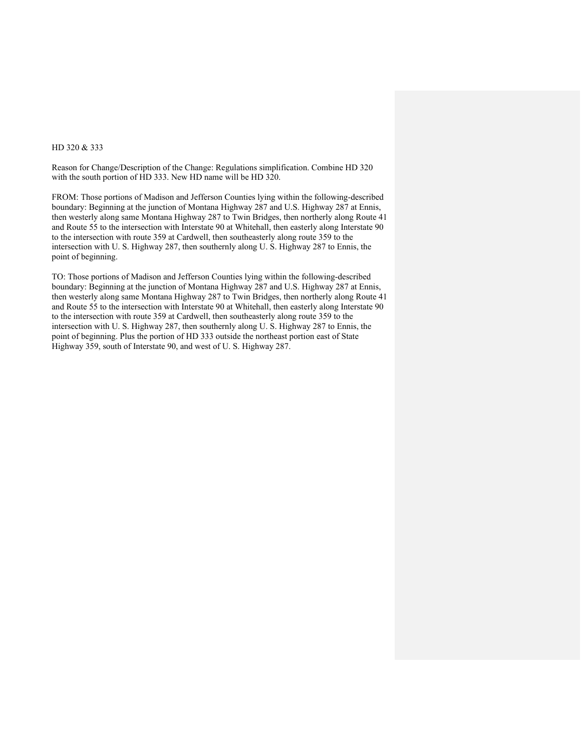HD 320 & 333

Reason for Change/Description of the Change: Regulations simplification. Combine HD 320 with the south portion of HD 333. New HD name will be HD 320.

FROM: Those portions of Madison and Jefferson Counties lying within the following-described boundary: Beginning at the junction of Montana Highway 287 and U.S. Highway 287 at Ennis, then westerly along same Montana Highway 287 to Twin Bridges, then northerly along Route 41 and Route 55 to the intersection with Interstate 90 at Whitehall, then easterly along Interstate 90 to the intersection with route 359 at Cardwell, then southeasterly along route 359 to the intersection with U. S. Highway 287, then southernly along U. S. Highway 287 to Ennis, the point of beginning.

TO: Those portions of Madison and Jefferson Counties lying within the following-described boundary: Beginning at the junction of Montana Highway 287 and U.S. Highway 287 at Ennis, then westerly along same Montana Highway 287 to Twin Bridges, then northerly along Route 41 and Route 55 to the intersection with Interstate 90 at Whitehall, then easterly along Interstate 90 to the intersection with route 359 at Cardwell, then southeasterly along route 359 to the intersection with U. S. Highway 287, then southernly along U. S. Highway 287 to Ennis, the point of beginning. Plus the portion of HD 333 outside the northeast portion east of State Highway 359, south of Interstate 90, and west of U. S. Highway 287.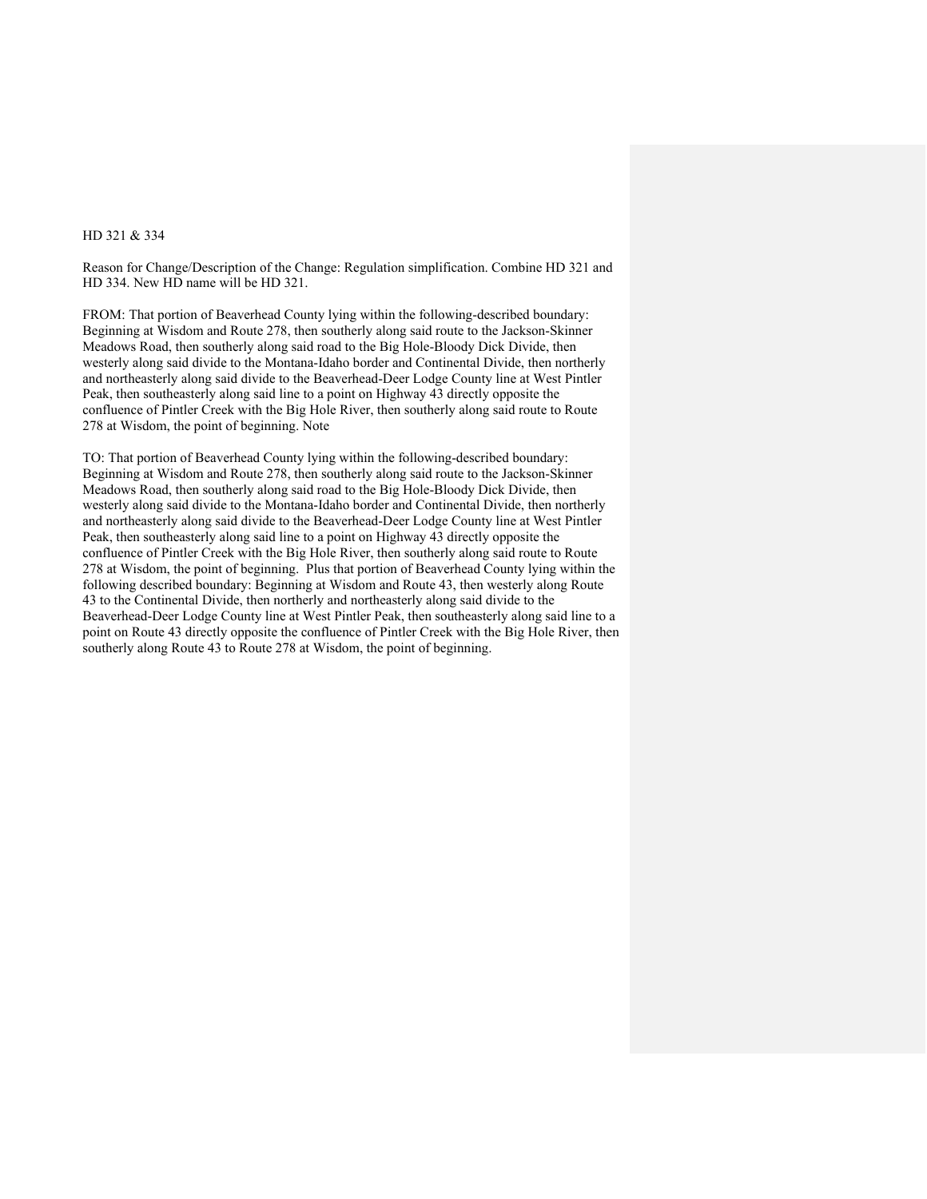HD 321 & 334

Reason for Change/Description of the Change: Regulation simplification. Combine HD 321 and HD 334. New HD name will be HD 321.

FROM: That portion of Beaverhead County lying within the following-described boundary: Beginning at Wisdom and Route 278, then southerly along said route to the Jackson-Skinner Meadows Road, then southerly along said road to the Big Hole-Bloody Dick Divide, then westerly along said divide to the Montana-Idaho border and Continental Divide, then northerly and northeasterly along said divide to the Beaverhead-Deer Lodge County line at West Pintler Peak, then southeasterly along said line to a point on Highway 43 directly opposite the confluence of Pintler Creek with the Big Hole River, then southerly along said route to Route 278 at Wisdom, the point of beginning. Note

TO: That portion of Beaverhead County lying within the following-described boundary: Beginning at Wisdom and Route 278, then southerly along said route to the Jackson-Skinner Meadows Road, then southerly along said road to the Big Hole-Bloody Dick Divide, then westerly along said divide to the Montana-Idaho border and Continental Divide, then northerly and northeasterly along said divide to the Beaverhead-Deer Lodge County line at West Pintler Peak, then southeasterly along said line to a point on Highway 43 directly opposite the confluence of Pintler Creek with the Big Hole River, then southerly along said route to Route 278 at Wisdom, the point of beginning. Plus that portion of Beaverhead County lying within the following described boundary: Beginning at Wisdom and Route 43, then westerly along Route 43 to the Continental Divide, then northerly and northeasterly along said divide to the Beaverhead-Deer Lodge County line at West Pintler Peak, then southeasterly along said line to a point on Route 43 directly opposite the confluence of Pintler Creek with the Big Hole River, then southerly along Route 43 to Route 278 at Wisdom, the point of beginning.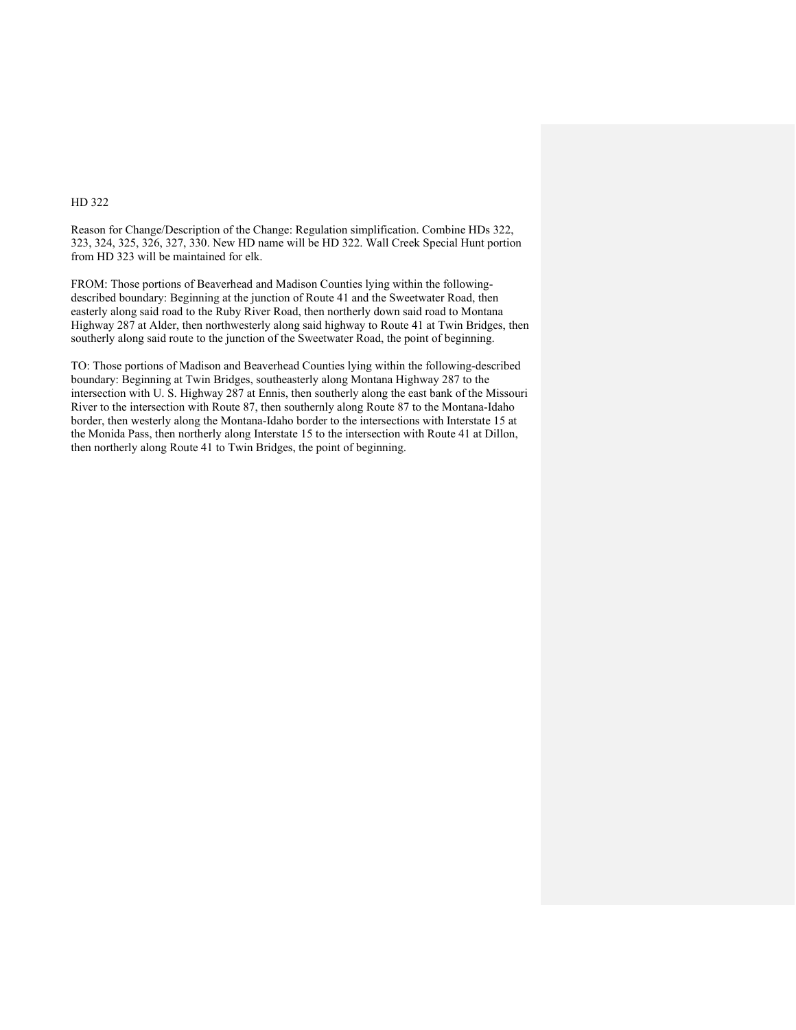HD 322

Reason for Change/Description of the Change: Regulation simplification. Combine HDs 322, 323, 324, 325, 326, 327, 330. New HD name will be HD 322. Wall Creek Special Hunt portion from HD 323 will be maintained for elk.

FROM: Those portions of Beaverhead and Madison Counties lying within the following-described boundary: Beginning at the junction of Route 41 and the Sweetwater Road, then easterly along said road to the Ruby River Road, then northerly down said road to Montana Highway 287 at Alder, then northwesterly along said highway to Route 41 at Twin Bridges, then southerly along said route to the junction of the Sweetwater Road, the point of beginning.

TO: Those portions of Madison and Beaverhead Counties lying within the following-described boundary: Beginning at Twin Bridges, southeasterly along Montana Highway 287 to the intersection with U. S. Highway 287 at Ennis, then southerly along the east bank of the Missouri River to the intersection with Route 87, then southernly along Route 87 to the Montana-Idaho border, then westerly along the Montana-Idaho border to the intersections with Interstate 15 at the Monida Pass, then northerly along Interstate 15 to the intersection with Route 41 at Dillon, then northerly along Route 41 to Twin Bridges, the point of beginning.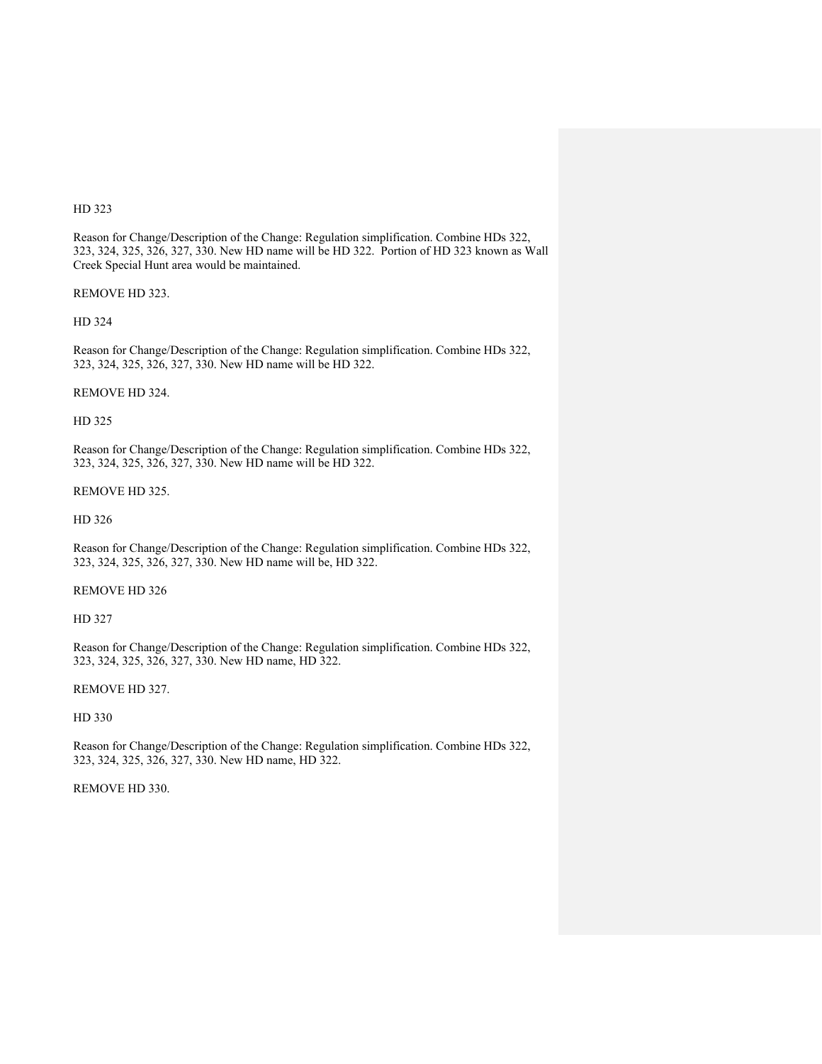HD 323

Reason for Change/Description of the Change: Regulation simplification. Combine HDs 322, 323, 324, 325, 326, 327, 330. New HD name will be HD 322. Portion of HD 323 known as Wall Creek Special Hunt area would be maintained.

REMOVE HD 323.

HD 324

Reason for Change/Description of the Change: Regulation simplification. Combine HDs 322, 323, 324, 325, 326, 327, 330. New HD name will be HD 322.

REMOVE HD 324.

HD 325

Reason for Change/Description of the Change: Regulation simplification. Combine HDs 322, 323, 324, 325, 326, 327, 330. New HD name will be HD 322.

REMOVE HD 325.

HD 326

Reason for Change/Description of the Change: Regulation simplification. Combine HDs 322, 323, 324, 325, 326, 327, 330. New HD name will be, HD 322.

REMOVE HD 326

HD 327

Reason for Change/Description of the Change: Regulation simplification. Combine HDs 322, 323, 324, 325, 326, 327, 330. New HD name, HD 322.

REMOVE HD 327.

HD 330

Reason for Change/Description of the Change: Regulation simplification. Combine HDs 322, 323, 324, 325, 326, 327, 330. New HD name, HD 322.

REMOVE HD 330.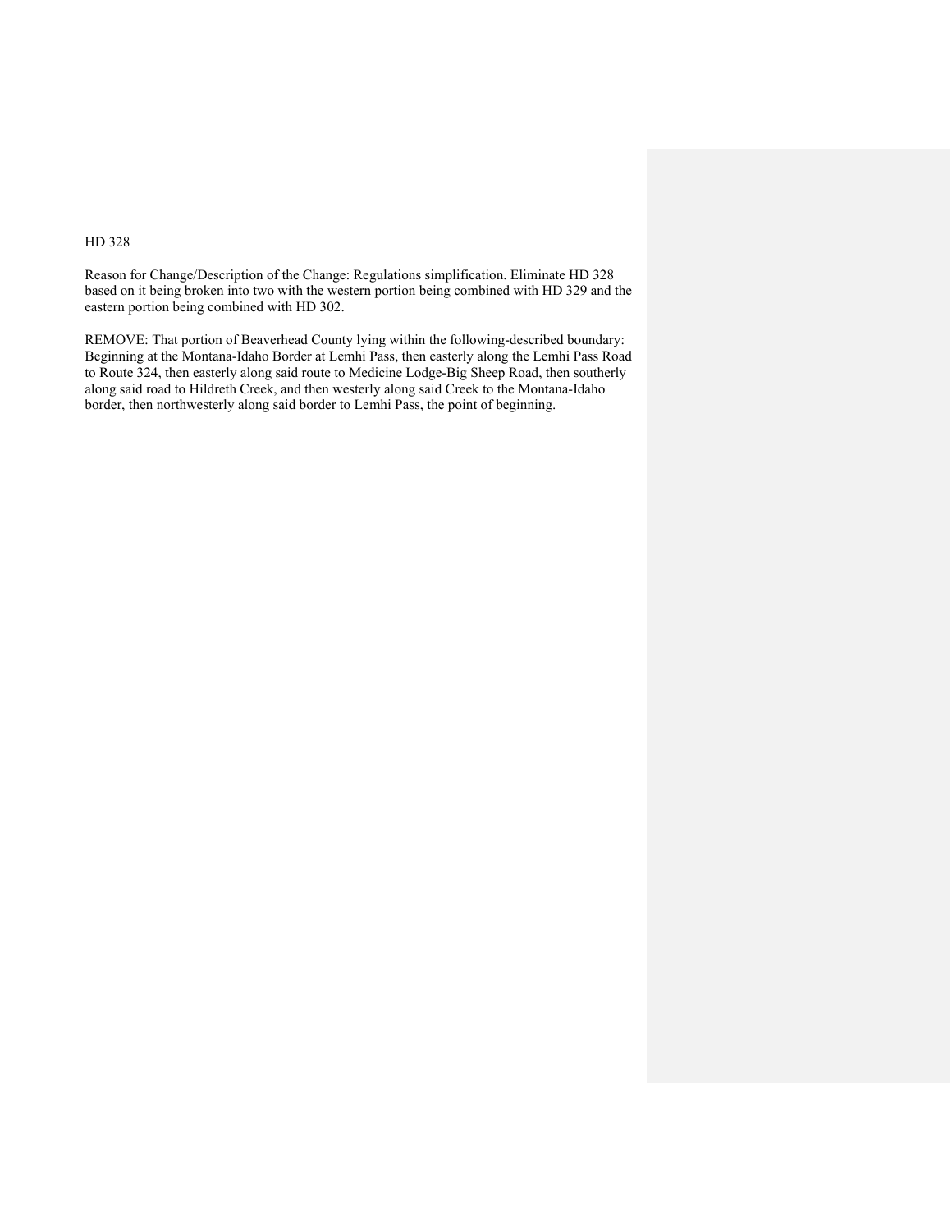HD 328

Reason for Change/Description of the Change: Regulations simplification. Eliminate HD 328 based on it being broken into two with the western portion being combined with HD 329 and the eastern portion being combined with HD 302.

REMOVE: That portion of Beaverhead County lying within the following-described boundary: Beginning at the Montana-Idaho Border at Lemhi Pass, then easterly along the Lemhi Pass Road to Route 324, then easterly along said route to Medicine Lodge-Big Sheep Road, then southerly along said road to Hildreth Creek, and then westerly along said Creek to the Montana-Idaho border, then northwesterly along said border to Lemhi Pass, the point of beginning.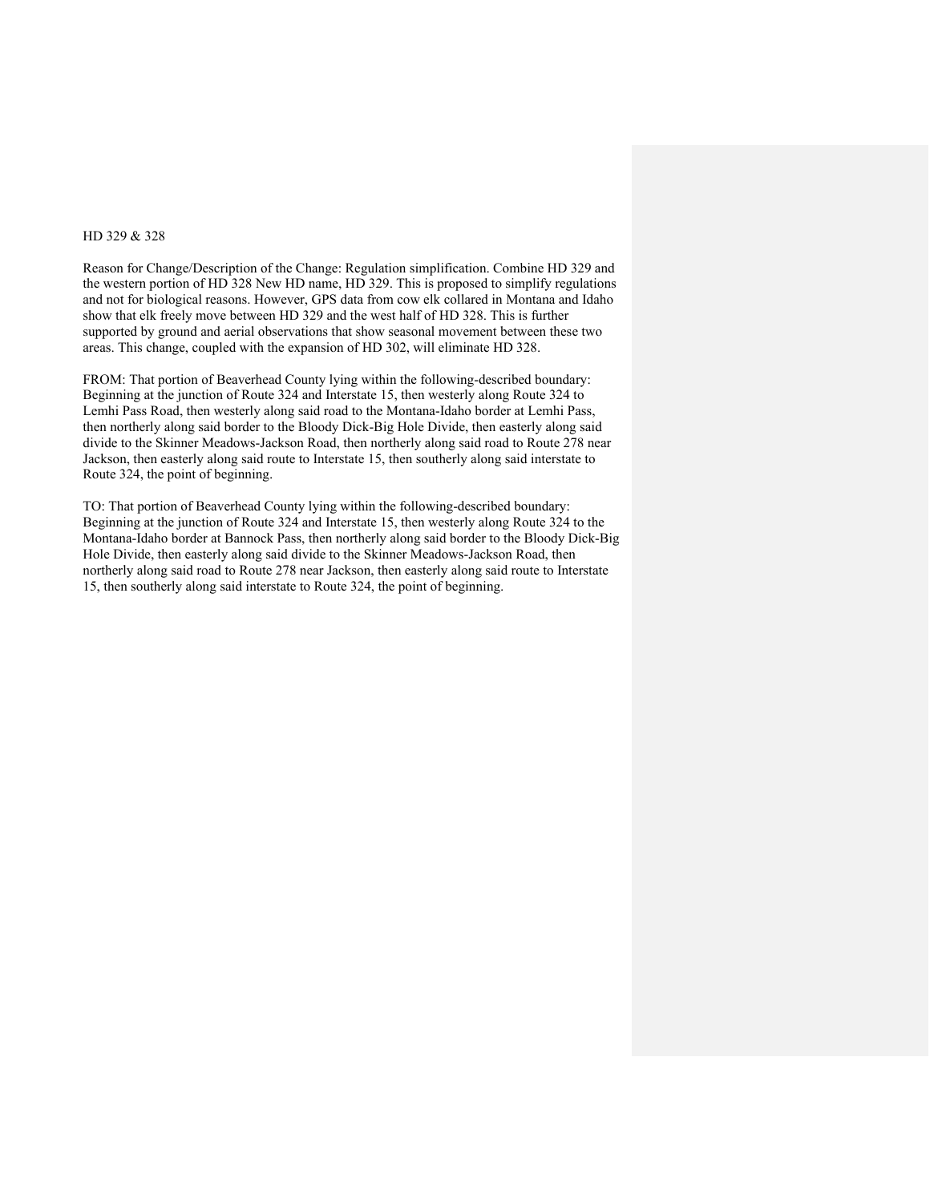HD 329 & 328

Reason for Change/Description of the Change: Regulation simplification. Combine HD 329 and the western portion of HD 328 New HD name, HD 329. This is proposed to simplify regulations and not for biological reasons. However, GPS data from cow elk collared in Montana and Idaho show that elk freely move between HD 329 and the west half of HD 328. This is further supported by ground and aerial observations that show seasonal movement between these two areas. This change, coupled with the expansion of HD 302, will eliminate HD 328.

FROM: That portion of Beaverhead County lying within the following-described boundary: Beginning at the junction of Route 324 and Interstate 15, then westerly along Route 324 to Lemhi Pass Road, then westerly along said road to the Montana-Idaho border at Lemhi Pass, then northerly along said border to the Bloody Dick-Big Hole Divide, then easterly along said divide to the Skinner Meadows-Jackson Road, then northerly along said road to Route 278 near Jackson, then easterly along said route to Interstate 15, then southerly along said interstate to Route 324, the point of beginning.

TO: That portion of Beaverhead County lying within the following-described boundary: Beginning at the junction of Route 324 and Interstate 15, then westerly along Route 324 to the Montana-Idaho border at Bannock Pass, then northerly along said border to the Bloody Dick-Big Hole Divide, then easterly along said divide to the Skinner Meadows-Jackson Road, then northerly along said road to Route 278 near Jackson, then easterly along said route to Interstate 15, then southerly along said interstate to Route 324, the point of beginning.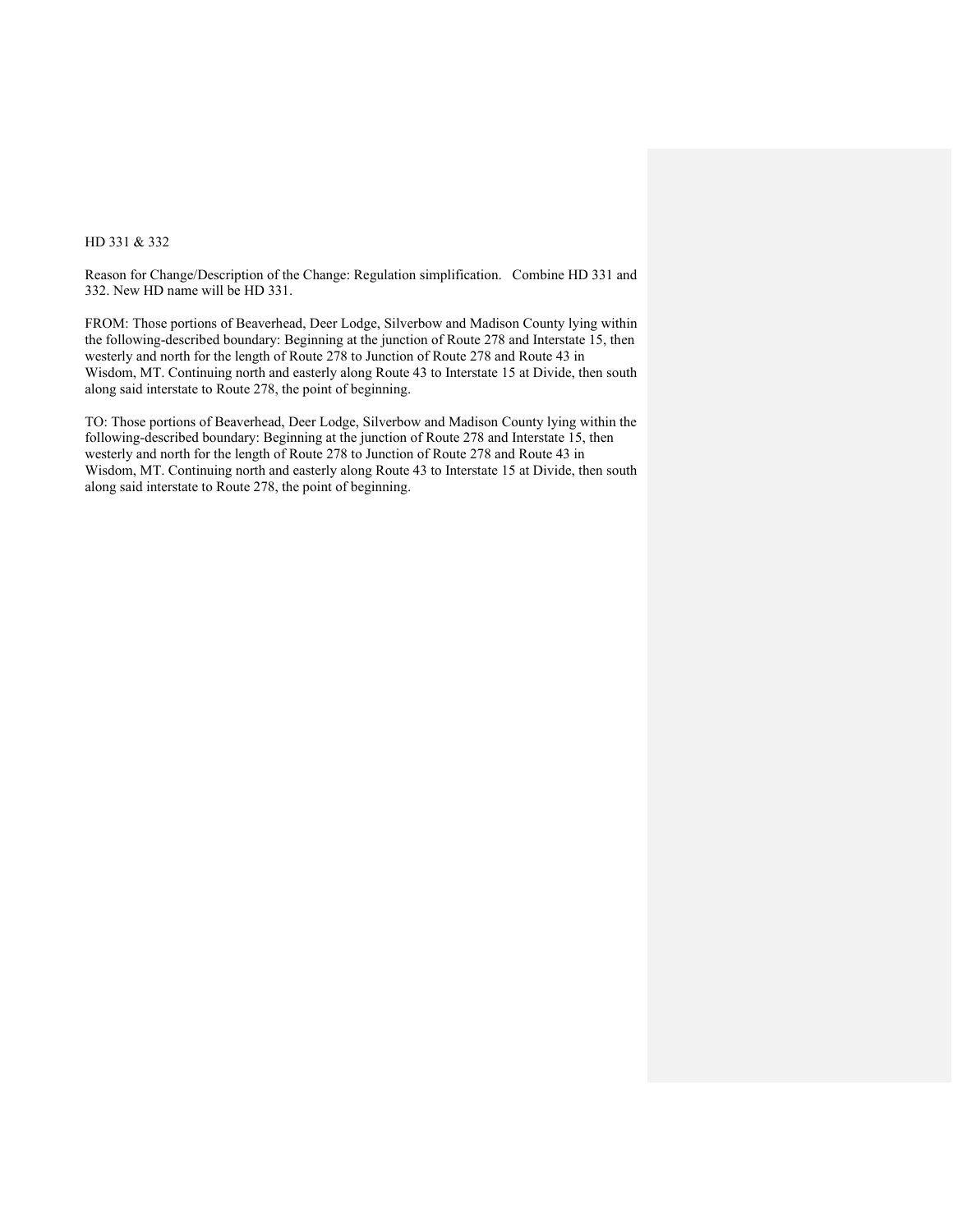HD 331 & 332

Reason for Change/Description of the Change: Regulation simplification. Combine HD 331 and 332. New HD name will be HD 331.

FROM: Those portions of Beaverhead, Deer Lodge, Silverbow and Madison County lying within the following-described boundary: Beginning at the junction of Route 278 and Interstate 15, then westerly and north for the length of Route 278 to Junction of Route 278 and Route 43 in Wisdom, MT. Continuing north and easterly along Route 43 to Interstate 15 at Divide, then south along said interstate to Route 278, the point of beginning.

TO: Those portions of Beaverhead, Deer Lodge, Silverbow and Madison County lying within the following-described boundary: Beginning at the junction of Route 278 and Interstate 15, then westerly and north for the length of Route 278 to Junction of Route 278 and Route 43 in Wisdom, MT. Continuing north and easterly along Route 43 to Interstate 15 at Divide, then south along said interstate to Route 278, the point of beginning.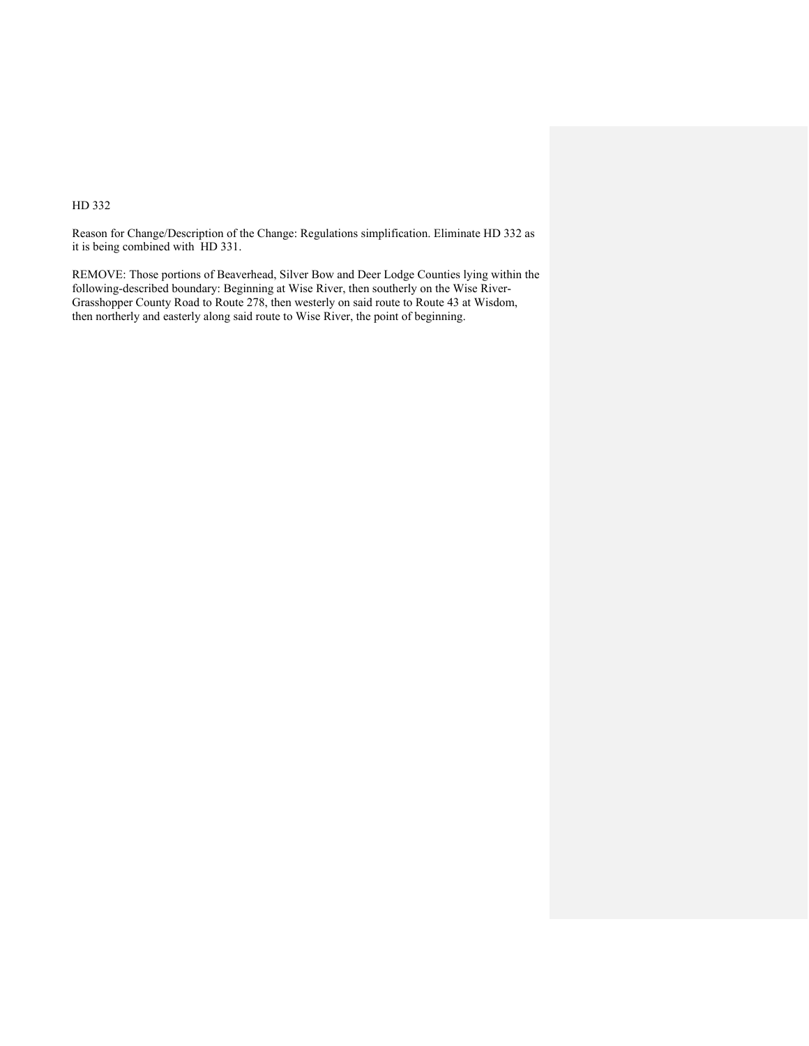HD 332

Reason for Change/Description of the Change: Regulations simplification. Eliminate HD 332 as it is being combined with HD 331.

REMOVE: Those portions of Beaverhead, Silver Bow and Deer Lodge Counties lying within the following-described boundary: Beginning at Wise River, then southerly on the Wise River-Grasshopper County Road to Route 278, then westerly on said route to Route 43 at Wisdom, then northerly and easterly along said route to Wise River, the point of beginning.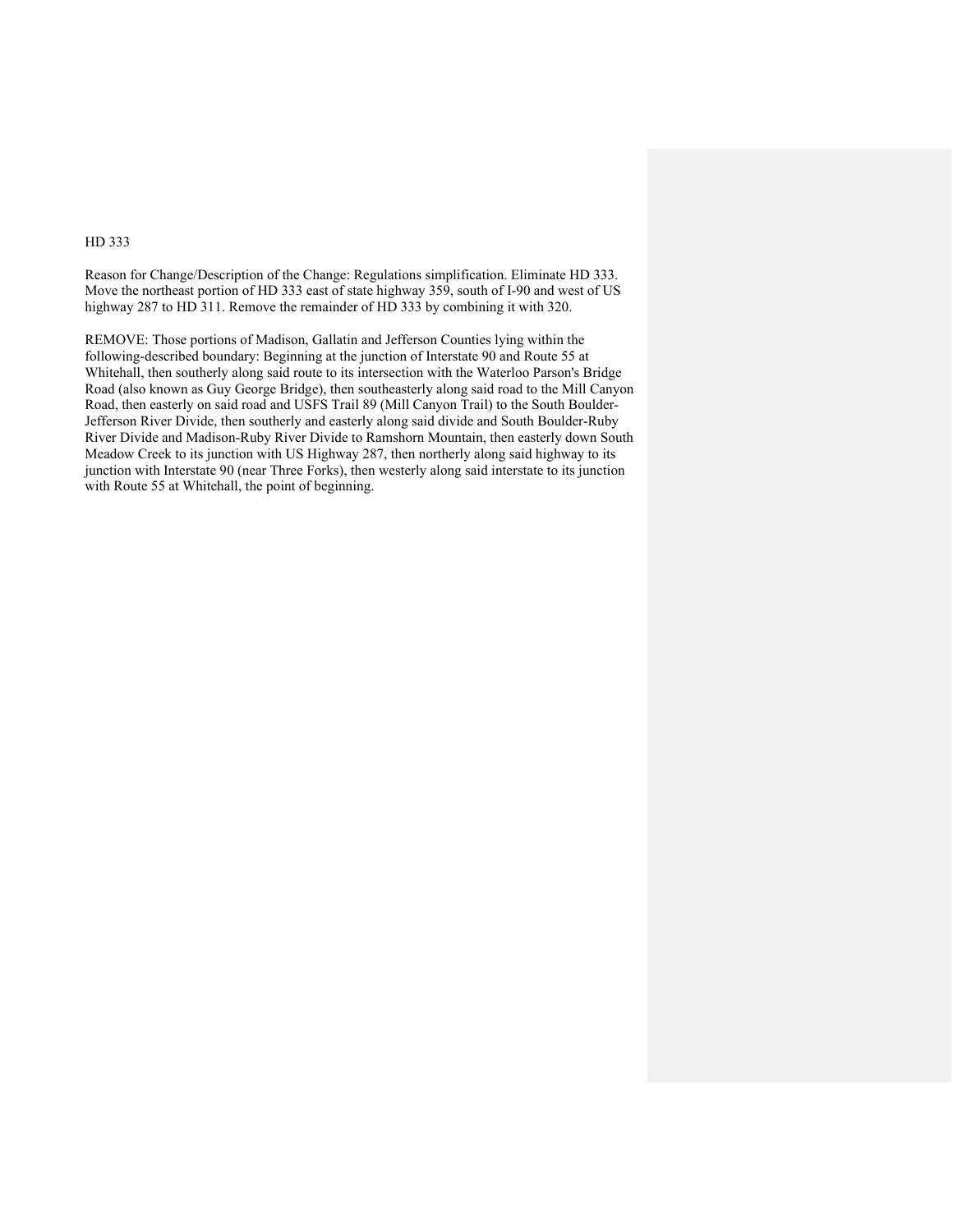HD 333

Reason for Change/Description of the Change: Regulations simplification. Eliminate HD 333. Move the northeast portion of HD 333 east of state highway 359, south of I-90 and west of US highway 287 to HD 311. Remove the remainder of HD 333 by combining it with 320.

REMOVE: Those portions of Madison, Gallatin and Jefferson Counties lying within the following-described boundary: Beginning at the junction of Interstate 90 and Route 55 at Whitehall, then southerly along said route to its intersection with the Waterloo Parson's Bridge Road (also known as Guy George Bridge), then southeasterly along said road to the Mill Canyon Road, then easterly on said road and USFS Trail 89 (Mill Canyon Trail) to the South Boulder-Jefferson River Divide, then southerly and easterly along said divide and South Boulder-Ruby River Divide and Madison-Ruby River Divide to Ramshorn Mountain, then easterly down South Meadow Creek to its junction with US Highway 287, then northerly along said highway to its junction with Interstate 90 (near Three Forks), then westerly along said interstate to its junction with Route 55 at Whitehall, the point of beginning.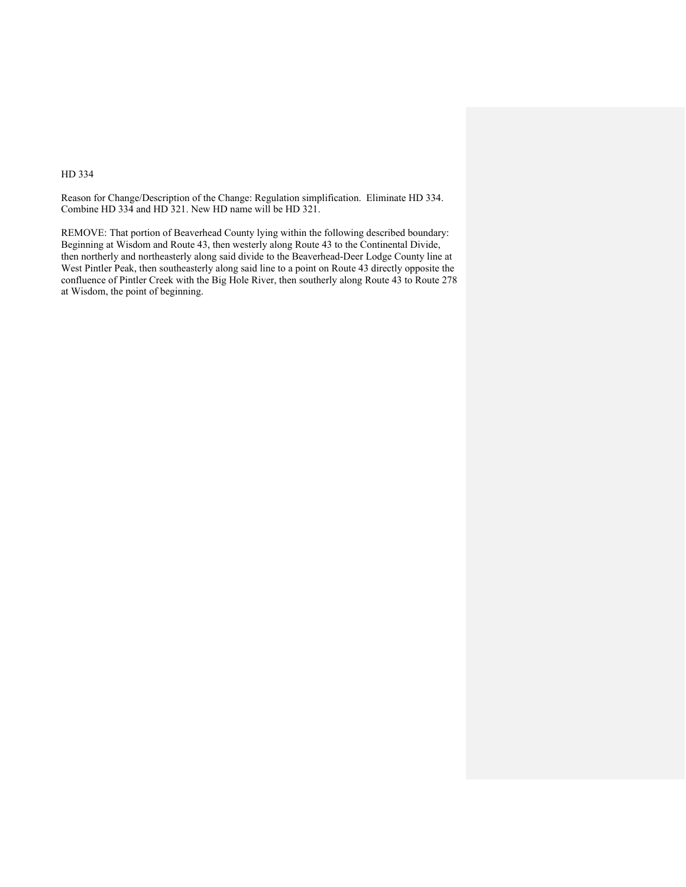HD 334

Reason for Change/Description of the Change: Regulation simplification. Eliminate HD 334. Combine HD 334 and HD 321. New HD name will be HD 321.

REMOVE: That portion of Beaverhead County lying within the following described boundary: Beginning at Wisdom and Route 43, then westerly along Route 43 to the Continental Divide, then northerly and northeasterly along said divide to the Beaverhead-Deer Lodge County line at West Pintler Peak, then southeasterly along said line to a point on Route 43 directly opposite the confluence of Pintler Creek with the Big Hole River, then southerly along Route 43 to Route 278 at Wisdom, the point of beginning.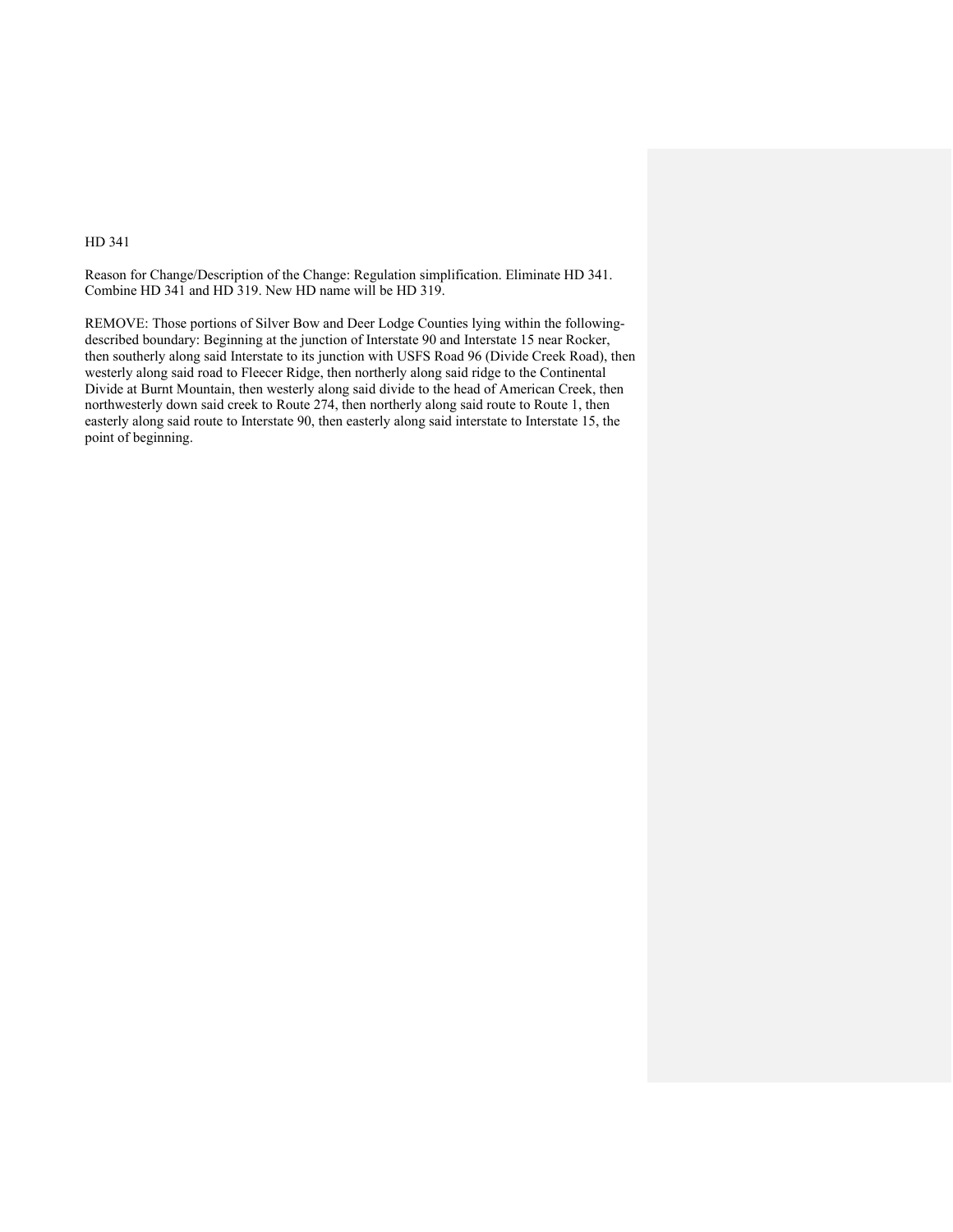HD 341

Reason for Change/Description of the Change: Regulation simplification. Eliminate HD 341. Combine HD 341 and HD 319. New HD name will be HD 319.

REMOVE: Those portions of Silver Bow and Deer Lodge Counties lying within the following-described boundary: Beginning at the junction of Interstate 90 and Interstate 15 near Rocker, then southerly along said Interstate to its junction with USFS Road 96 (Divide Creek Road), then westerly along said road to Fleecer Ridge, then northerly along said ridge to the Continental Divide at Burnt Mountain, then westerly along said divide to the head of American Creek, then northwesterly down said creek to Route 274, then northerly along said route to Route 1, then easterly along said route to Interstate 90, then easterly along said interstate to Interstate 15, the point of beginning.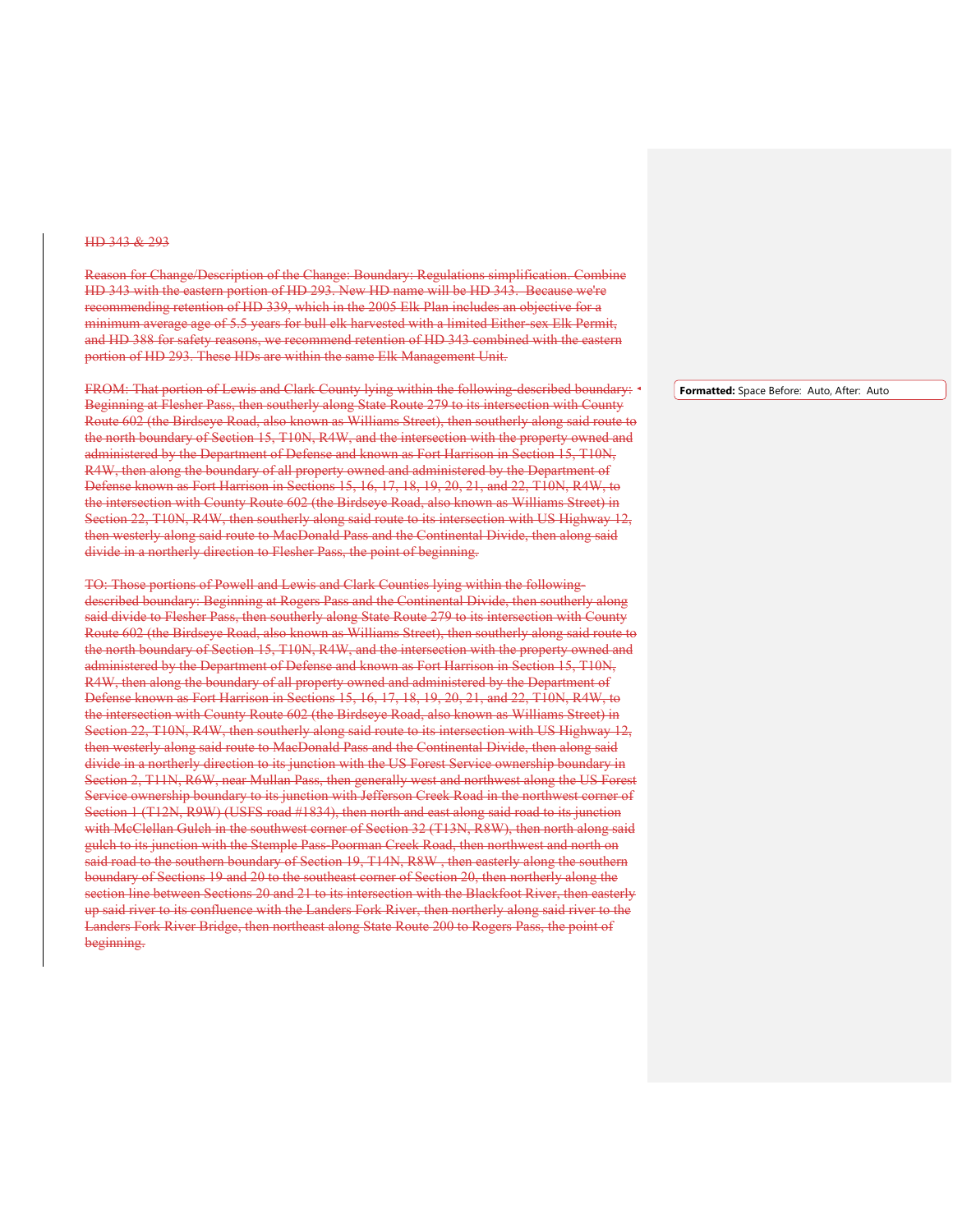~~HD 343 & 293~~

~~Reason for Change/Description of the Change: Boundary: Regulations simplification. Combine HD 343 with the eastern portion of HD 293. New HD name will be HD 343. Because we're recommending retention of HD 339, which in the 2005 Elk Plan includes an objective for a minimum average age of 5.5 years for bull elk harvested with a limited Either-sex Elk Permit, and HD 388 for safety reasons, we recommend retention of HD 343 combined with the eastern portion of HD 293. These HDs are within the same Elk Management Unit.~~

~~FROM: That portion of Lewis and Clark County lying within the following-described boundary: Beginning at Flesher Pass, then southerly along State Route 279 to its intersection with County Route 602 (the Birdseye Road, also known as Williams Street), then southerly along said route to the north boundary of Section 15, T10N, R4W, and the intersection with the property owned and administered by the Department of Defense and known as Fort Harrison in Section 15, T10N, R4W, then along the boundary of all property owned and administered by the Department of Defense known as Fort Harrison in Sections 15, 16, 17, 18, 19, 20, 21, and 22, T10N, R4W, to the intersection with County Route 602 (the Birdseye Road, also known as Williams Street) in Section 22, T10N, R4W, then southerly along said route to its intersection with US Highway 12, then westerly along said route to MacDonald Pass and the Continental Divide, then along said divide in a northerly direction to Flesher Pass, the point of beginning.~~

~~TO: Those portions of Powell and Lewis and Clark Counties lying within the following-described boundary: Beginning at Rogers Pass and the Continental Divide, then southerly along said divide to Flesher Pass, then southerly along State Route 279 to its intersection with County Route 602 (the Birdseye Road, also known as Williams Street), then southerly along said route to the north boundary of Section 15, T10N, R4W, and the intersection with the property owned and administered by the Department of Defense and known as Fort Harrison in Section 15, T10N, R4W, then along the boundary of all property owned and administered by the Department of Defense known as Fort Harrison in Sections 15, 16, 17, 18, 19, 20, 21, and 22, T10N, R4W, to the intersection with County Route 602 (the Birdseye Road, also known as Williams Street) in Section 22, T10N, R4W, then southerly along said route to its intersection with US Highway 12, then westerly along said route to MacDonald Pass and the Continental Divide, then along said divide in a northerly direction to its junction with the US Forest Service ownership boundary in Section 2, T11N, R6W, near Mullan Pass, then generally west and northwest along the US Forest Service ownership boundary to its junction with Jefferson Creek Road in the northwest corner of Section 1 (T12N, R9W) (USFS road #1834), then north and east along said road to its junction with McClellan Gulch in the southwest corner of Section 32 (T13N, R8W), then north along said gulch to its junction with the Stemple Pass-Poorman Creek Road, then northwest and north on said road to the southern boundary of Section 19, T14N, R8W , then easterly along the southern boundary of Sections 19 and 20 to the southeast corner of Section 20, then northerly along the section line between Sections 20 and 21 to its intersection with the Blackfoot River, then easterly up said river to its confluence with the Landers Fork River, then northerly along said river to the Landers Fork River Bridge, then northeast along State Route 200 to Rogers Pass, the point of beginning.~~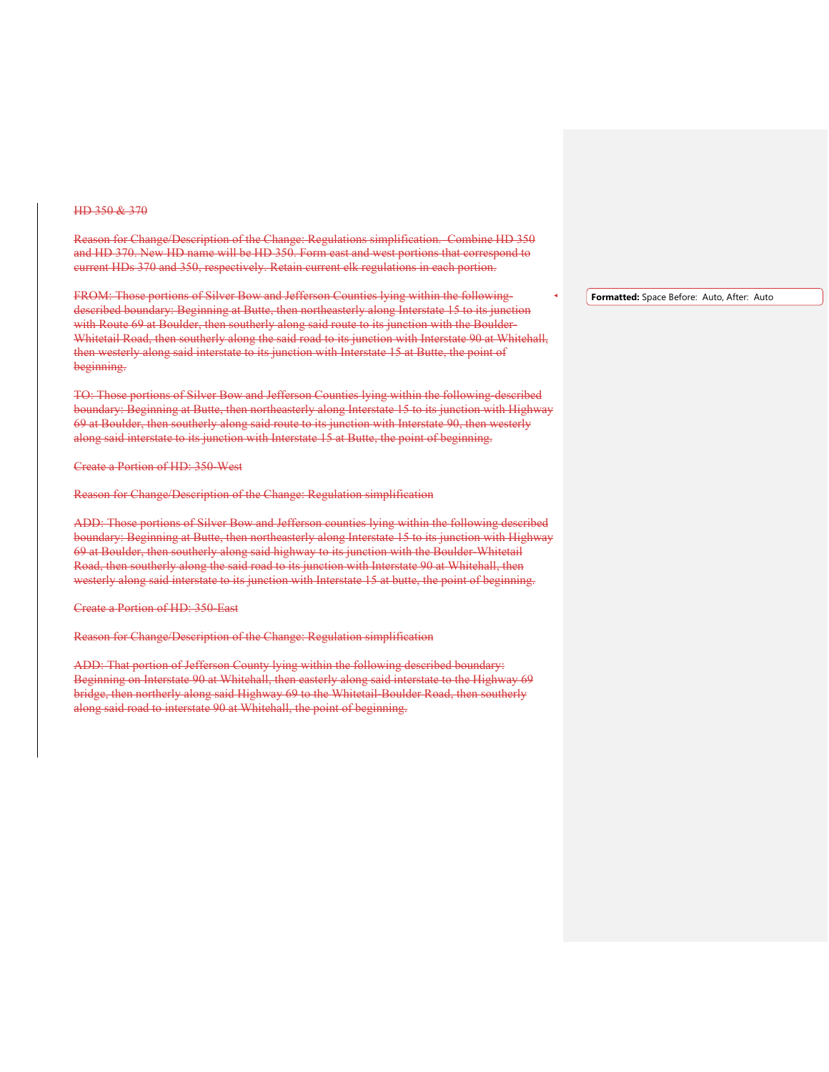~~HD 350 & 370~~

~~Reason for Change/Description of the Change: Regulations simplification. Combine HD 350 and HD 370. New HD name will be HD 350. Form east and west portions that correspond to current HDs 370 and 350, respectively. Retain current elk regulations in each portion.~~

~~FROM: Those portions of Silver Bow and Jefferson Counties lying within the following-described boundary: Beginning at Butte, then northeasterly along Interstate 15 to its junction with Route 69 at Boulder, then southerly along said route to its junction with the Boulder-Whitetail Road, then southerly along the said road to its junction with Interstate 90 at Whitehall, then westerly along said interstate to its junction with Interstate 15 at Butte, the point of beginning.~~

~~TO: Those portions of Silver Bow and Jefferson Counties lying within the following-described boundary: Beginning at Butte, then northeasterly along Interstate 15 to its junction with Highway 69 at Boulder, then southerly along said route to its junction with Interstate 90, then westerly along said interstate to its junction with Interstate 15 at Butte, the point of beginning.~~

~~Create a Portion of HD: 350-West~~

~~Reason for Change/Description of the Change: Regulation simplification~~

~~ADD: Those portions of Silver Bow and Jefferson counties lying within the following described boundary: Beginning at Butte, then northeasterly along Interstate 15 to its junction with Highway 69 at Boulder, then southerly along said highway to its junction with the Boulder-Whitetail Road, then southerly along the said road to its junction with Interstate 90 at Whitehall, then westerly along said interstate to its junction with Interstate 15 at butte, the point of beginning.~~

~~Create a Portion of HD: 350-East~~

~~Reason for Change/Description of the Change: Regulation simplification~~

~~ADD: That portion of Jefferson County lying within the following described boundary: Beginning on Interstate 90 at Whitehall, then easterly along said interstate to the Highway 69 bridge, then northerly along said Highway 69 to the Whitetail-Boulder Road, then southerly along said road to interstate 90 at Whitehall, the point of beginning.~~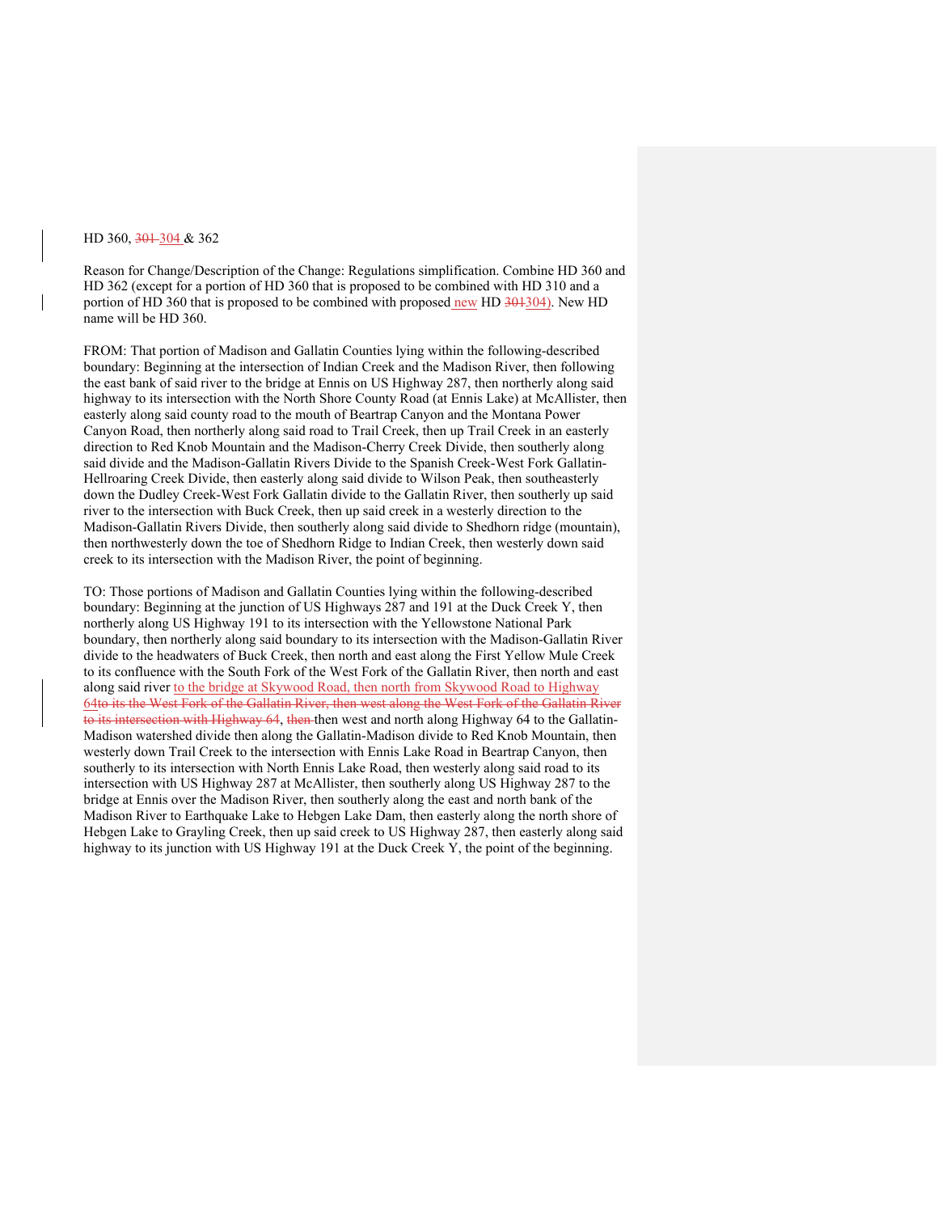HD 360, ~~301~~ 304 & 362

Reason for Change/Description of the Change: Regulations simplification. Combine HD 360 and HD 362 (except for a portion of HD 360 that is proposed to be combined with HD 310 and a portion of HD 360 that is proposed to be combined with proposed new HD ~~301~~304). New HD name will be HD 360.

FROM: That portion of Madison and Gallatin Counties lying within the following-described boundary: Beginning at the intersection of Indian Creek and the Madison River, then following the east bank of said river to the bridge at Ennis on US Highway 287, then northerly along said highway to its intersection with the North Shore County Road (at Ennis Lake) at McAllister, then easterly along said county road to the mouth of Beartrap Canyon and the Montana Power Canyon Road, then northerly along said road to Trail Creek, then up Trail Creek in an easterly direction to Red Knob Mountain and the Madison-Cherry Creek Divide, then southerly along said divide and the Madison-Gallatin Rivers Divide to the Spanish Creek-West Fork Gallatin-Hellroaring Creek Divide, then easterly along said divide to Wilson Peak, then southeasterly down the Dudley Creek-West Fork Gallatin divide to the Gallatin River, then southerly up said river to the intersection with Buck Creek, then up said creek in a westerly direction to the Madison-Gallatin Rivers Divide, then southerly along said divide to Shedhorn ridge (mountain), then northwesterly down the toe of Shedhorn Ridge to Indian Creek, then westerly down said creek to its intersection with the Madison River, the point of beginning.

TO: Those portions of Madison and Gallatin Counties lying within the following-described boundary: Beginning at the junction of US Highways 287 and 191 at the Duck Creek Y, then northerly along US Highway 191 to its intersection with the Yellowstone National Park boundary, then northerly along said boundary to its intersection with the Madison-Gallatin River divide to the headwaters of Buck Creek, then north and east along the First Yellow Mule Creek to its confluence with the South Fork of the West Fork of the Gallatin River, then north and east along said river to the bridge at Skywood Road, then north from Skywood Road to Highway 64~~to its the West Fork of the Gallatin River, then west along the West Fork of the Gallatin River to its intersection with Highway 64~~, ~~then~~ then west and north along Highway 64 to the Gallatin-Madison watershed divide then along the Gallatin-Madison divide to Red Knob Mountain, then westerly down Trail Creek to the intersection with Ennis Lake Road in Beartrap Canyon, then southerly to its intersection with North Ennis Lake Road, then westerly along said road to its intersection with US Highway 287 at McAllister, then southerly along US Highway 287 to the bridge at Ennis over the Madison River, then southerly along the east and north bank of the Madison River to Earthquake Lake to Hebgen Lake Dam, then easterly along the north shore of Hebgen Lake to Grayling Creek, then up said creek to US Highway 287, then easterly along said highway to its junction with US Highway 191 at the Duck Creek Y, the point of the beginning.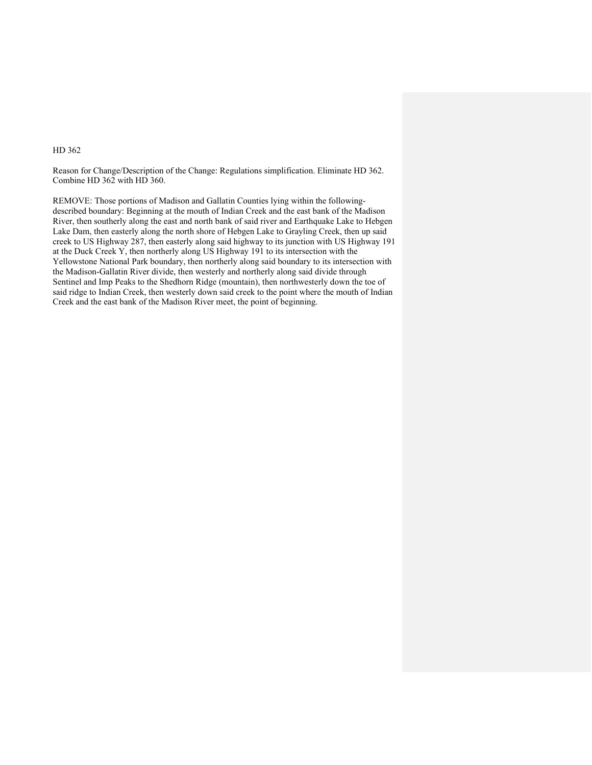HD 362

Reason for Change/Description of the Change: Regulations simplification. Eliminate HD 362. Combine HD 362 with HD 360.

REMOVE: Those portions of Madison and Gallatin Counties lying within the following-described boundary: Beginning at the mouth of Indian Creek and the east bank of the Madison River, then southerly along the east and north bank of said river and Earthquake Lake to Hebgen Lake Dam, then easterly along the north shore of Hebgen Lake to Grayling Creek, then up said creek to US Highway 287, then easterly along said highway to its junction with US Highway 191 at the Duck Creek Y, then northerly along US Highway 191 to its intersection with the Yellowstone National Park boundary, then northerly along said boundary to its intersection with the Madison-Gallatin River divide, then westerly and northerly along said divide through Sentinel and Imp Peaks to the Shedhorn Ridge (mountain), then northwesterly down the toe of said ridge to Indian Creek, then westerly down said creek to the point where the mouth of Indian Creek and the east bank of the Madison River meet, the point of beginning.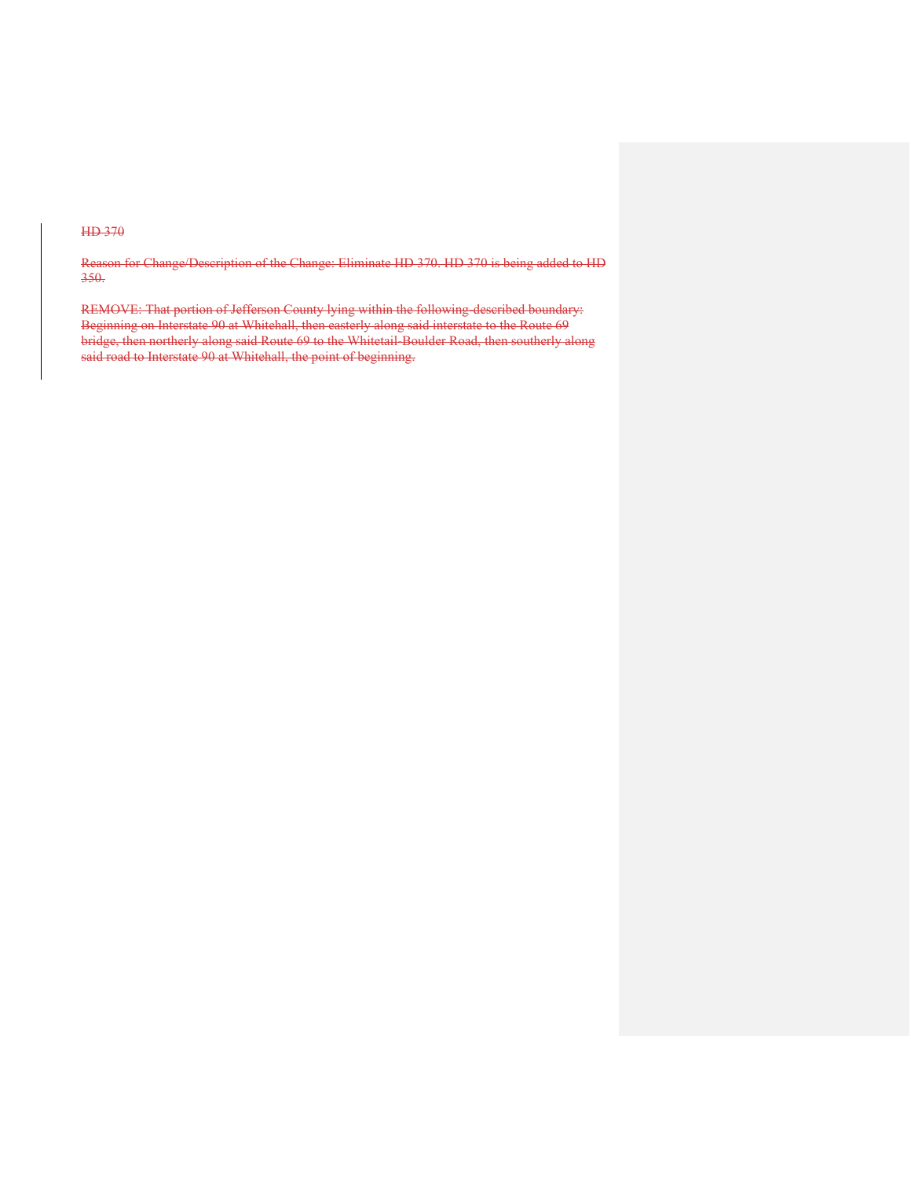~~HD 370~~

~~Reason for Change/Description of the Change: Eliminate HD 370. HD 370 is being added to HD 350.~~

~~REMOVE: That portion of Jefferson County lying within the following-described boundary: Beginning on Interstate 90 at Whitehall, then easterly along said interstate to the Route 69 bridge, then northerly along said Route 69 to the Whitetail-Boulder Road, then southerly along said road to Interstate 90 at Whitehall, the point of beginning.~~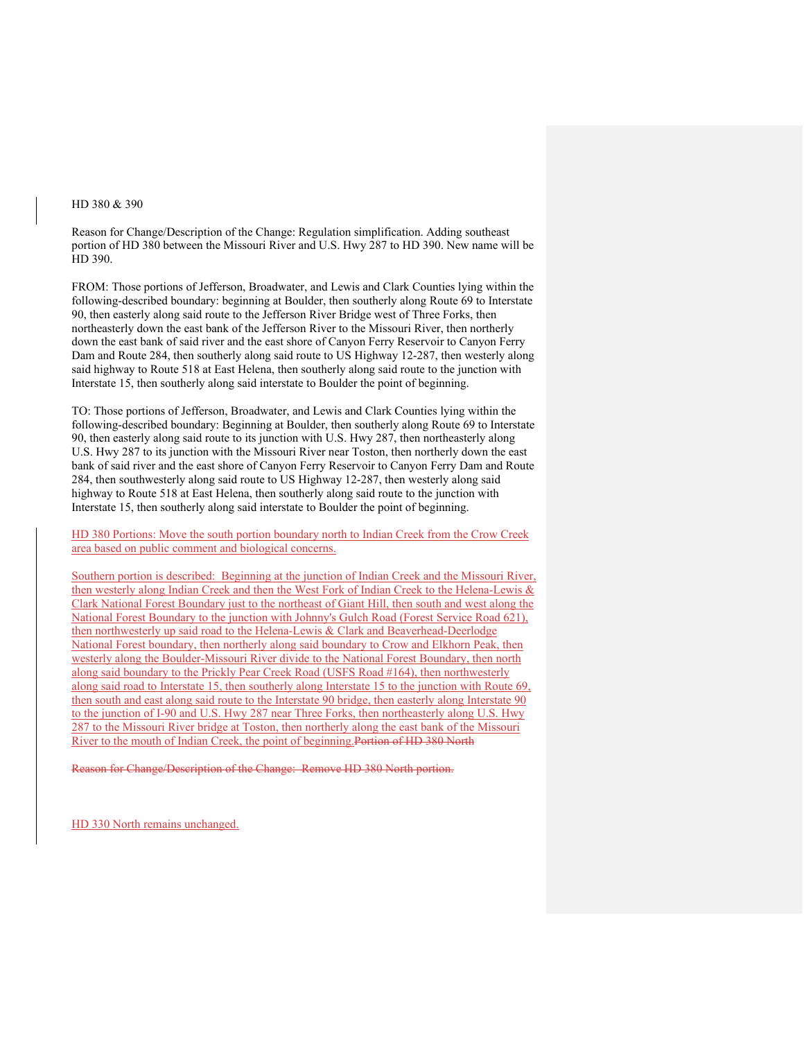HD 380 & 390

Reason for Change/Description of the Change: Regulation simplification. Adding southeast portion of HD 380 between the Missouri River and U.S. Hwy 287 to HD 390. New name will be HD 390.

FROM: Those portions of Jefferson, Broadwater, and Lewis and Clark Counties lying within the following-described boundary: beginning at Boulder, then southerly along Route 69 to Interstate 90, then easterly along said route to the Jefferson River Bridge west of Three Forks, then northeasterly down the east bank of the Jefferson River to the Missouri River, then northerly down the east bank of said river and the east shore of Canyon Ferry Reservoir to Canyon Ferry Dam and Route 284, then southerly along said route to US Highway 12-287, then westerly along said highway to Route 518 at East Helena, then southerly along said route to the junction with Interstate 15, then southerly along said interstate to Boulder the point of beginning.

TO: Those portions of Jefferson, Broadwater, and Lewis and Clark Counties lying within the following-described boundary: Beginning at Boulder, then southerly along Route 69 to Interstate 90, then easterly along said route to its junction with U.S. Hwy 287, then northeasterly along U.S. Hwy 287 to its junction with the Missouri River near Toston, then northerly down the east bank of said river and the east shore of Canyon Ferry Reservoir to Canyon Ferry Dam and Route 284, then southwesterly along said route to US Highway 12-287, then westerly along said highway to Route 518 at East Helena, then southerly along said route to the junction with Interstate 15, then southerly along said interstate to Boulder the point of beginning.

HD 380 Portions: Move the south portion boundary north to Indian Creek from the Crow Creek area based on public comment and biological concerns.

Southern portion is described: Beginning at the junction of Indian Creek and the Missouri River, then westerly along Indian Creek and then the West Fork of Indian Creek to the Helena-Lewis & Clark National Forest Boundary just to the northeast of Giant Hill, then south and west along the National Forest Boundary to the junction with Johnny's Gulch Road (Forest Service Road 621), then northwesterly up said road to the Helena-Lewis & Clark and Beaverhead-Deerlodge National Forest boundary, then northerly along said boundary to Crow and Elkhorn Peak, then westerly along the Boulder-Missouri River divide to the National Forest Boundary, then north along said boundary to the Prickly Pear Creek Road (USFS Road #164), then northwesterly along said road to Interstate 15, then southerly along Interstate 15 to the junction with Route 69, then south and east along said route to the Interstate 90 bridge, then easterly along Interstate 90 to the junction of I-90 and U.S. Hwy 287 near Three Forks, then northeasterly along U.S. Hwy 287 to the Missouri River bridge at Toston, then northerly along the east bank of the Missouri River to the mouth of Indian Creek, the point of beginning.~~Portion of HD 380 North~~

~~Reason for Change/Description of the Change: Remove HD 380 North portion.~~

HD 330 North remains unchanged.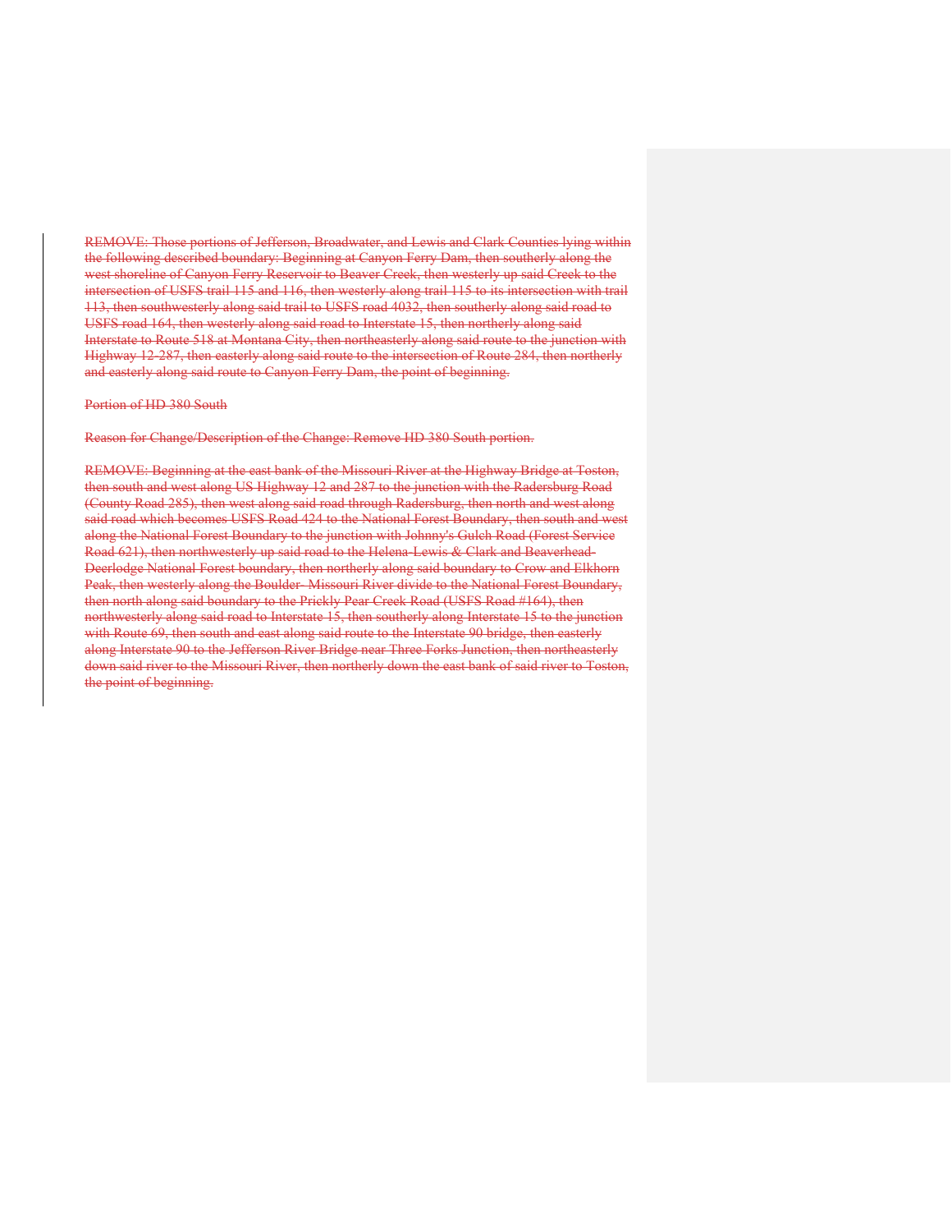~~REMOVE: Those portions of Jefferson, Broadwater, and Lewis and Clark Counties lying within the following described boundary: Beginning at Canyon Ferry Dam, then southerly along the west shoreline of Canyon Ferry Reservoir to Beaver Creek, then westerly up said Creek to the intersection of USFS trail 115 and 116, then westerly along trail 115 to its intersection with trail 113, then southwesterly along said trail to USFS road 4032, then southerly along said road to USFS road 164, then westerly along said road to Interstate 15, then northerly along said Interstate to Route 518 at Montana City, then northeasterly along said route to the junction with Highway 12-287, then easterly along said route to the intersection of Route 284, then northerly and easterly along said route to Canyon Ferry Dam, the point of beginning.~~

~~Portion of HD 380 South~~

~~Reason for Change/Description of the Change: Remove HD 380 South portion.~~

~~REMOVE: Beginning at the east bank of the Missouri River at the Highway Bridge at Toston, then south and west along US Highway 12 and 287 to the junction with the Radersburg Road (County Road 285), then west along said road through Radersburg, then north and west along said road which becomes USFS Road 424 to the National Forest Boundary, then south and west along the National Forest Boundary to the junction with Johnny's Gulch Road (Forest Service Road 621), then northwesterly up said road to the Helena-Lewis & Clark and Beaverhead-Deerlodge National Forest boundary, then northerly along said boundary to Crow and Elkhorn Peak, then westerly along the Boulder- Missouri River divide to the National Forest Boundary, then north along said boundary to the Prickly Pear Creek Road (USFS Road #164), then northwesterly along said road to Interstate 15, then southerly along Interstate 15 to the junction with Route 69, then south and east along said route to the Interstate 90 bridge, then easterly along Interstate 90 to the Jefferson River Bridge near Three Forks Junction, then northeasterly down said river to the Missouri River, then northerly down the east bank of said river to Toston, the point of beginning.~~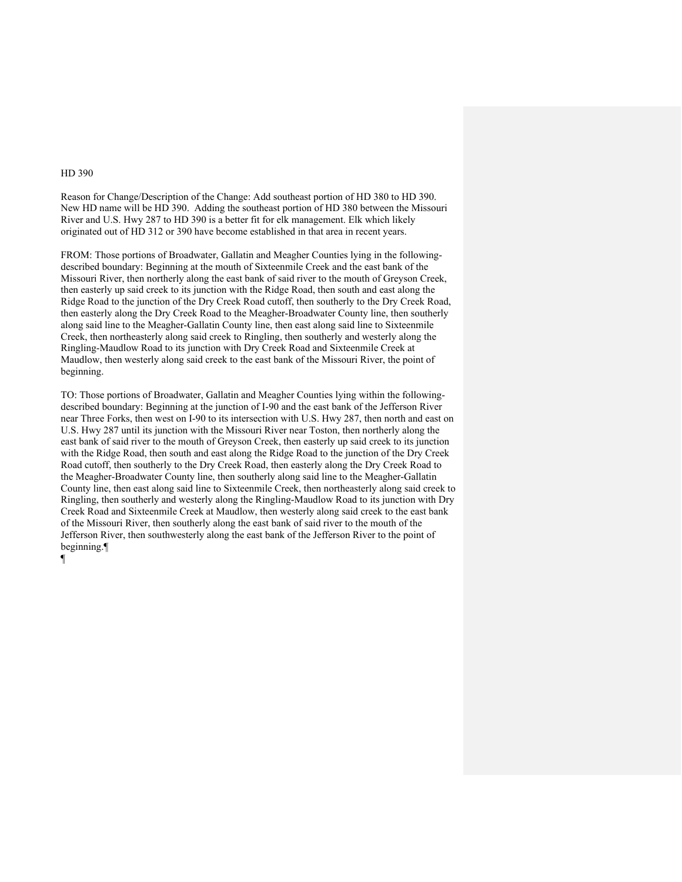HD 390

Reason for Change/Description of the Change: Add southeast portion of HD 380 to HD 390. New HD name will be HD 390. Adding the southeast portion of HD 380 between the Missouri River and U.S. Hwy 287 to HD 390 is a better fit for elk management. Elk which likely originated out of HD 312 or 390 have become established in that area in recent years.

FROM: Those portions of Broadwater, Gallatin and Meagher Counties lying in the following-described boundary: Beginning at the mouth of Sixteenmile Creek and the east bank of the Missouri River, then northerly along the east bank of said river to the mouth of Greyson Creek, then easterly up said creek to its junction with the Ridge Road, then south and east along the Ridge Road to the junction of the Dry Creek Road cutoff, then southerly to the Dry Creek Road, then easterly along the Dry Creek Road to the Meagher-Broadwater County line, then southerly along said line to the Meagher-Gallatin County line, then east along said line to Sixteenmile Creek, then northeasterly along said creek to Ringling, then southerly and westerly along the Ringling-Maudlow Road to its junction with Dry Creek Road and Sixteenmile Creek at Maudlow, then westerly along said creek to the east bank of the Missouri River, the point of beginning.

TO: Those portions of Broadwater, Gallatin and Meagher Counties lying within the following-described boundary: Beginning at the junction of I-90 and the east bank of the Jefferson River near Three Forks, then west on I-90 to its intersection with U.S. Hwy 287, then north and east on U.S. Hwy 287 until its junction with the Missouri River near Toston, then northerly along the east bank of said river to the mouth of Greyson Creek, then easterly up said creek to its junction with the Ridge Road, then south and east along the Ridge Road to the junction of the Dry Creek Road cutoff, then southerly to the Dry Creek Road, then easterly along the Dry Creek Road to the Meagher-Broadwater County line, then southerly along said line to the Meagher-Gallatin County line, then east along said line to Sixteenmile Creek, then northeasterly along said creek to Ringling, then southerly and westerly along the Ringling-Maudlow Road to its junction with Dry Creek Road and Sixteenmile Creek at Maudlow, then westerly along said creek to the east bank of the Missouri River, then southerly along the east bank of said river to the mouth of the Jefferson River, then southwesterly along the east bank of the Jefferson River to the point of beginning.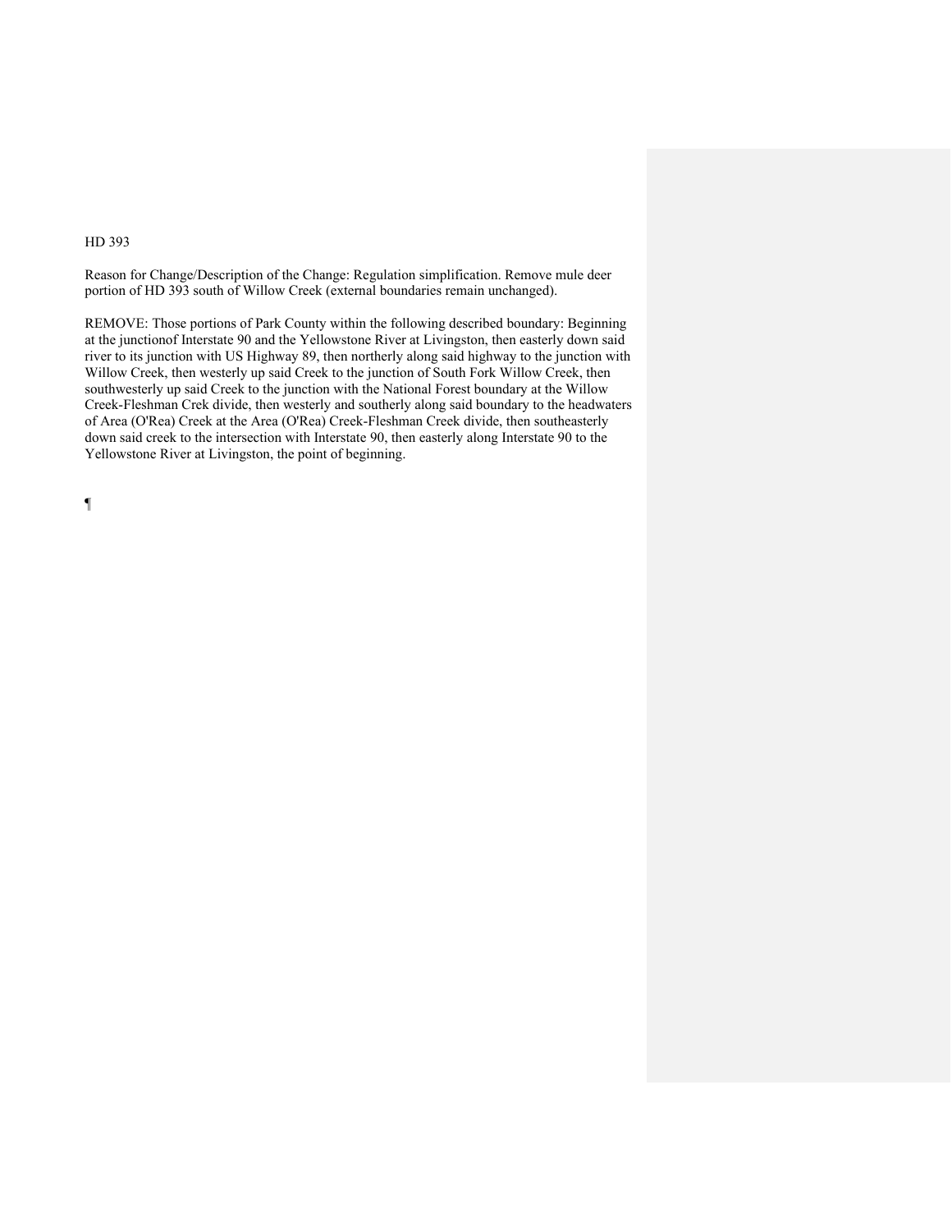HD 393

Reason for Change/Description of the Change: Regulation simplification. Remove mule deer portion of HD 393 south of Willow Creek (external boundaries remain unchanged).

REMOVE: Those portions of Park County within the following described boundary: Beginning at the junctionof Interstate 90 and the Yellowstone River at Livingston, then easterly down said river to its junction with US Highway 89, then northerly along said highway to the junction with Willow Creek, then westerly up said Creek to the junction of South Fork Willow Creek, then southwesterly up said Creek to the junction with the National Forest boundary at the Willow Creek-Fleshman Crek divide, then westerly and southerly along said boundary to the headwaters of Area (O'Rea) Creek at the Area (O'Rea) Creek-Fleshman Creek divide, then southeasterly down said creek to the intersection with Interstate 90, then easterly along Interstate 90 to the Yellowstone River at Livingston, the point of beginning.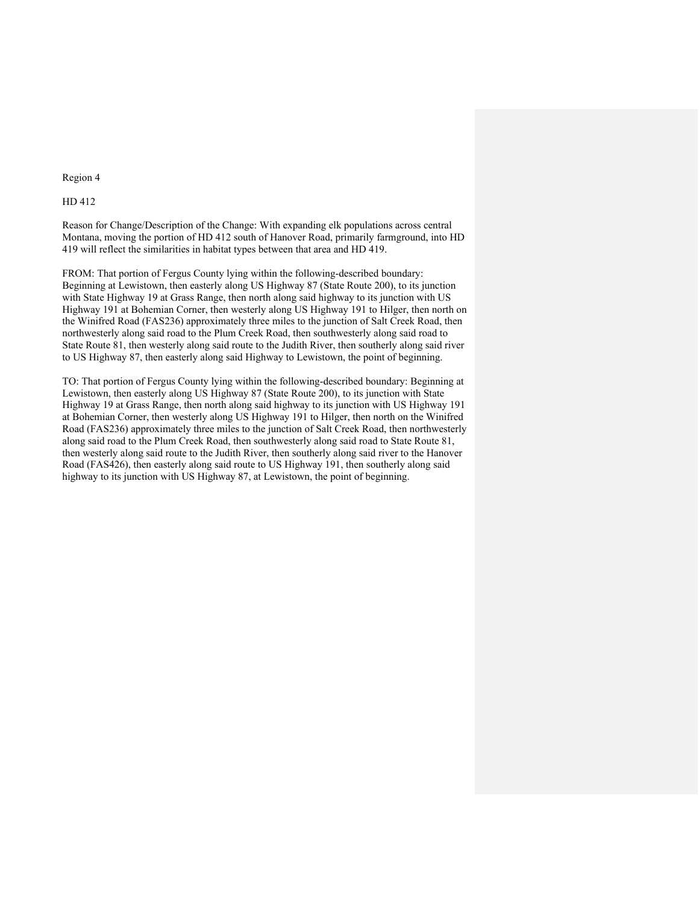Region 4

HD 412

Reason for Change/Description of the Change: With expanding elk populations across central Montana, moving the portion of HD 412 south of Hanover Road, primarily farmground, into HD 419 will reflect the similarities in habitat types between that area and HD 419.

FROM: That portion of Fergus County lying within the following-described boundary: Beginning at Lewistown, then easterly along US Highway 87 (State Route 200), to its junction with State Highway 19 at Grass Range, then north along said highway to its junction with US Highway 191 at Bohemian Corner, then westerly along US Highway 191 to Hilger, then north on the Winifred Road (FAS236) approximately three miles to the junction of Salt Creek Road, then northwesterly along said road to the Plum Creek Road, then southwesterly along said road to State Route 81, then westerly along said route to the Judith River, then southerly along said river to US Highway 87, then easterly along said Highway to Lewistown, the point of beginning.

TO: That portion of Fergus County lying within the following-described boundary: Beginning at Lewistown, then easterly along US Highway 87 (State Route 200), to its junction with State Highway 19 at Grass Range, then north along said highway to its junction with US Highway 191 at Bohemian Corner, then westerly along US Highway 191 to Hilger, then north on the Winifred Road (FAS236) approximately three miles to the junction of Salt Creek Road, then northwesterly along said road to the Plum Creek Road, then southwesterly along said road to State Route 81, then westerly along said route to the Judith River, then southerly along said river to the Hanover Road (FAS426), then easterly along said route to US Highway 191, then southerly along said highway to its junction with US Highway 87, at Lewistown, the point of beginning.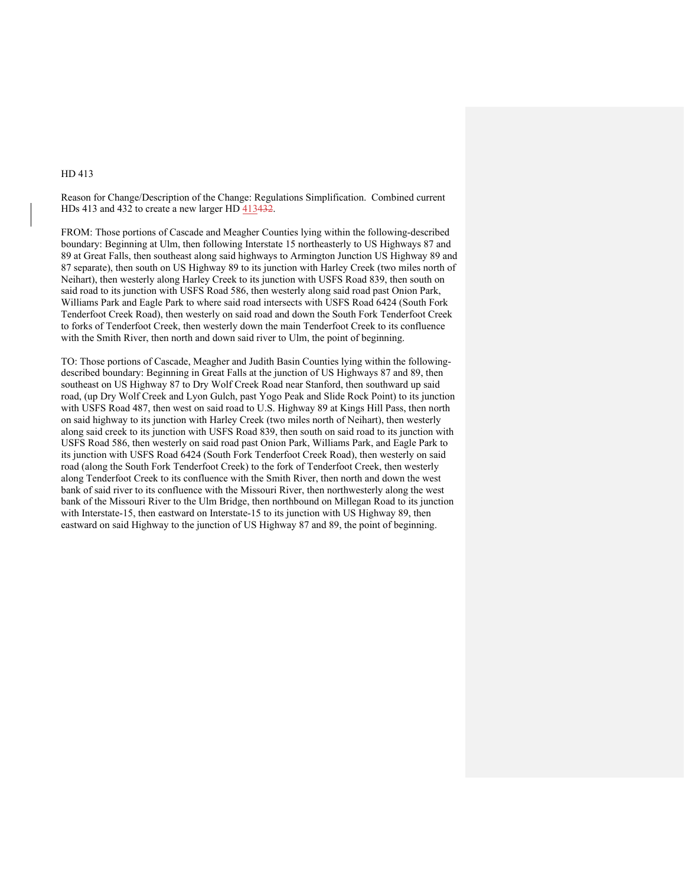HD 413

Reason for Change/Description of the Change: Regulations Simplification. Combined current HDs 413 and 432 to create a new larger HD 413~~432~~.

FROM: Those portions of Cascade and Meagher Counties lying within the following-described boundary: Beginning at Ulm, then following Interstate 15 northeasterly to US Highways 87 and 89 at Great Falls, then southeast along said highways to Armington Junction US Highway 89 and 87 separate), then south on US Highway 89 to its junction with Harley Creek (two miles north of Neihart), then westerly along Harley Creek to its junction with USFS Road 839, then south on said road to its junction with USFS Road 586, then westerly along said road past Onion Park, Williams Park and Eagle Park to where said road intersects with USFS Road 6424 (South Fork Tenderfoot Creek Road), then westerly on said road and down the South Fork Tenderfoot Creek to forks of Tenderfoot Creek, then westerly down the main Tenderfoot Creek to its confluence with the Smith River, then north and down said river to Ulm, the point of beginning.

TO: Those portions of Cascade, Meagher and Judith Basin Counties lying within the following-described boundary: Beginning in Great Falls at the junction of US Highways 87 and 89, then southeast on US Highway 87 to Dry Wolf Creek Road near Stanford, then southward up said road, (up Dry Wolf Creek and Lyon Gulch, past Yogo Peak and Slide Rock Point) to its junction with USFS Road 487, then west on said road to U.S. Highway 89 at Kings Hill Pass, then north on said highway to its junction with Harley Creek (two miles north of Neihart), then westerly along said creek to its junction with USFS Road 839, then south on said road to its junction with USFS Road 586, then westerly on said road past Onion Park, Williams Park, and Eagle Park to its junction with USFS Road 6424 (South Fork Tenderfoot Creek Road), then westerly on said road (along the South Fork Tenderfoot Creek) to the fork of Tenderfoot Creek, then westerly along Tenderfoot Creek to its confluence with the Smith River, then north and down the west bank of said river to its confluence with the Missouri River, then northwesterly along the west bank of the Missouri River to the Ulm Bridge, then northbound on Millegan Road to its junction with Interstate-15, then eastward on Interstate-15 to its junction with US Highway 89, then eastward on said Highway to the junction of US Highway 87 and 89, the point of beginning.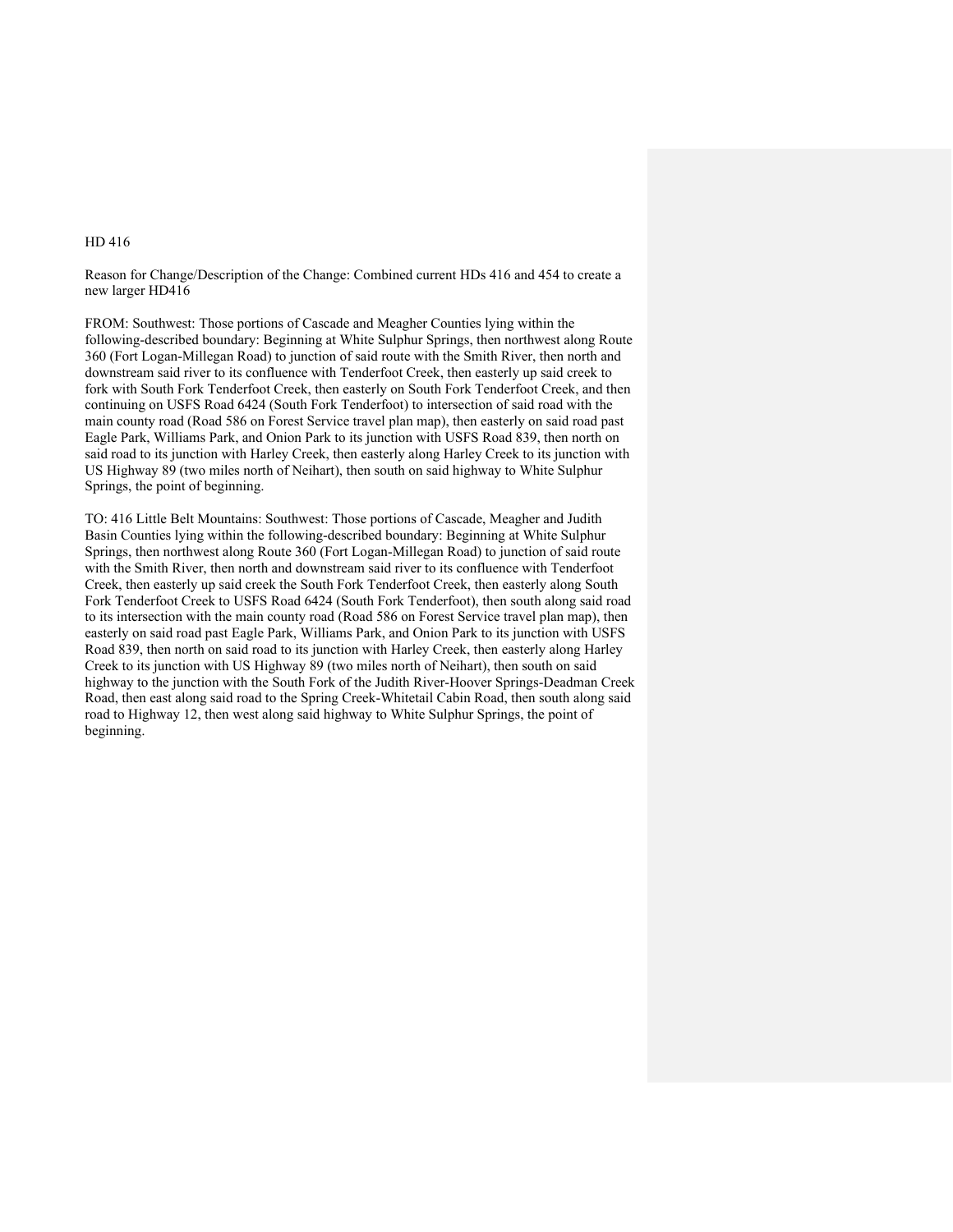HD 416

Reason for Change/Description of the Change: Combined current HDs 416 and 454 to create a new larger HD416

FROM: Southwest: Those portions of Cascade and Meagher Counties lying within the following-described boundary: Beginning at White Sulphur Springs, then northwest along Route 360 (Fort Logan-Millegan Road) to junction of said route with the Smith River, then north and downstream said river to its confluence with Tenderfoot Creek, then easterly up said creek to fork with South Fork Tenderfoot Creek, then easterly on South Fork Tenderfoot Creek, and then continuing on USFS Road 6424 (South Fork Tenderfoot) to intersection of said road with the main county road (Road 586 on Forest Service travel plan map), then easterly on said road past Eagle Park, Williams Park, and Onion Park to its junction with USFS Road 839, then north on said road to its junction with Harley Creek, then easterly along Harley Creek to its junction with US Highway 89 (two miles north of Neihart), then south on said highway to White Sulphur Springs, the point of beginning.

TO: 416 Little Belt Mountains: Southwest: Those portions of Cascade, Meagher and Judith Basin Counties lying within the following-described boundary: Beginning at White Sulphur Springs, then northwest along Route 360 (Fort Logan-Millegan Road) to junction of said route with the Smith River, then north and downstream said river to its confluence with Tenderfoot Creek, then easterly up said creek the South Fork Tenderfoot Creek, then easterly along South Fork Tenderfoot Creek to USFS Road 6424 (South Fork Tenderfoot), then south along said road to its intersection with the main county road (Road 586 on Forest Service travel plan map), then easterly on said road past Eagle Park, Williams Park, and Onion Park to its junction with USFS Road 839, then north on said road to its junction with Harley Creek, then easterly along Harley Creek to its junction with US Highway 89 (two miles north of Neihart), then south on said highway to the junction with the South Fork of the Judith River-Hoover Springs-Deadman Creek Road, then east along said road to the Spring Creek-Whitetail Cabin Road, then south along said road to Highway 12, then west along said highway to White Sulphur Springs, the point of beginning.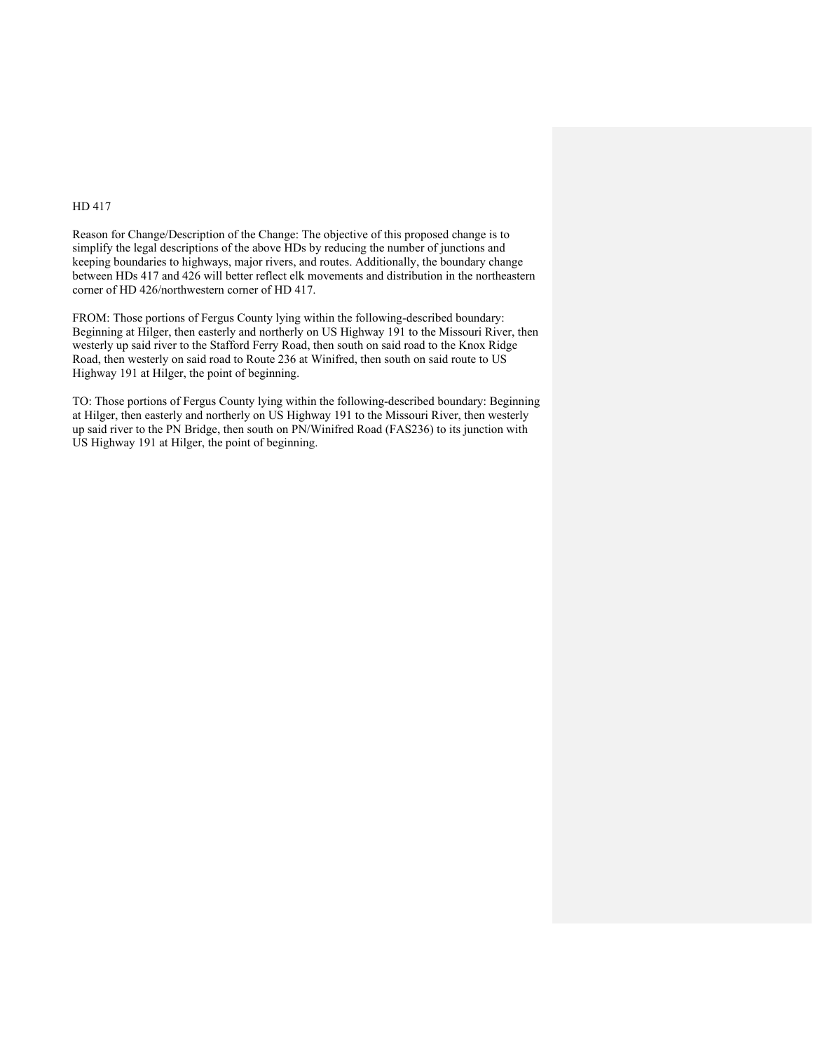HD 417

Reason for Change/Description of the Change: The objective of this proposed change is to simplify the legal descriptions of the above HDs by reducing the number of junctions and keeping boundaries to highways, major rivers, and routes. Additionally, the boundary change between HDs 417 and 426 will better reflect elk movements and distribution in the northeastern corner of HD 426/northwestern corner of HD 417.

FROM: Those portions of Fergus County lying within the following-described boundary: Beginning at Hilger, then easterly and northerly on US Highway 191 to the Missouri River, then westerly up said river to the Stafford Ferry Road, then south on said road to the Knox Ridge Road, then westerly on said road to Route 236 at Winifred, then south on said route to US Highway 191 at Hilger, the point of beginning.

TO: Those portions of Fergus County lying within the following-described boundary: Beginning at Hilger, then easterly and northerly on US Highway 191 to the Missouri River, then westerly up said river to the PN Bridge, then south on PN/Winifred Road (FAS236) to its junction with US Highway 191 at Hilger, the point of beginning.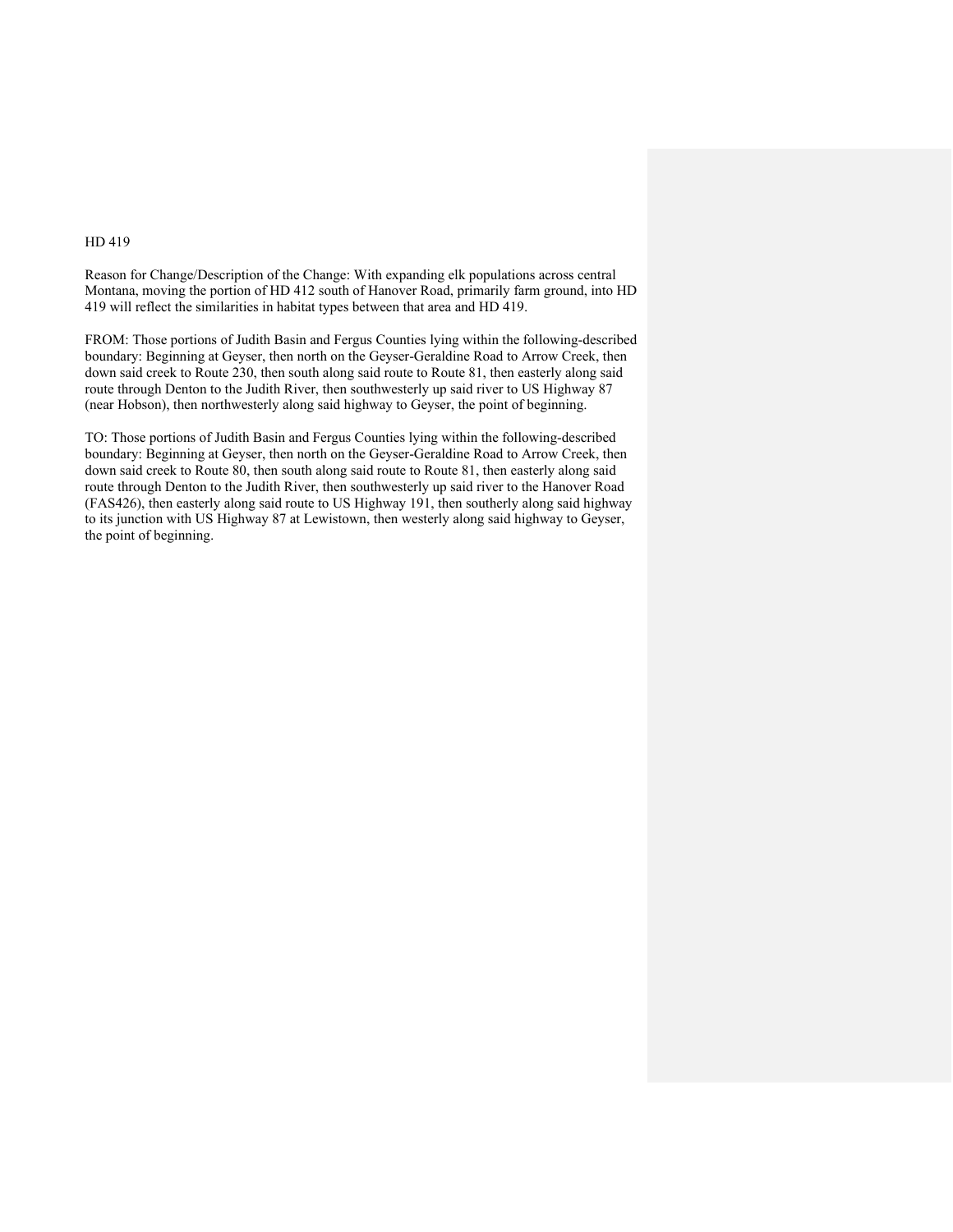HD 419

Reason for Change/Description of the Change: With expanding elk populations across central Montana, moving the portion of HD 412 south of Hanover Road, primarily farm ground, into HD 419 will reflect the similarities in habitat types between that area and HD 419.

FROM: Those portions of Judith Basin and Fergus Counties lying within the following-described boundary: Beginning at Geyser, then north on the Geyser-Geraldine Road to Arrow Creek, then down said creek to Route 230, then south along said route to Route 81, then easterly along said route through Denton to the Judith River, then southwesterly up said river to US Highway 87 (near Hobson), then northwesterly along said highway to Geyser, the point of beginning.

TO: Those portions of Judith Basin and Fergus Counties lying within the following-described boundary: Beginning at Geyser, then north on the Geyser-Geraldine Road to Arrow Creek, then down said creek to Route 80, then south along said route to Route 81, then easterly along said route through Denton to the Judith River, then southwesterly up said river to the Hanover Road (FAS426), then easterly along said route to US Highway 191, then southerly along said highway to its junction with US Highway 87 at Lewistown, then westerly along said highway to Geyser, the point of beginning.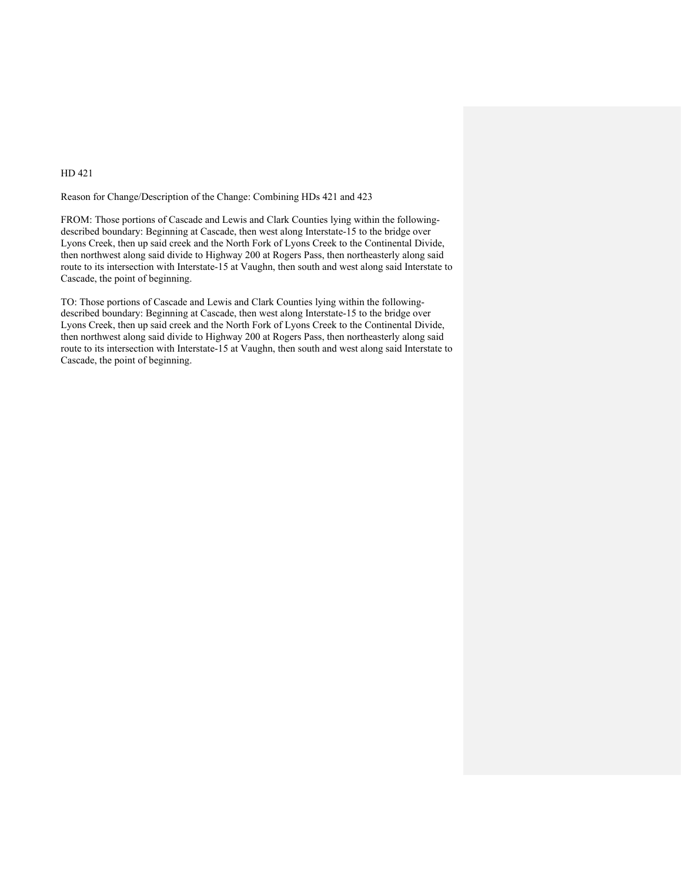HD 421

Reason for Change/Description of the Change: Combining HDs 421 and 423

FROM: Those portions of Cascade and Lewis and Clark Counties lying within the following-described boundary: Beginning at Cascade, then west along Interstate-15 to the bridge over Lyons Creek, then up said creek and the North Fork of Lyons Creek to the Continental Divide, then northwest along said divide to Highway 200 at Rogers Pass, then northeasterly along said route to its intersection with Interstate-15 at Vaughn, then south and west along said Interstate to Cascade, the point of beginning.

TO: Those portions of Cascade and Lewis and Clark Counties lying within the following-described boundary: Beginning at Cascade, then west along Interstate-15 to the bridge over Lyons Creek, then up said creek and the North Fork of Lyons Creek to the Continental Divide, then northwest along said divide to Highway 200 at Rogers Pass, then northeasterly along said route to its intersection with Interstate-15 at Vaughn, then south and west along said Interstate to Cascade, the point of beginning.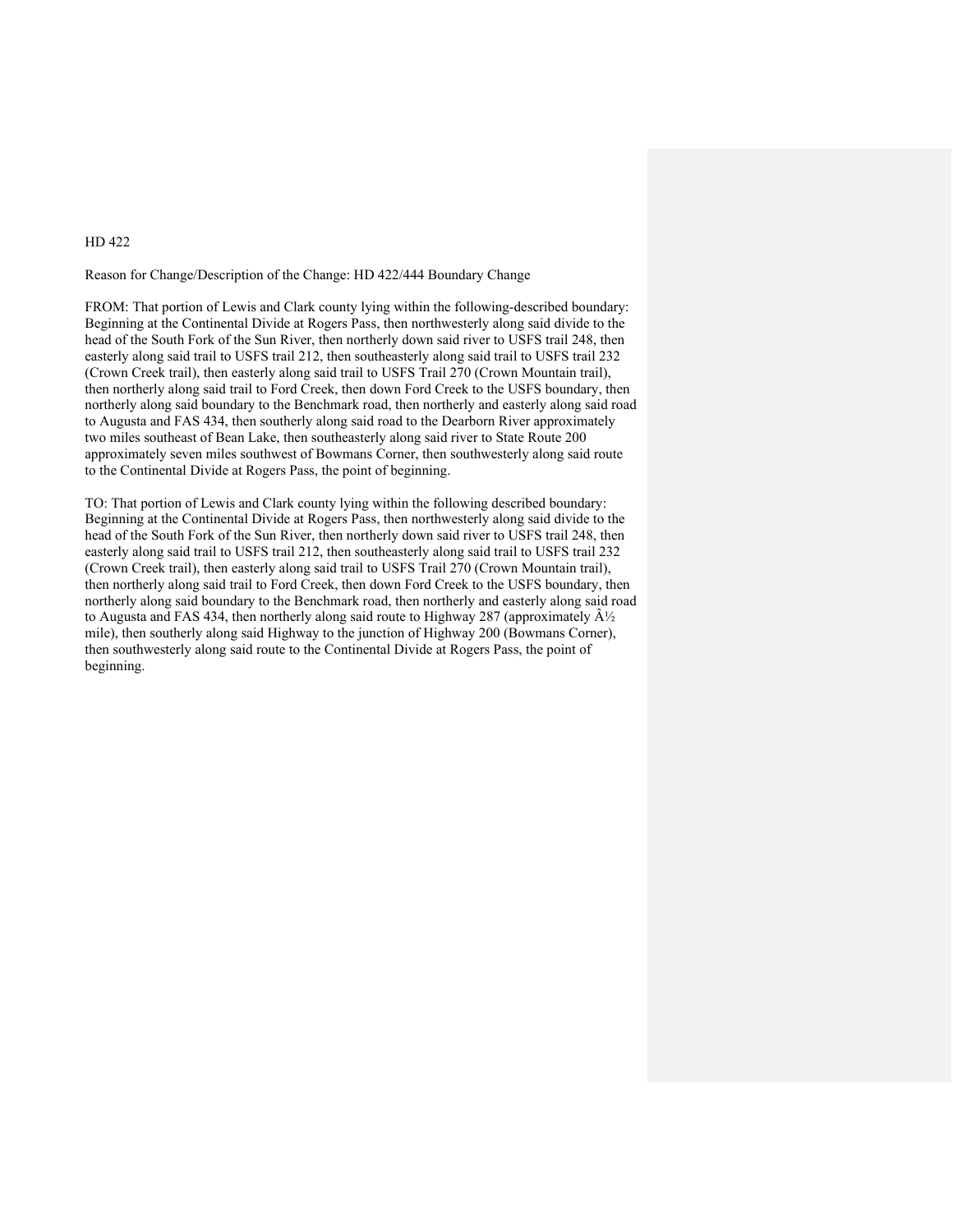HD 422

Reason for Change/Description of the Change: HD 422/444 Boundary Change

FROM: That portion of Lewis and Clark county lying within the following-described boundary: Beginning at the Continental Divide at Rogers Pass, then northwesterly along said divide to the head of the South Fork of the Sun River, then northerly down said river to USFS trail 248, then easterly along said trail to USFS trail 212, then southeasterly along said trail to USFS trail 232 (Crown Creek trail), then easterly along said trail to USFS Trail 270 (Crown Mountain trail), then northerly along said trail to Ford Creek, then down Ford Creek to the USFS boundary, then northerly along said boundary to the Benchmark road, then northerly and easterly along said road to Augusta and FAS 434, then southerly along said road to the Dearborn River approximately two miles southeast of Bean Lake, then southeasterly along said river to State Route 200 approximately seven miles southwest of Bowmans Corner, then southwesterly along said route to the Continental Divide at Rogers Pass, the point of beginning.

TO: That portion of Lewis and Clark county lying within the following described boundary: Beginning at the Continental Divide at Rogers Pass, then northwesterly along said divide to the head of the South Fork of the Sun River, then northerly down said river to USFS trail 248, then easterly along said trail to USFS trail 212, then southeasterly along said trail to USFS trail 232 (Crown Creek trail), then easterly along said trail to USFS Trail 270 (Crown Mountain trail), then northerly along said trail to Ford Creek, then down Ford Creek to the USFS boundary, then northerly along said boundary to the Benchmark road, then northerly and easterly along said road to Augusta and FAS 434, then northerly along said route to Highway 287 (approximately Â½ mile), then southerly along said Highway to the junction of Highway 200 (Bowmans Corner), then southwesterly along said route to the Continental Divide at Rogers Pass, the point of beginning.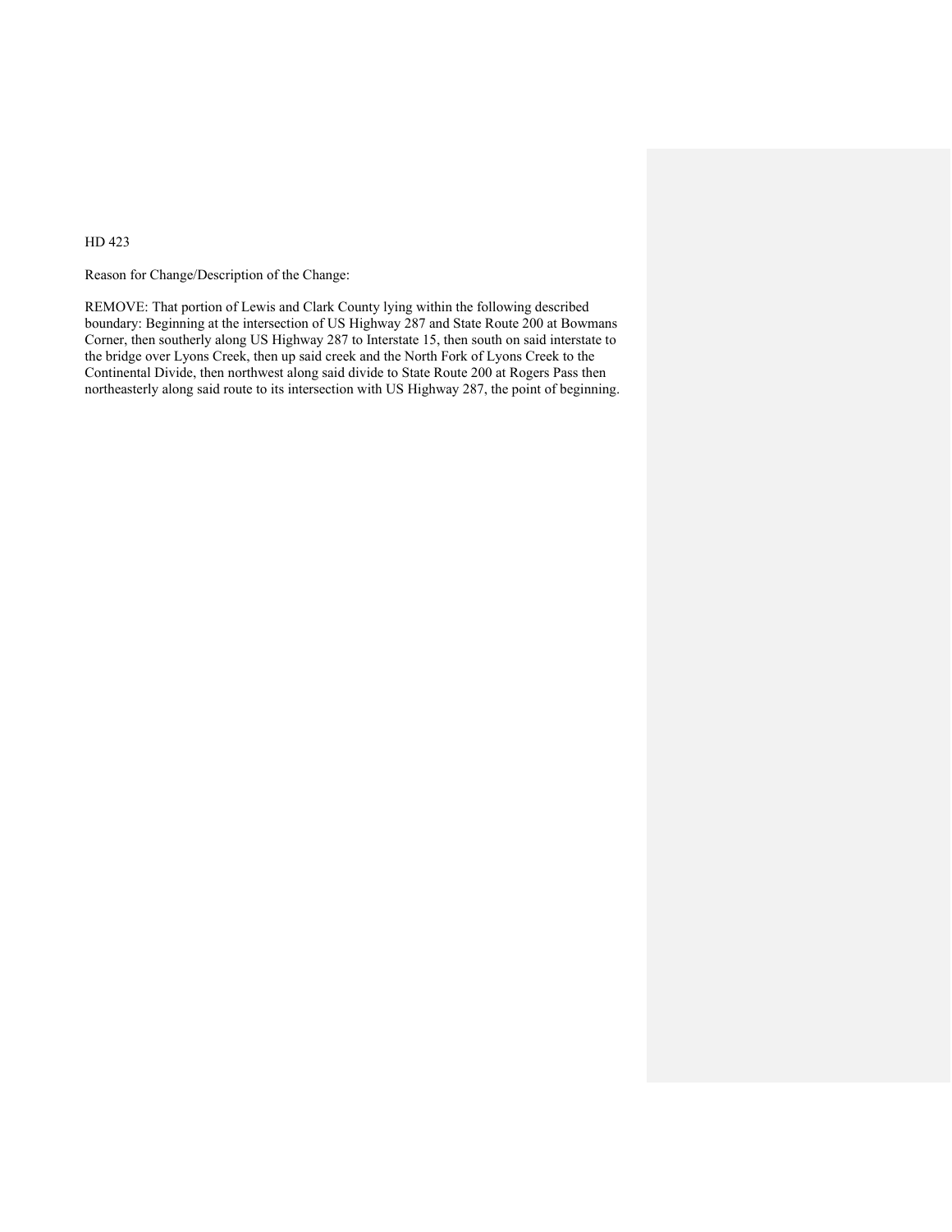HD 423

Reason for Change/Description of the Change:

REMOVE: That portion of Lewis and Clark County lying within the following described boundary: Beginning at the intersection of US Highway 287 and State Route 200 at Bowmans Corner, then southerly along US Highway 287 to Interstate 15, then south on said interstate to the bridge over Lyons Creek, then up said creek and the North Fork of Lyons Creek to the Continental Divide, then northwest along said divide to State Route 200 at Rogers Pass then northeasterly along said route to its intersection with US Highway 287, the point of beginning.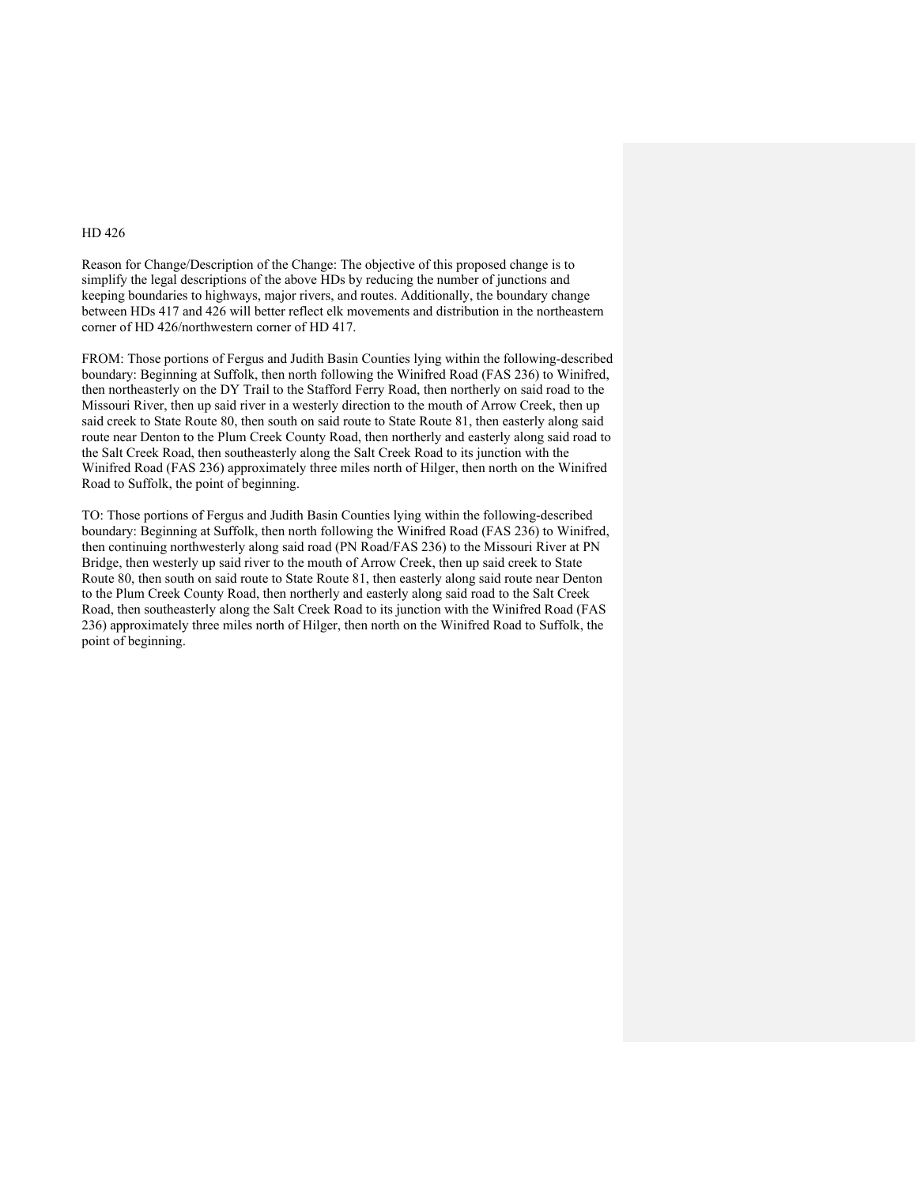HD 426

Reason for Change/Description of the Change: The objective of this proposed change is to simplify the legal descriptions of the above HDs by reducing the number of junctions and keeping boundaries to highways, major rivers, and routes. Additionally, the boundary change between HDs 417 and 426 will better reflect elk movements and distribution in the northeastern corner of HD 426/northwestern corner of HD 417.

FROM: Those portions of Fergus and Judith Basin Counties lying within the following-described boundary: Beginning at Suffolk, then north following the Winifred Road (FAS 236) to Winifred, then northeasterly on the DY Trail to the Stafford Ferry Road, then northerly on said road to the Missouri River, then up said river in a westerly direction to the mouth of Arrow Creek, then up said creek to State Route 80, then south on said route to State Route 81, then easterly along said route near Denton to the Plum Creek County Road, then northerly and easterly along said road to the Salt Creek Road, then southeasterly along the Salt Creek Road to its junction with the Winifred Road (FAS 236) approximately three miles north of Hilger, then north on the Winifred Road to Suffolk, the point of beginning.

TO: Those portions of Fergus and Judith Basin Counties lying within the following-described boundary: Beginning at Suffolk, then north following the Winifred Road (FAS 236) to Winifred, then continuing northwesterly along said road (PN Road/FAS 236) to the Missouri River at PN Bridge, then westerly up said river to the mouth of Arrow Creek, then up said creek to State Route 80, then south on said route to State Route 81, then easterly along said route near Denton to the Plum Creek County Road, then northerly and easterly along said road to the Salt Creek Road, then southeasterly along the Salt Creek Road to its junction with the Winifred Road (FAS 236) approximately three miles north of Hilger, then north on the Winifred Road to Suffolk, the point of beginning.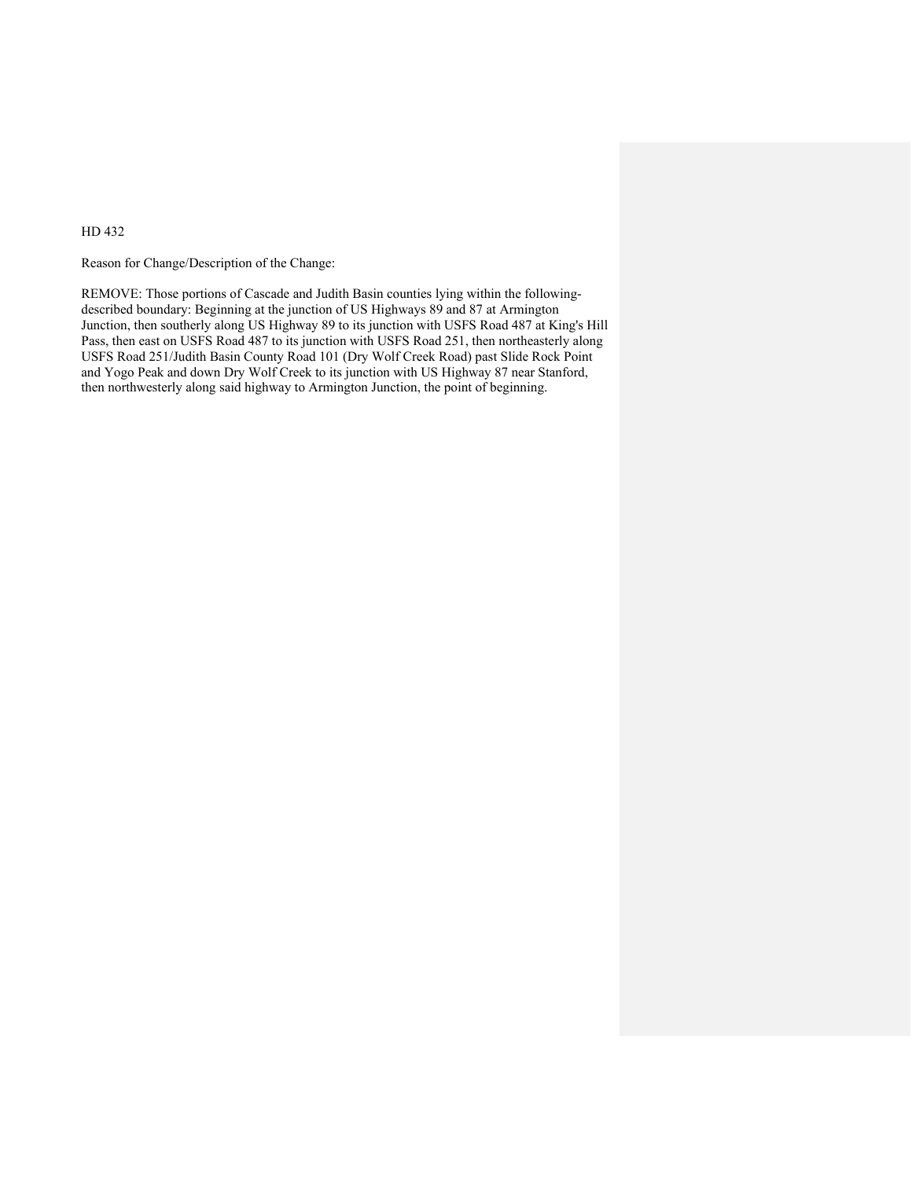HD 432

Reason for Change/Description of the Change:

REMOVE: Those portions of Cascade and Judith Basin counties lying within the following-described boundary: Beginning at the junction of US Highways 89 and 87 at Armington Junction, then southerly along US Highway 89 to its junction with USFS Road 487 at King's Hill Pass, then east on USFS Road 487 to its junction with USFS Road 251, then northeasterly along USFS Road 251/Judith Basin County Road 101 (Dry Wolf Creek Road) past Slide Rock Point and Yogo Peak and down Dry Wolf Creek to its junction with US Highway 87 near Stanford, then northwesterly along said highway to Armington Junction, the point of beginning.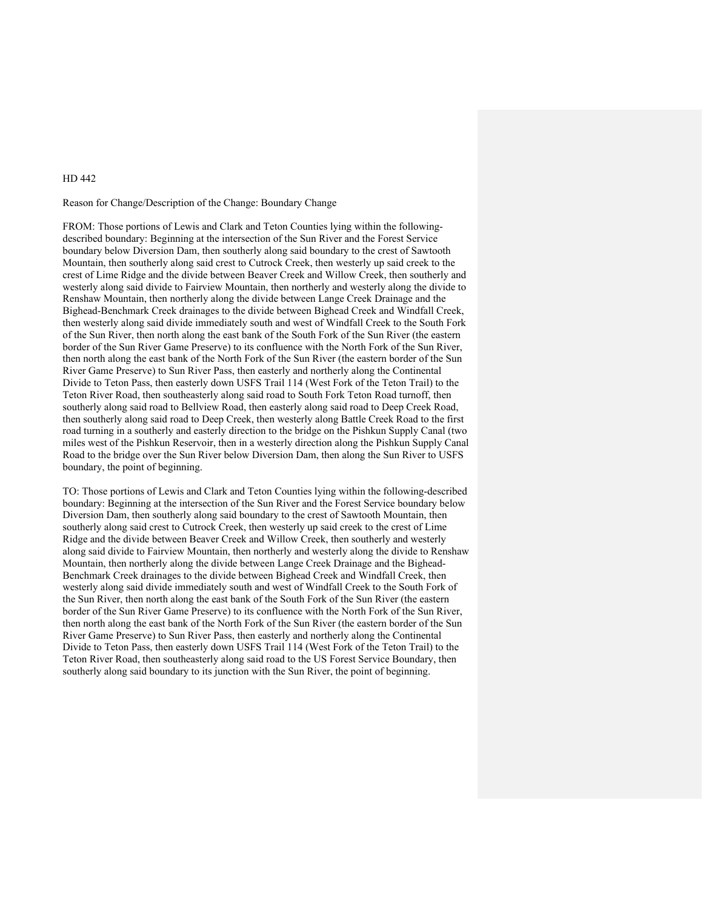HD 442

Reason for Change/Description of the Change: Boundary Change

FROM: Those portions of Lewis and Clark and Teton Counties lying within the following-described boundary: Beginning at the intersection of the Sun River and the Forest Service boundary below Diversion Dam, then southerly along said boundary to the crest of Sawtooth Mountain, then southerly along said crest to Cutrock Creek, then westerly up said creek to the crest of Lime Ridge and the divide between Beaver Creek and Willow Creek, then southerly and westerly along said divide to Fairview Mountain, then northerly and westerly along the divide to Renshaw Mountain, then northerly along the divide between Lange Creek Drainage and the Bighead-Benchmark Creek drainages to the divide between Bighead Creek and Windfall Creek, then westerly along said divide immediately south and west of Windfall Creek to the South Fork of the Sun River, then north along the east bank of the South Fork of the Sun River (the eastern border of the Sun River Game Preserve) to its confluence with the North Fork of the Sun River, then north along the east bank of the North Fork of the Sun River (the eastern border of the Sun River Game Preserve) to Sun River Pass, then easterly and northerly along the Continental Divide to Teton Pass, then easterly down USFS Trail 114 (West Fork of the Teton Trail) to the Teton River Road, then southeasterly along said road to South Fork Teton Road turnoff, then southerly along said road to Bellview Road, then easterly along said road to Deep Creek Road, then southerly along said road to Deep Creek, then westerly along Battle Creek Road to the first road turning in a southerly and easterly direction to the bridge on the Pishkun Supply Canal (two miles west of the Pishkun Reservoir, then in a westerly direction along the Pishkun Supply Canal Road to the bridge over the Sun River below Diversion Dam, then along the Sun River to USFS boundary, the point of beginning.

TO: Those portions of Lewis and Clark and Teton Counties lying within the following-described boundary: Beginning at the intersection of the Sun River and the Forest Service boundary below Diversion Dam, then southerly along said boundary to the crest of Sawtooth Mountain, then southerly along said crest to Cutrock Creek, then westerly up said creek to the crest of Lime Ridge and the divide between Beaver Creek and Willow Creek, then southerly and westerly along said divide to Fairview Mountain, then northerly and westerly along the divide to Renshaw Mountain, then northerly along the divide between Lange Creek Drainage and the Bighead-Benchmark Creek drainages to the divide between Bighead Creek and Windfall Creek, then westerly along said divide immediately south and west of Windfall Creek to the South Fork of the Sun River, then north along the east bank of the South Fork of the Sun River (the eastern border of the Sun River Game Preserve) to its confluence with the North Fork of the Sun River, then north along the east bank of the North Fork of the Sun River (the eastern border of the Sun River Game Preserve) to Sun River Pass, then easterly and northerly along the Continental Divide to Teton Pass, then easterly down USFS Trail 114 (West Fork of the Teton Trail) to the Teton River Road, then southeasterly along said road to the US Forest Service Boundary, then southerly along said boundary to its junction with the Sun River, the point of beginning.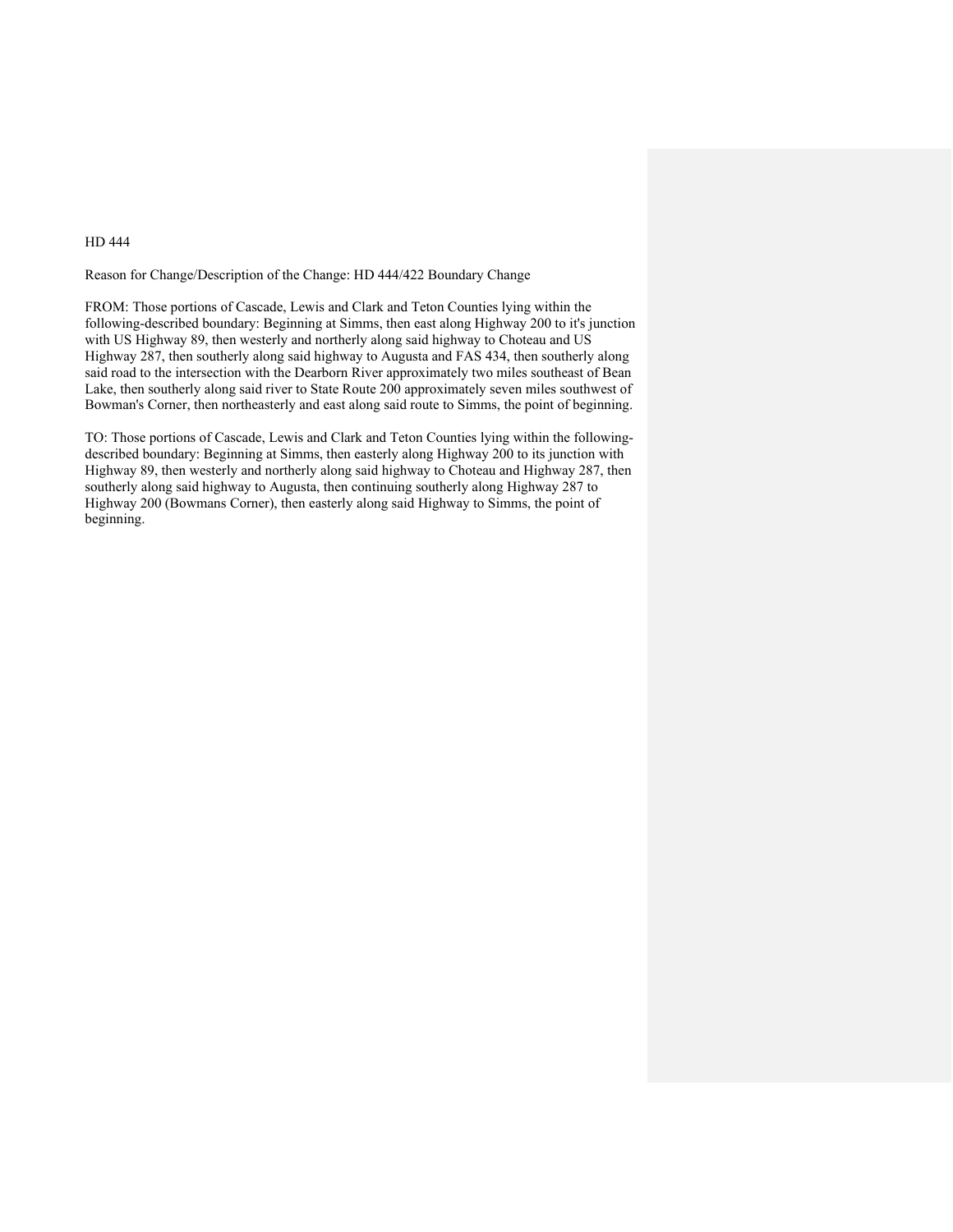HD 444

Reason for Change/Description of the Change: HD 444/422 Boundary Change

FROM: Those portions of Cascade, Lewis and Clark and Teton Counties lying within the following-described boundary: Beginning at Simms, then east along Highway 200 to it's junction with US Highway 89, then westerly and northerly along said highway to Choteau and US Highway 287, then southerly along said highway to Augusta and FAS 434, then southerly along said road to the intersection with the Dearborn River approximately two miles southeast of Bean Lake, then southerly along said river to State Route 200 approximately seven miles southwest of Bowman's Corner, then northeasterly and east along said route to Simms, the point of beginning.

TO: Those portions of Cascade, Lewis and Clark and Teton Counties lying within the following-described boundary: Beginning at Simms, then easterly along Highway 200 to its junction with Highway 89, then westerly and northerly along said highway to Choteau and Highway 287, then southerly along said highway to Augusta, then continuing southerly along Highway 287 to Highway 200 (Bowmans Corner), then easterly along said Highway to Simms, the point of beginning.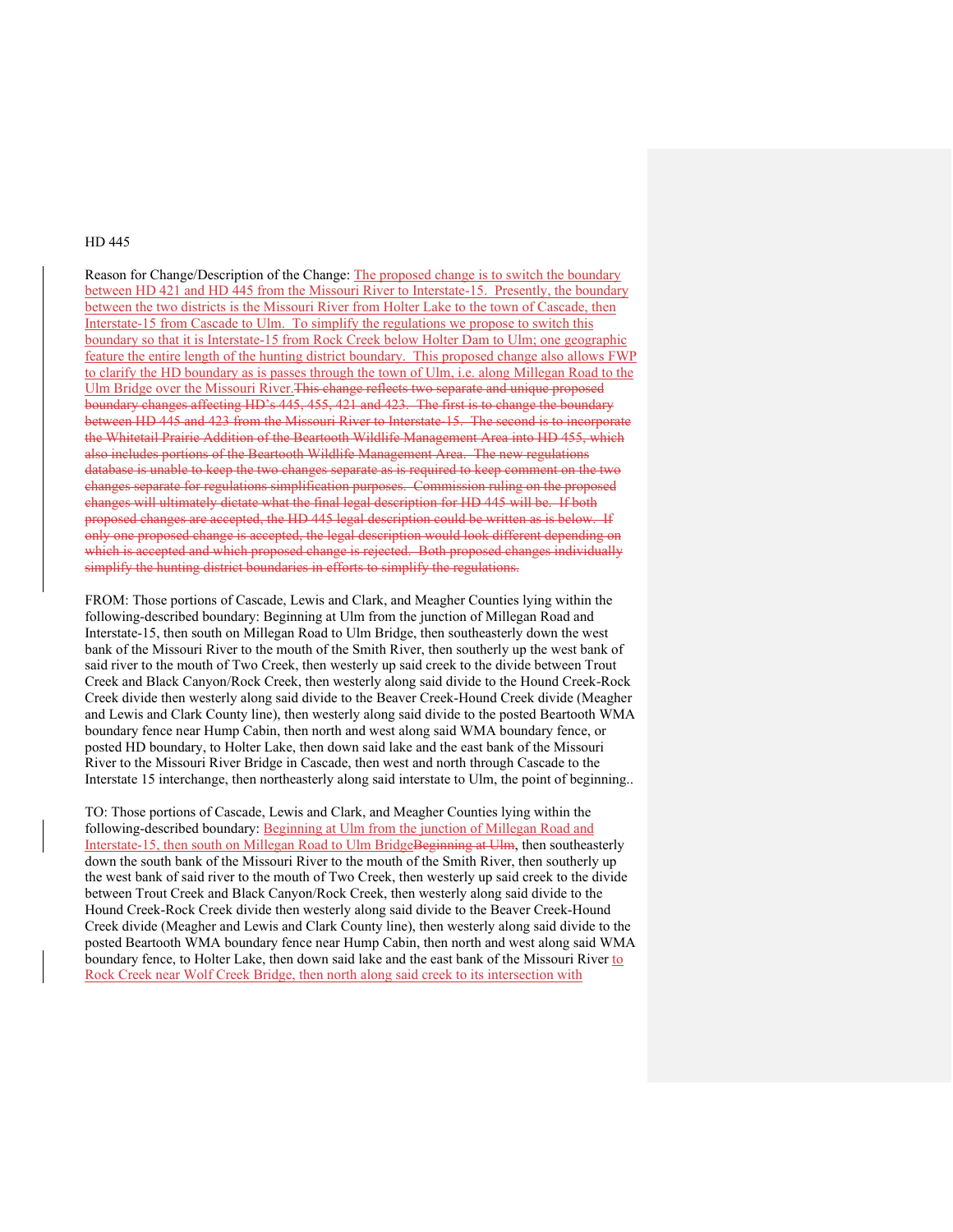HD 445

Reason for Change/Description of the Change: The proposed change is to switch the boundary between HD 421 and HD 445 from the Missouri River to Interstate-15. Presently, the boundary between the two districts is the Missouri River from Holter Lake to the town of Cascade, then Interstate-15 from Cascade to Ulm. To simplify the regulations we propose to switch this boundary so that it is Interstate-15 from Rock Creek below Holter Dam to Ulm; one geographic feature the entire length of the hunting district boundary. This proposed change also allows FWP to clarify the HD boundary as is passes through the town of Ulm, i.e. along Millegan Road to the Ulm Bridge over the Missouri River.~~This change reflects two separate and unique proposed boundary changes affecting HD's 445, 455, 421 and 423. The first is to change the boundary between HD 445 and 423 from the Missouri River to Interstate-15. The second is to incorporate the Whitetail Prairie Addition of the Beartooth Wildlife Management Area into HD 455, which also includes portions of the Beartooth Wildlife Management Area. The new regulations database is unable to keep the two changes separate as is required to keep comment on the two changes separate for regulations simplification purposes. Commission ruling on the proposed changes will ultimately dictate what the final legal description for HD 445 will be. If both proposed changes are accepted, the HD 445 legal description could be written as is below. If only one proposed change is accepted, the legal description would look different depending on which is accepted and which proposed change is rejected. Both proposed changes individually simplify the hunting district boundaries in efforts to simplify the regulations.~~

FROM: Those portions of Cascade, Lewis and Clark, and Meagher Counties lying within the following-described boundary: Beginning at Ulm from the junction of Millegan Road and Interstate-15, then south on Millegan Road to Ulm Bridge, then southeasterly down the west bank of the Missouri River to the mouth of the Smith River, then southerly up the west bank of said river to the mouth of Two Creek, then westerly up said creek to the divide between Trout Creek and Black Canyon/Rock Creek, then westerly along said divide to the Hound Creek-Rock Creek divide then westerly along said divide to the Beaver Creek-Hound Creek divide (Meagher and Lewis and Clark County line), then westerly along said divide to the posted Beartooth WMA boundary fence near Hump Cabin, then north and west along said WMA boundary fence, or posted HD boundary, to Holter Lake, then down said lake and the east bank of the Missouri River to the Missouri River Bridge in Cascade, then west and north through Cascade to the Interstate 15 interchange, then northeasterly along said interstate to Ulm, the point of beginning..

TO: Those portions of Cascade, Lewis and Clark, and Meagher Counties lying within the following-described boundary: Beginning at Ulm from the junction of Millegan Road and Interstate-15, then south on Millegan Road to Ulm Bridge~~Beginning at Ulm~~, then southeasterly down the south bank of the Missouri River to the mouth of the Smith River, then southerly up the west bank of said river to the mouth of Two Creek, then westerly up said creek to the divide between Trout Creek and Black Canyon/Rock Creek, then westerly along said divide to the Hound Creek-Rock Creek divide then westerly along said divide to the Beaver Creek-Hound Creek divide (Meagher and Lewis and Clark County line), then westerly along said divide to the posted Beartooth WMA boundary fence near Hump Cabin, then north and west along said WMA boundary fence, to Holter Lake, then down said lake and the east bank of the Missouri River to Rock Creek near Wolf Creek Bridge, then north along said creek to its intersection with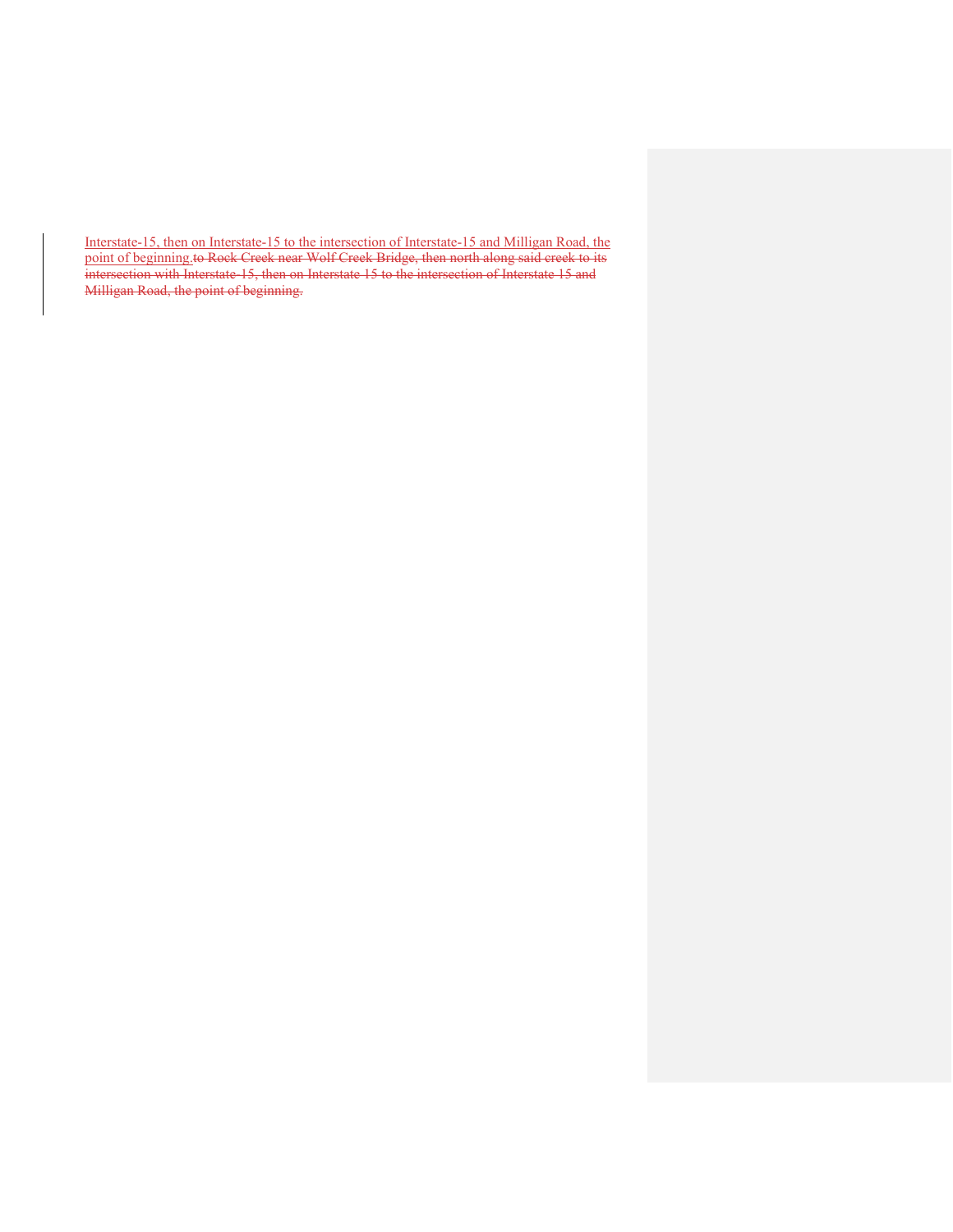Interstate-15, then on Interstate-15 to the intersection of Interstate-15 and Milligan Road, the point of beginning.~~to Rock Creek near Wolf Creek Bridge, then north along said creek to its intersection with Interstate-15, then on Interstate 15 to the intersection of Interstate 15 and Milligan Road, the point of beginning.~~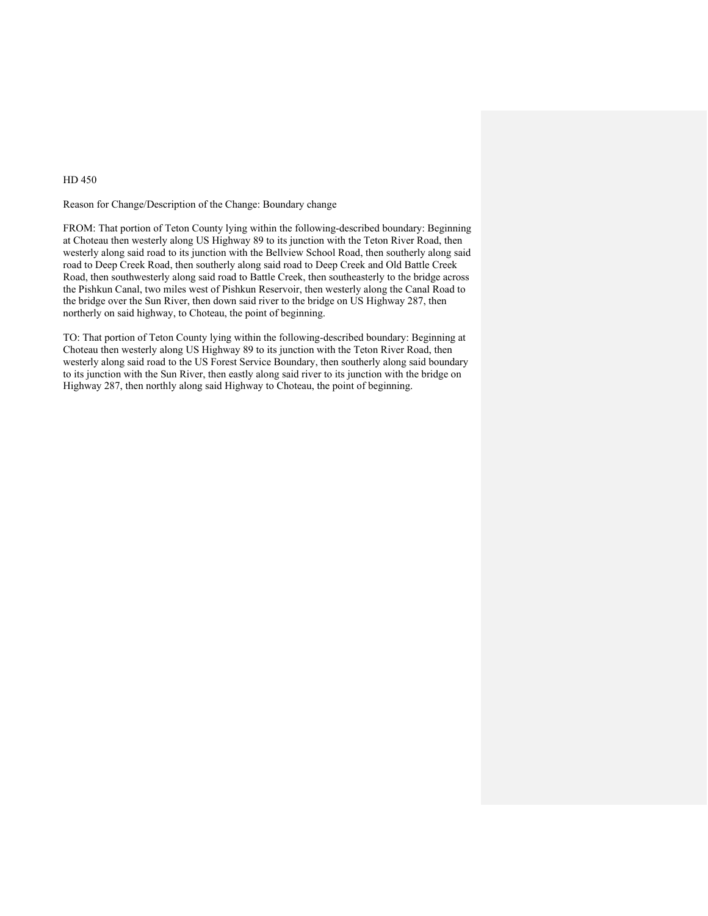HD 450

Reason for Change/Description of the Change: Boundary change

FROM: That portion of Teton County lying within the following-described boundary: Beginning at Choteau then westerly along US Highway 89 to its junction with the Teton River Road, then westerly along said road to its junction with the Bellview School Road, then southerly along said road to Deep Creek Road, then southerly along said road to Deep Creek and Old Battle Creek Road, then southwesterly along said road to Battle Creek, then southeasterly to the bridge across the Pishkun Canal, two miles west of Pishkun Reservoir, then westerly along the Canal Road to the bridge over the Sun River, then down said river to the bridge on US Highway 287, then northerly on said highway, to Choteau, the point of beginning.

TO: That portion of Teton County lying within the following-described boundary: Beginning at Choteau then westerly along US Highway 89 to its junction with the Teton River Road, then westerly along said road to the US Forest Service Boundary, then southerly along said boundary to its junction with the Sun River, then eastly along said river to its junction with the bridge on Highway 287, then northly along said Highway to Choteau, the point of beginning.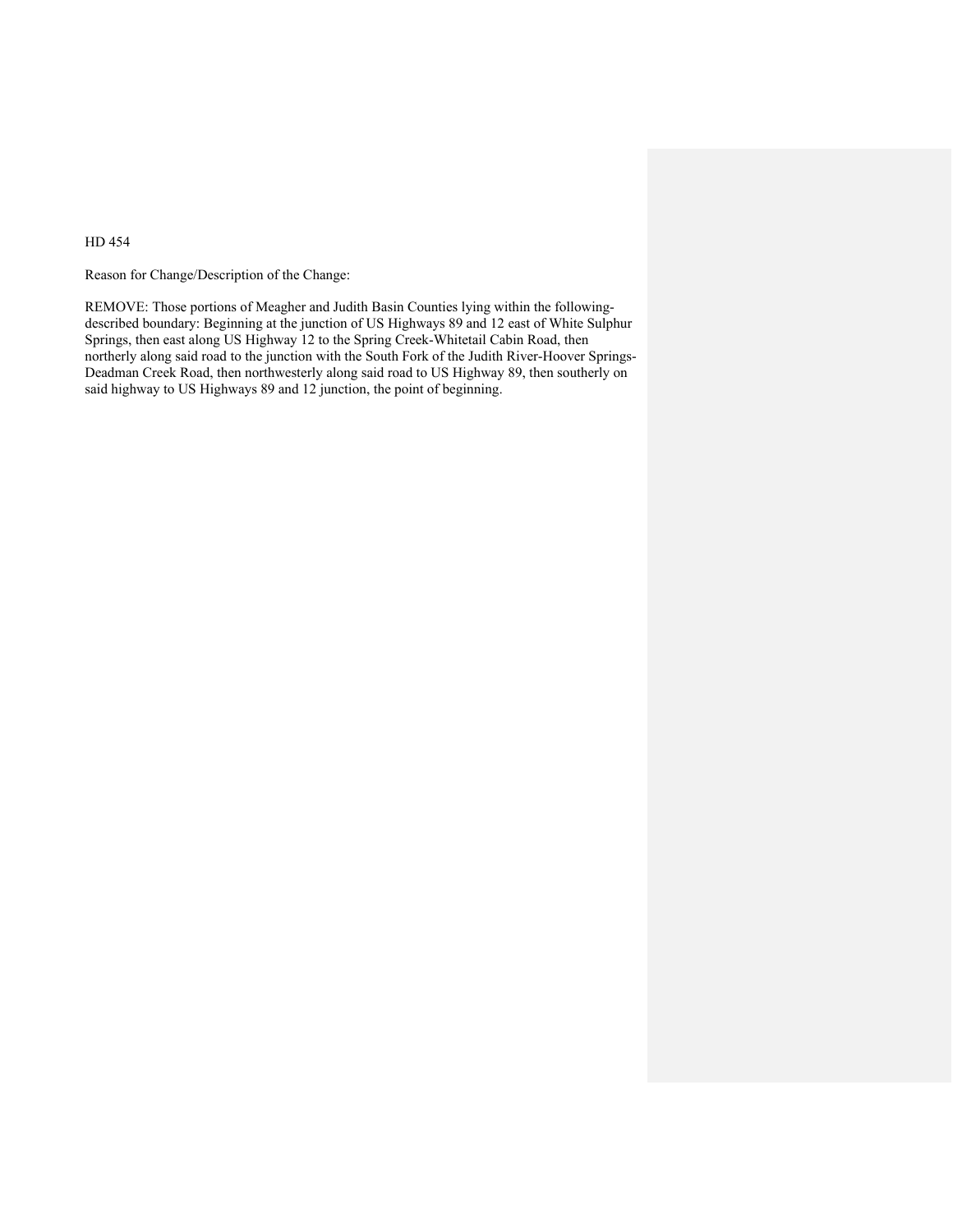HD 454

Reason for Change/Description of the Change:

REMOVE: Those portions of Meagher and Judith Basin Counties lying within the following-described boundary: Beginning at the junction of US Highways 89 and 12 east of White Sulphur Springs, then east along US Highway 12 to the Spring Creek-Whitetail Cabin Road, then northerly along said road to the junction with the South Fork of the Judith River-Hoover Springs-Deadman Creek Road, then northwesterly along said road to US Highway 89, then southerly on said highway to US Highways 89 and 12 junction, the point of beginning.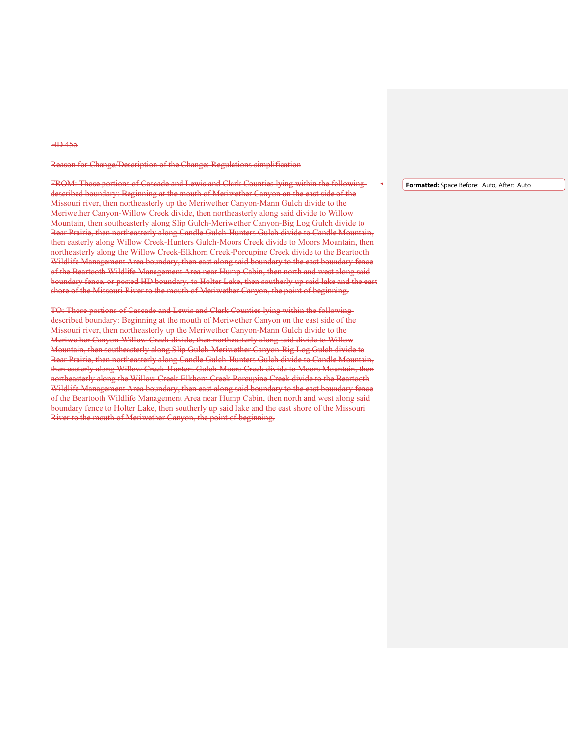~~HD 455~~

~~Reason for Change/Description of the Change: Regulations simplification~~

~~FROM: Those portions of Cascade and Lewis and Clark Counties lying within the following-described boundary: Beginning at the mouth of Meriwether Canyon on the east side of the Missouri river, then northeasterly up the Meriwether Canyon-Mann Gulch divide to the Meriwether Canyon-Willow Creek divide, then northeasterly along said divide to Willow Mountain, then southeasterly along Slip Gulch-Meriwether Canyon-Big Log Gulch divide to Bear Prairie, then northeasterly along Candle Gulch-Hunters Gulch divide to Candle Mountain, then easterly along Willow Creek-Hunters Gulch-Moors Creek divide to Moors Mountain, then northeasterly along the Willow Creek-Elkhorn Creek-Porcupine Creek divide to the Beartooth Wildlife Management Area boundary, then east along said boundary to the east boundary fence of the Beartooth Wildlife Management Area near Hump Cabin, then north and west along said boundary fence, or posted HD boundary, to Holter Lake, then southerly up said lake and the east shore of the Missouri River to the mouth of Meriwether Canyon, the point of beginning.~~

~~TO: Those portions of Cascade and Lewis and Clark Counties lying within the following-described boundary: Beginning at the mouth of Meriwether Canyon on the east side of the Missouri river, then northeasterly up the Meriwether Canyon-Mann Gulch divide to the Meriwether Canyon-Willow Creek divide, then northeasterly along said divide to Willow Mountain, then southeasterly along Slip Gulch-Meriwether Canyon-Big Log Gulch divide to Bear Prairie, then northeasterly along Candle Gulch-Hunters Gulch divide to Candle Mountain, then easterly along Willow Creek-Hunters Gulch-Moors Creek divide to Moors Mountain, then northeasterly along the Willow Creek-Elkhorn Creek-Porcupine Creek divide to the Beartooth Wildlife Management Area boundary, then east along said boundary to the east boundary fence of the Beartooth Wildlife Management Area near Hump Cabin, then north and west along said boundary fence to Holter Lake, then southerly up said lake and the east shore of the Missouri River to the mouth of Meriwether Canyon, the point of beginning.~~

**Formatted:** Space Before: Auto, After: Auto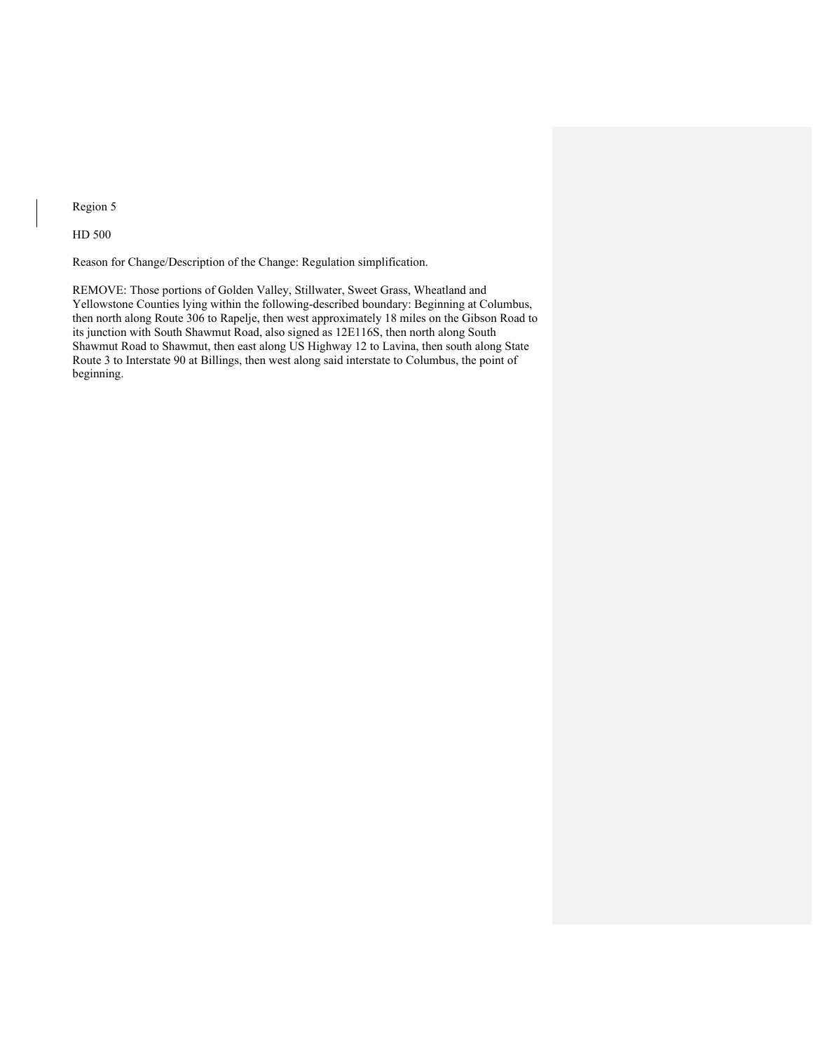Region 5

HD 500

Reason for Change/Description of the Change: Regulation simplification.

REMOVE: Those portions of Golden Valley, Stillwater, Sweet Grass, Wheatland and Yellowstone Counties lying within the following-described boundary: Beginning at Columbus, then north along Route 306 to Rapelje, then west approximately 18 miles on the Gibson Road to its junction with South Shawmut Road, also signed as 12E116S, then north along South Shawmut Road to Shawmut, then east along US Highway 12 to Lavina, then south along State Route 3 to Interstate 90 at Billings, then west along said interstate to Columbus, the point of beginning.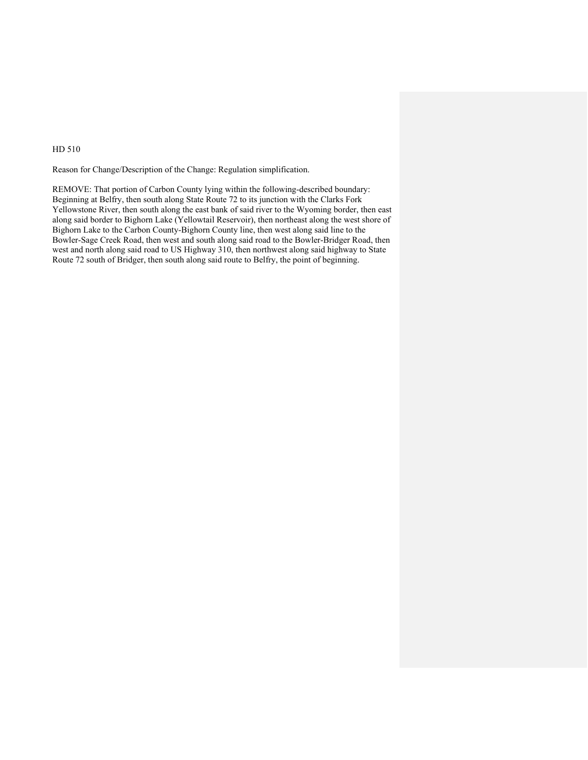HD 510

Reason for Change/Description of the Change: Regulation simplification.

REMOVE: That portion of Carbon County lying within the following-described boundary: Beginning at Belfry, then south along State Route 72 to its junction with the Clarks Fork Yellowstone River, then south along the east bank of said river to the Wyoming border, then east along said border to Bighorn Lake (Yellowtail Reservoir), then northeast along the west shore of Bighorn Lake to the Carbon County-Bighorn County line, then west along said line to the Bowler-Sage Creek Road, then west and south along said road to the Bowler-Bridger Road, then west and north along said road to US Highway 310, then northwest along said highway to State Route 72 south of Bridger, then south along said route to Belfry, the point of beginning.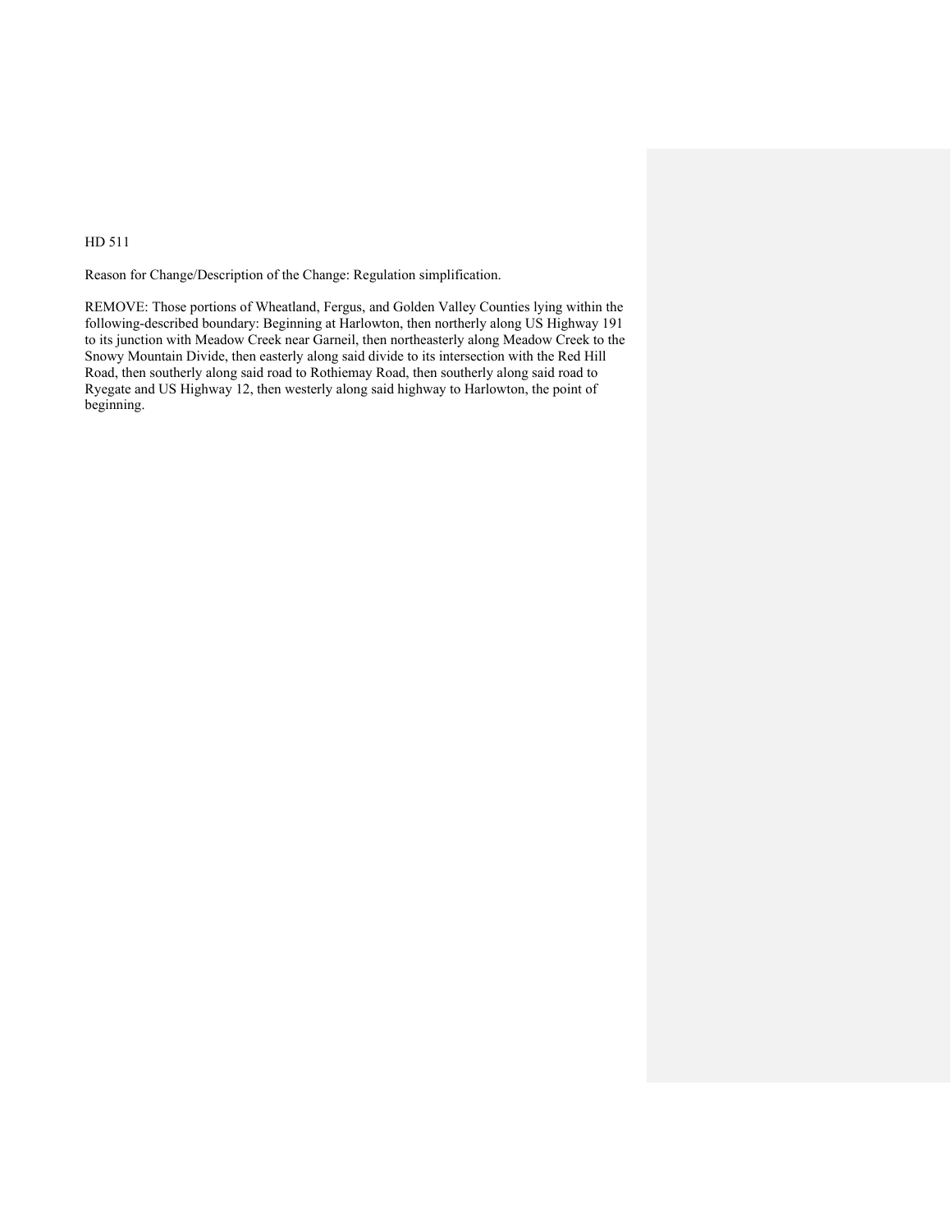HD 511

Reason for Change/Description of the Change: Regulation simplification.

REMOVE: Those portions of Wheatland, Fergus, and Golden Valley Counties lying within the following-described boundary: Beginning at Harlowton, then northerly along US Highway 191 to its junction with Meadow Creek near Garneil, then northeasterly along Meadow Creek to the Snowy Mountain Divide, then easterly along said divide to its intersection with the Red Hill Road, then southerly along said road to Rothiemay Road, then southerly along said road to Ryegate and US Highway 12, then westerly along said highway to Harlowton, the point of beginning.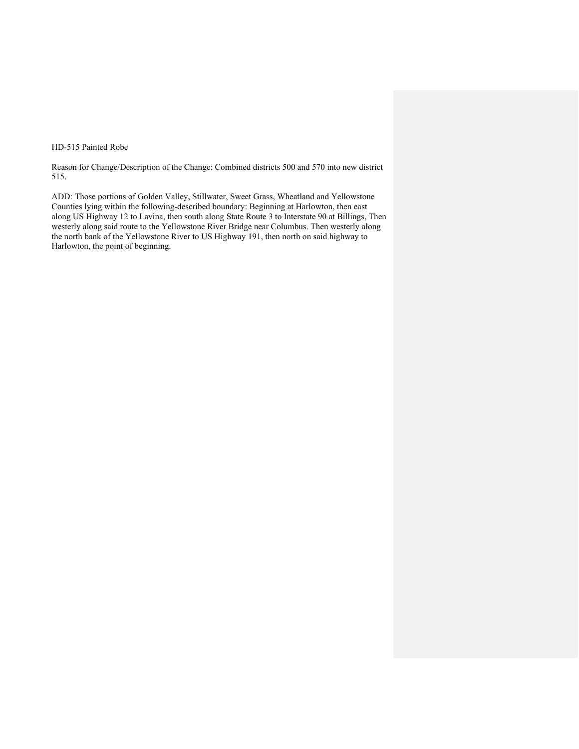HD-515 Painted Robe

Reason for Change/Description of the Change: Combined districts 500 and 570 into new district 515.

ADD: Those portions of Golden Valley, Stillwater, Sweet Grass, Wheatland and Yellowstone Counties lying within the following-described boundary: Beginning at Harlowton, then east along US Highway 12 to Lavina, then south along State Route 3 to Interstate 90 at Billings, Then westerly along said route to the Yellowstone River Bridge near Columbus. Then westerly along the north bank of the Yellowstone River to US Highway 191, then north on said highway to Harlowton, the point of beginning.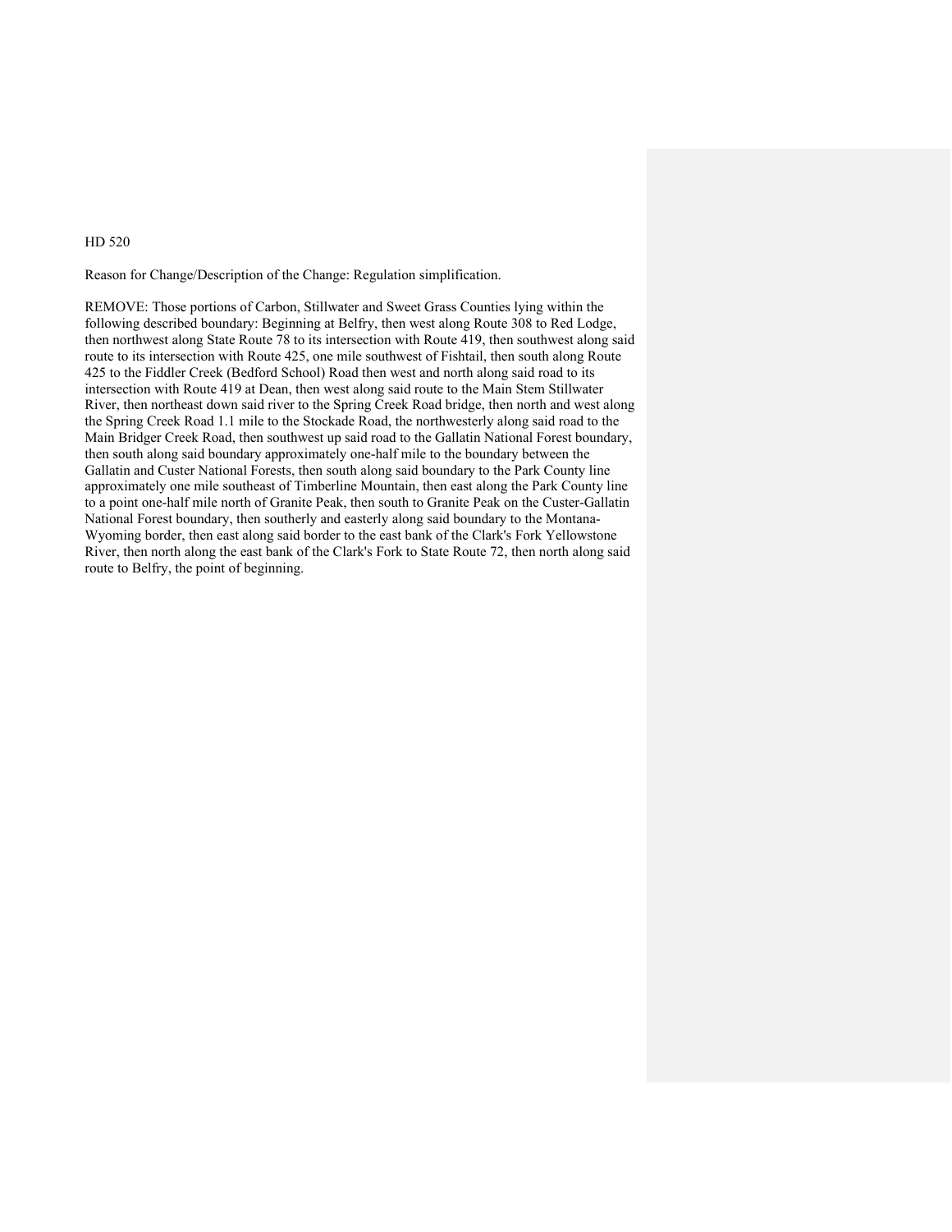HD 520

Reason for Change/Description of the Change: Regulation simplification.

REMOVE: Those portions of Carbon, Stillwater and Sweet Grass Counties lying within the following described boundary: Beginning at Belfry, then west along Route 308 to Red Lodge, then northwest along State Route 78 to its intersection with Route 419, then southwest along said route to its intersection with Route 425, one mile southwest of Fishtail, then south along Route 425 to the Fiddler Creek (Bedford School) Road then west and north along said road to its intersection with Route 419 at Dean, then west along said route to the Main Stem Stillwater River, then northeast down said river to the Spring Creek Road bridge, then north and west along the Spring Creek Road 1.1 mile to the Stockade Road, the northwesterly along said road to the Main Bridger Creek Road, then southwest up said road to the Gallatin National Forest boundary, then south along said boundary approximately one-half mile to the boundary between the Gallatin and Custer National Forests, then south along said boundary to the Park County line approximately one mile southeast of Timberline Mountain, then east along the Park County line to a point one-half mile north of Granite Peak, then south to Granite Peak on the Custer-Gallatin National Forest boundary, then southerly and easterly along said boundary to the Montana-Wyoming border, then east along said border to the east bank of the Clark's Fork Yellowstone River, then north along the east bank of the Clark's Fork to State Route 72, then north along said route to Belfry, the point of beginning.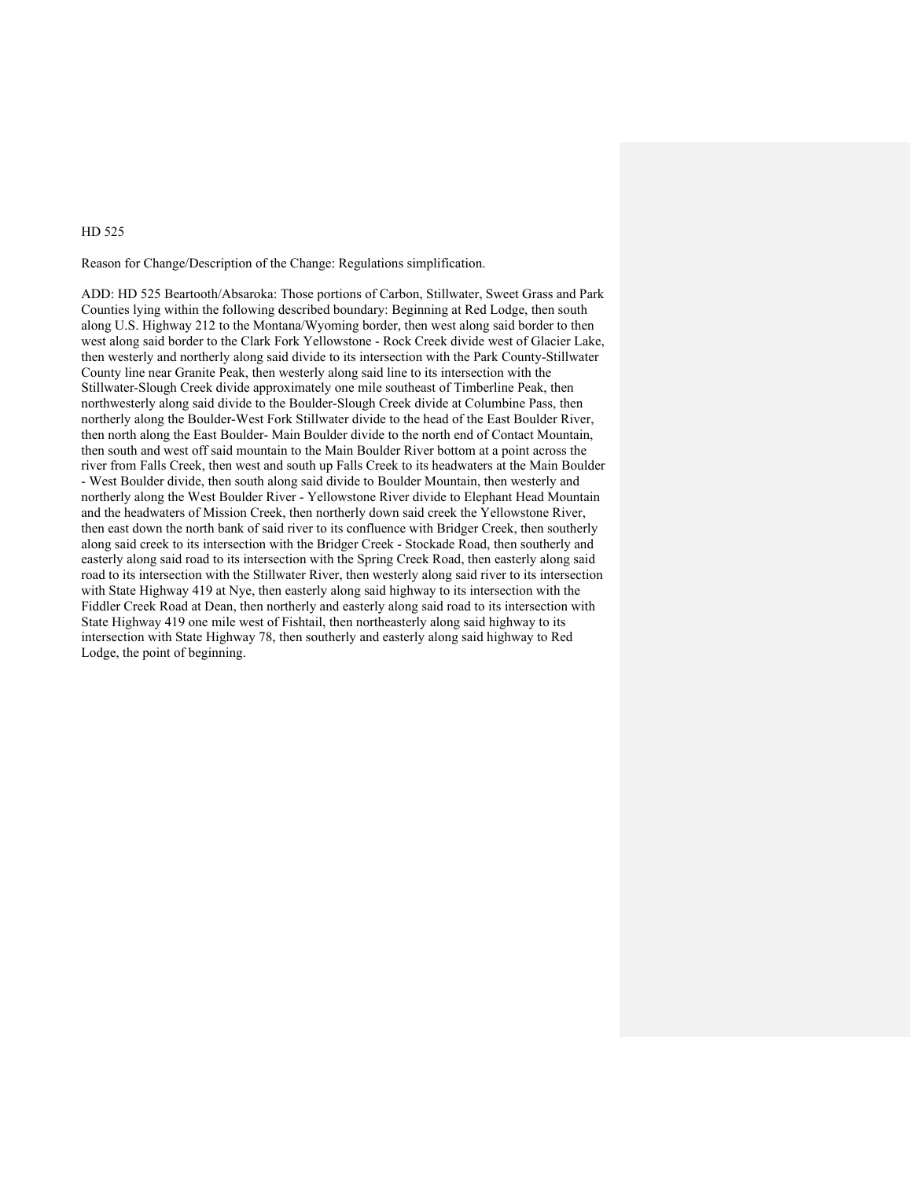HD 525

Reason for Change/Description of the Change: Regulations simplification.

ADD: HD 525 Beartooth/Absaroka: Those portions of Carbon, Stillwater, Sweet Grass and Park Counties lying within the following described boundary: Beginning at Red Lodge, then south along U.S. Highway 212 to the Montana/Wyoming border, then west along said border to then west along said border to the Clark Fork Yellowstone - Rock Creek divide west of Glacier Lake, then westerly and northerly along said divide to its intersection with the Park County-Stillwater County line near Granite Peak, then westerly along said line to its intersection with the Stillwater-Slough Creek divide approximately one mile southeast of Timberline Peak, then northwesterly along said divide to the Boulder-Slough Creek divide at Columbine Pass, then northerly along the Boulder-West Fork Stillwater divide to the head of the East Boulder River, then north along the East Boulder- Main Boulder divide to the north end of Contact Mountain, then south and west off said mountain to the Main Boulder River bottom at a point across the river from Falls Creek, then west and south up Falls Creek to its headwaters at the Main Boulder - West Boulder divide, then south along said divide to Boulder Mountain, then westerly and northerly along the West Boulder River - Yellowstone River divide to Elephant Head Mountain and the headwaters of Mission Creek, then northerly down said creek the Yellowstone River, then east down the north bank of said river to its confluence with Bridger Creek, then southerly along said creek to its intersection with the Bridger Creek - Stockade Road, then southerly and easterly along said road to its intersection with the Spring Creek Road, then easterly along said road to its intersection with the Stillwater River, then westerly along said river to its intersection with State Highway 419 at Nye, then easterly along said highway to its intersection with the Fiddler Creek Road at Dean, then northerly and easterly along said road to its intersection with State Highway 419 one mile west of Fishtail, then northeasterly along said highway to its intersection with State Highway 78, then southerly and easterly along said highway to Red Lodge, the point of beginning.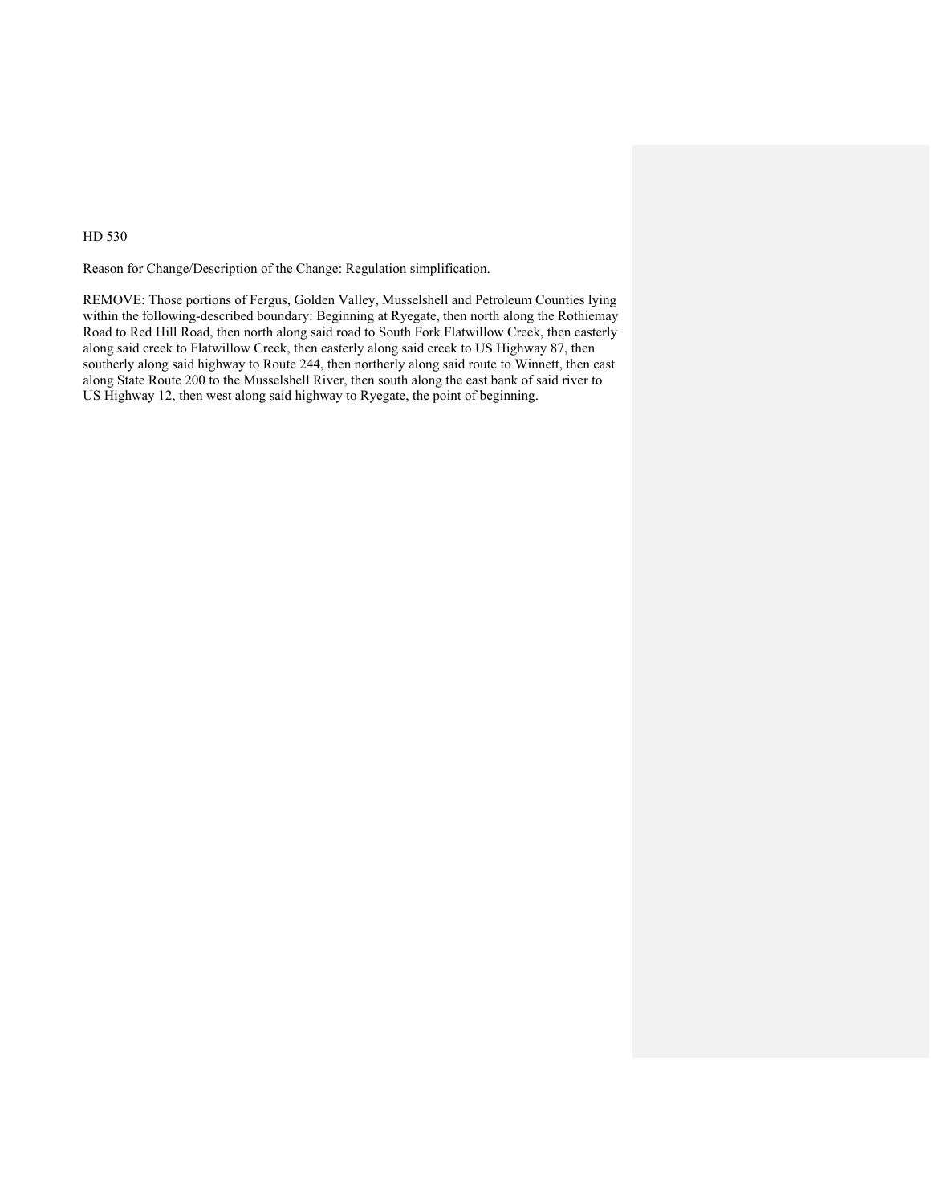HD 530

Reason for Change/Description of the Change: Regulation simplification.

REMOVE: Those portions of Fergus, Golden Valley, Musselshell and Petroleum Counties lying within the following-described boundary: Beginning at Ryegate, then north along the Rothiemay Road to Red Hill Road, then north along said road to South Fork Flatwillow Creek, then easterly along said creek to Flatwillow Creek, then easterly along said creek to US Highway 87, then southerly along said highway to Route 244, then northerly along said route to Winnett, then east along State Route 200 to the Musselshell River, then south along the east bank of said river to US Highway 12, then west along said highway to Ryegate, the point of beginning.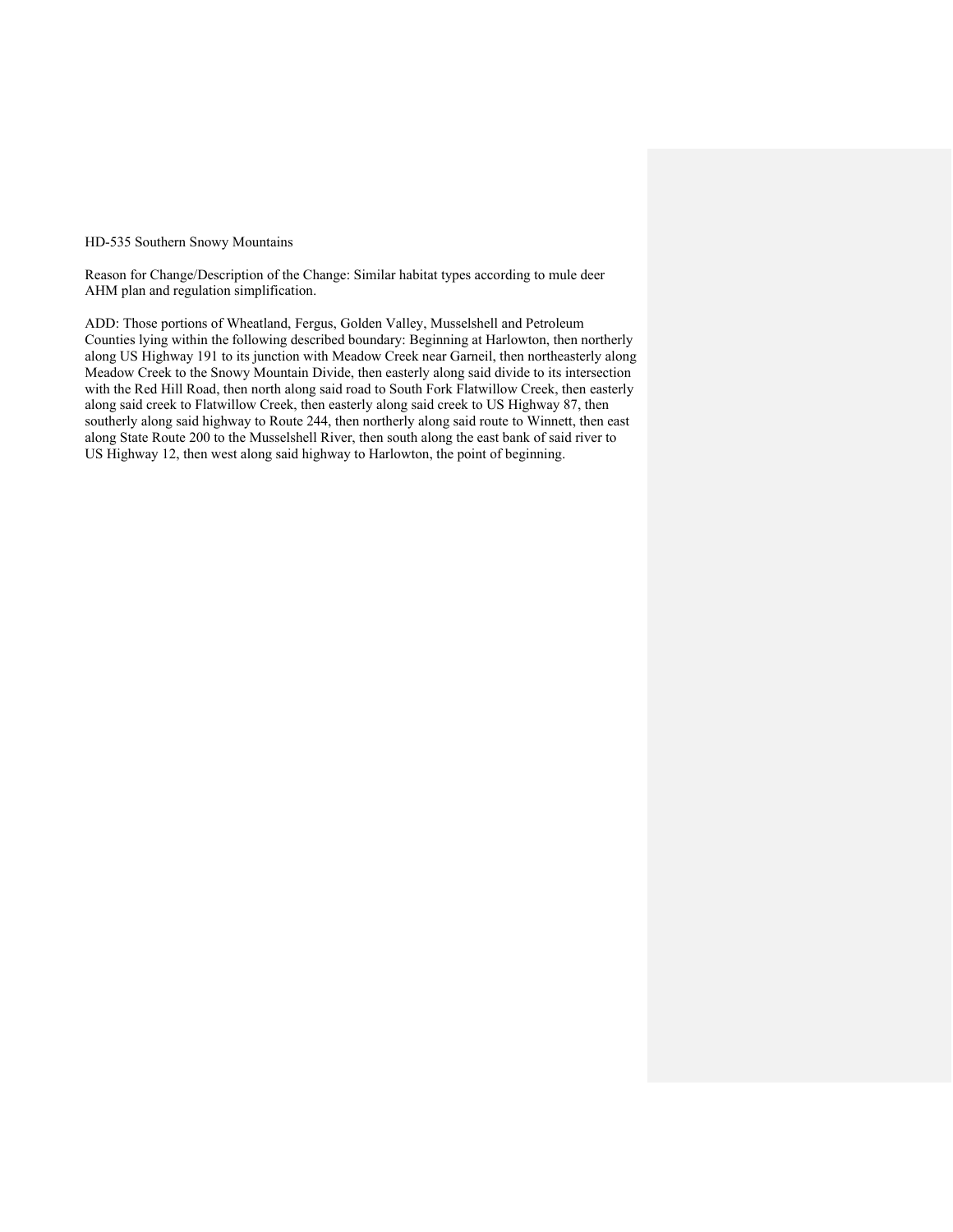HD-535 Southern Snowy Mountains

Reason for Change/Description of the Change: Similar habitat types according to mule deer AHM plan and regulation simplification.

ADD: Those portions of Wheatland, Fergus, Golden Valley, Musselshell and Petroleum Counties lying within the following described boundary: Beginning at Harlowton, then northerly along US Highway 191 to its junction with Meadow Creek near Garneil, then northeasterly along Meadow Creek to the Snowy Mountain Divide, then easterly along said divide to its intersection with the Red Hill Road, then north along said road to South Fork Flatwillow Creek, then easterly along said creek to Flatwillow Creek, then easterly along said creek to US Highway 87, then southerly along said highway to Route 244, then northerly along said route to Winnett, then east along State Route 200 to the Musselshell River, then south along the east bank of said river to US Highway 12, then west along said highway to Harlowton, the point of beginning.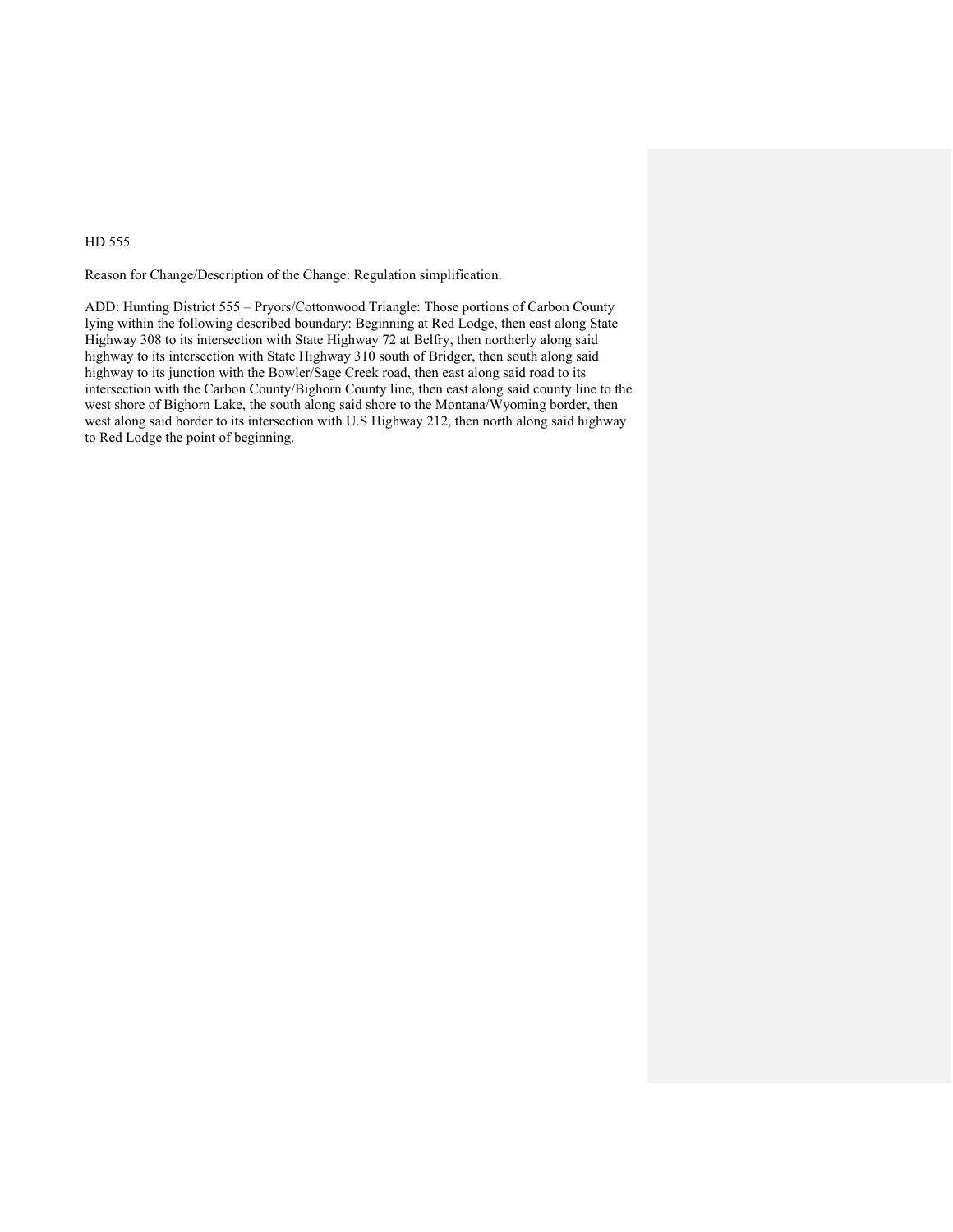HD 555

Reason for Change/Description of the Change: Regulation simplification.

ADD: Hunting District 555 – Pryors/Cottonwood Triangle: Those portions of Carbon County lying within the following described boundary: Beginning at Red Lodge, then east along State Highway 308 to its intersection with State Highway 72 at Belfry, then northerly along said highway to its intersection with State Highway 310 south of Bridger, then south along said highway to its junction with the Bowler/Sage Creek road, then east along said road to its intersection with the Carbon County/Bighorn County line, then east along said county line to the west shore of Bighorn Lake, the south along said shore to the Montana/Wyoming border, then west along said border to its intersection with U.S Highway 212, then north along said highway to Red Lodge the point of beginning.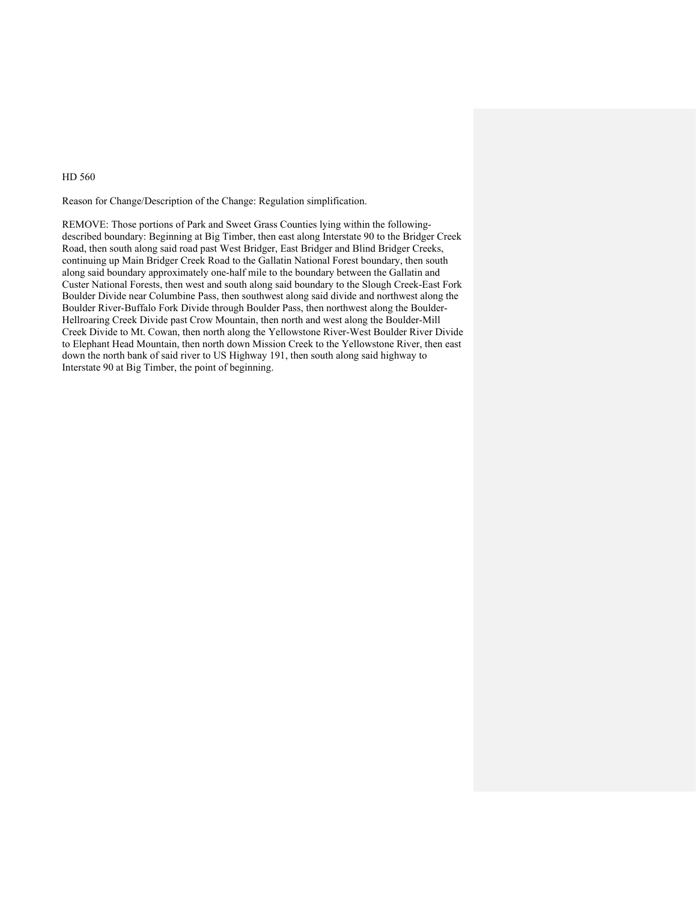HD 560

Reason for Change/Description of the Change: Regulation simplification.

REMOVE: Those portions of Park and Sweet Grass Counties lying within the following-described boundary: Beginning at Big Timber, then east along Interstate 90 to the Bridger Creek Road, then south along said road past West Bridger, East Bridger and Blind Bridger Creeks, continuing up Main Bridger Creek Road to the Gallatin National Forest boundary, then south along said boundary approximately one-half mile to the boundary between the Gallatin and Custer National Forests, then west and south along said boundary to the Slough Creek-East Fork Boulder Divide near Columbine Pass, then southwest along said divide and northwest along the Boulder River-Buffalo Fork Divide through Boulder Pass, then northwest along the Boulder-Hellroaring Creek Divide past Crow Mountain, then north and west along the Boulder-Mill Creek Divide to Mt. Cowan, then north along the Yellowstone River-West Boulder River Divide to Elephant Head Mountain, then north down Mission Creek to the Yellowstone River, then east down the north bank of said river to US Highway 191, then south along said highway to Interstate 90 at Big Timber, the point of beginning.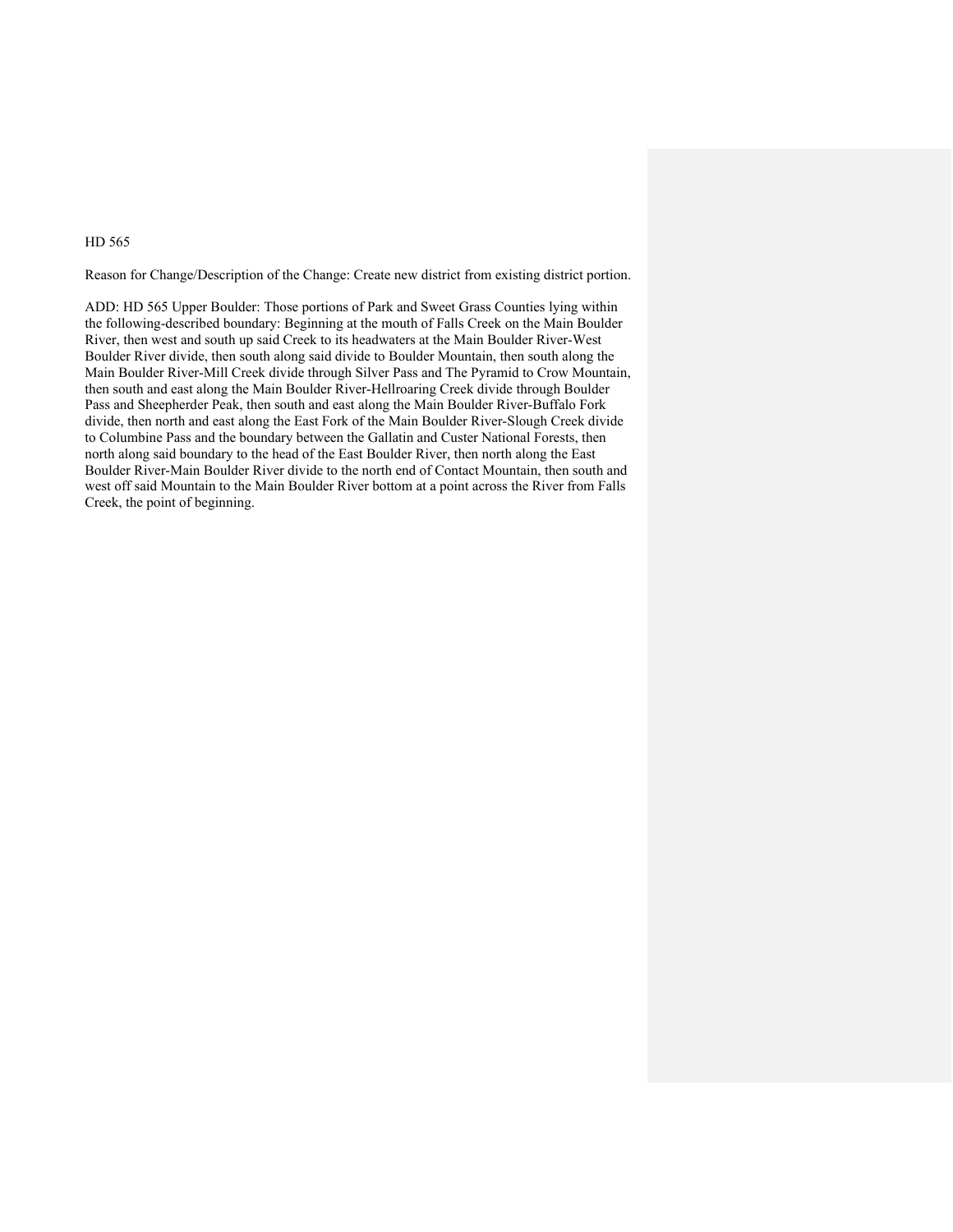HD 565

Reason for Change/Description of the Change: Create new district from existing district portion.

ADD: HD 565 Upper Boulder: Those portions of Park and Sweet Grass Counties lying within the following-described boundary: Beginning at the mouth of Falls Creek on the Main Boulder River, then west and south up said Creek to its headwaters at the Main Boulder River-West Boulder River divide, then south along said divide to Boulder Mountain, then south along the Main Boulder River-Mill Creek divide through Silver Pass and The Pyramid to Crow Mountain, then south and east along the Main Boulder River-Hellroaring Creek divide through Boulder Pass and Sheepherder Peak, then south and east along the Main Boulder River-Buffalo Fork divide, then north and east along the East Fork of the Main Boulder River-Slough Creek divide to Columbine Pass and the boundary between the Gallatin and Custer National Forests, then north along said boundary to the head of the East Boulder River, then north along the East Boulder River-Main Boulder River divide to the north end of Contact Mountain, then south and west off said Mountain to the Main Boulder River bottom at a point across the River from Falls Creek, the point of beginning.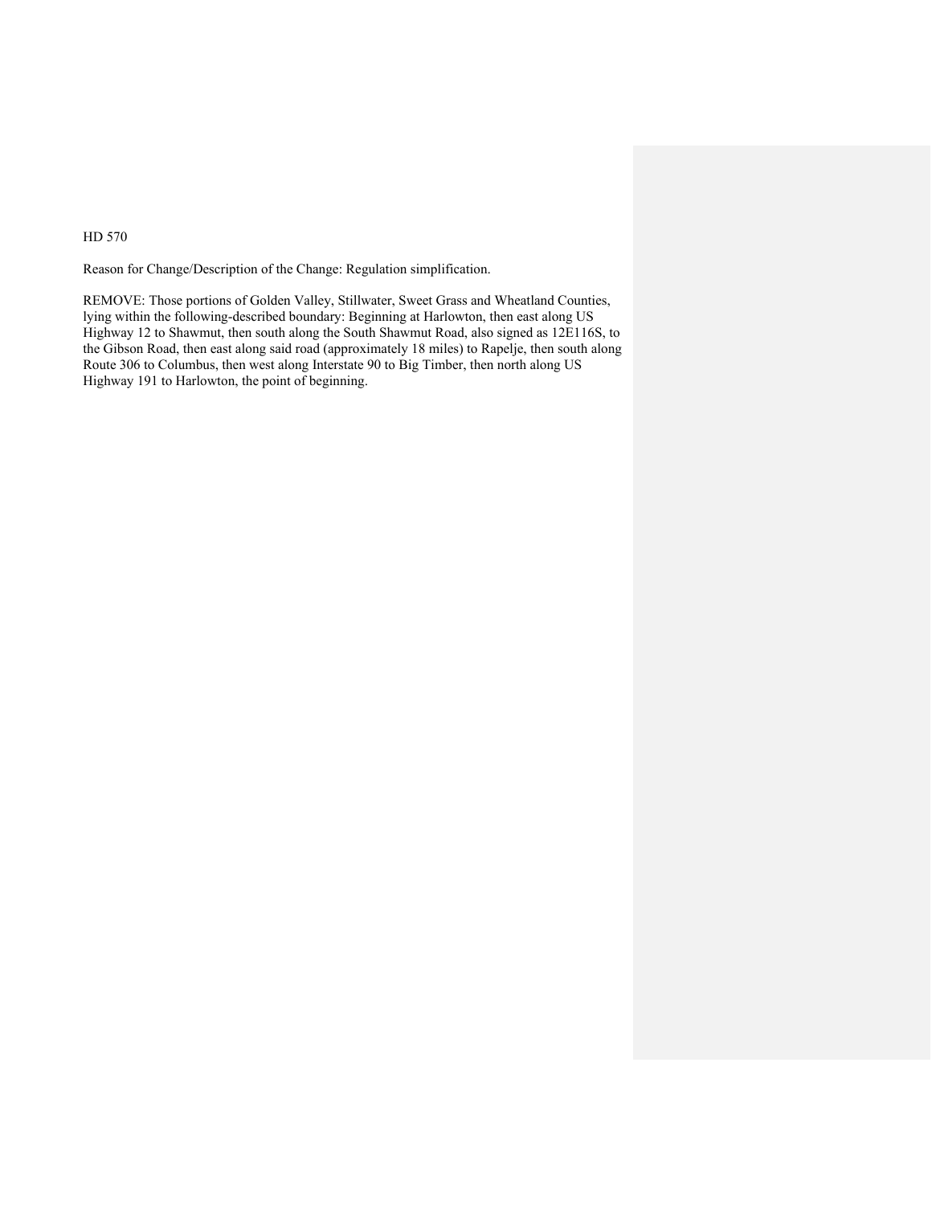HD 570

Reason for Change/Description of the Change: Regulation simplification.

REMOVE: Those portions of Golden Valley, Stillwater, Sweet Grass and Wheatland Counties, lying within the following-described boundary: Beginning at Harlowton, then east along US Highway 12 to Shawmut, then south along the South Shawmut Road, also signed as 12E116S, to the Gibson Road, then east along said road (approximately 18 miles) to Rapelje, then south along Route 306 to Columbus, then west along Interstate 90 to Big Timber, then north along US Highway 191 to Harlowton, the point of beginning.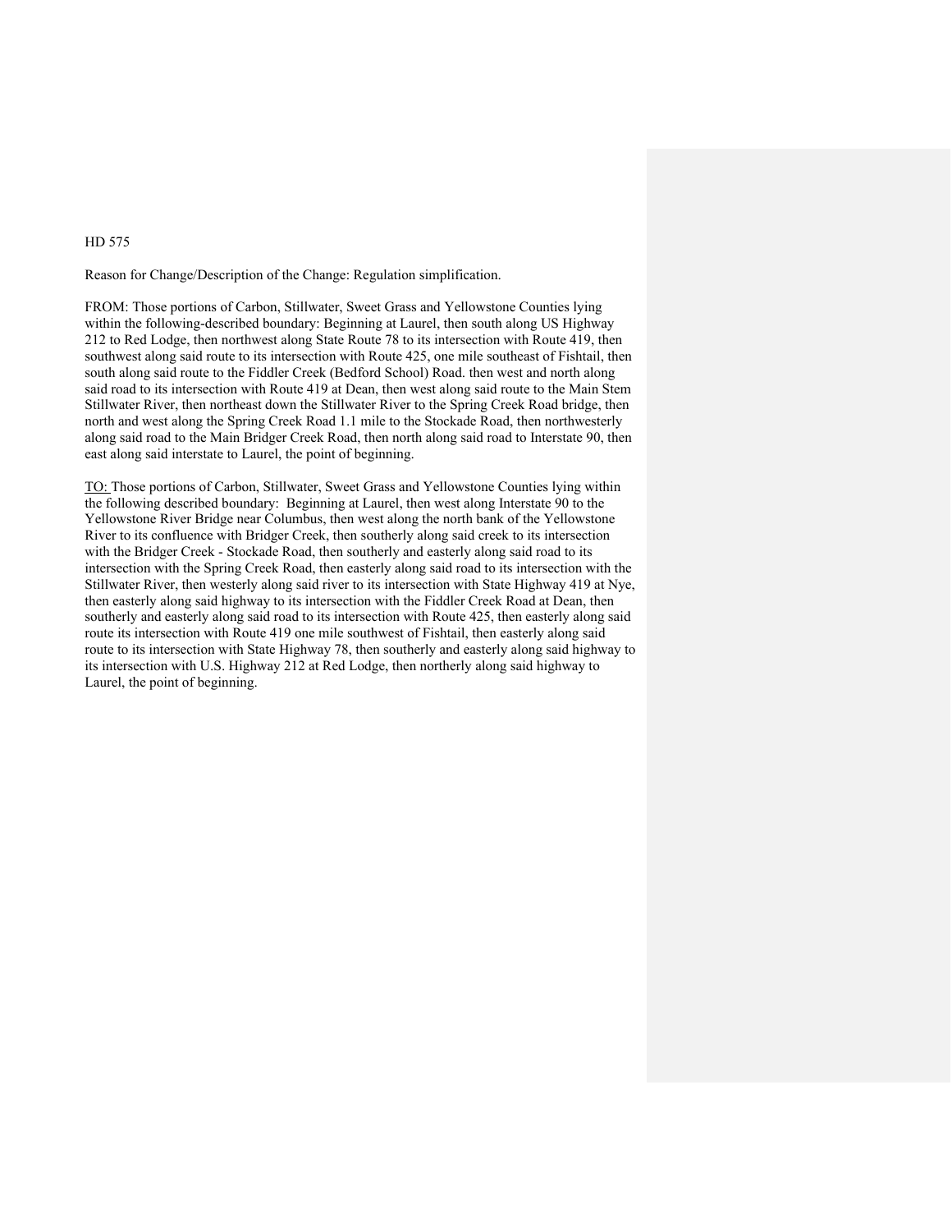HD 575

Reason for Change/Description of the Change: Regulation simplification.

FROM: Those portions of Carbon, Stillwater, Sweet Grass and Yellowstone Counties lying within the following-described boundary: Beginning at Laurel, then south along US Highway 212 to Red Lodge, then northwest along State Route 78 to its intersection with Route 419, then southwest along said route to its intersection with Route 425, one mile southeast of Fishtail, then south along said route to the Fiddler Creek (Bedford School) Road. then west and north along said road to its intersection with Route 419 at Dean, then west along said route to the Main Stem Stillwater River, then northeast down the Stillwater River to the Spring Creek Road bridge, then north and west along the Spring Creek Road 1.1 mile to the Stockade Road, then northwesterly along said road to the Main Bridger Creek Road, then north along said road to Interstate 90, then east along said interstate to Laurel, the point of beginning.

<u>TO:</u> Those portions of Carbon, Stillwater, Sweet Grass and Yellowstone Counties lying within the following described boundary: Beginning at Laurel, then west along Interstate 90 to the Yellowstone River Bridge near Columbus, then west along the north bank of the Yellowstone River to its confluence with Bridger Creek, then southerly along said creek to its intersection with the Bridger Creek - Stockade Road, then southerly and easterly along said road to its intersection with the Spring Creek Road, then easterly along said road to its intersection with the Stillwater River, then westerly along said river to its intersection with State Highway 419 at Nye, then easterly along said highway to its intersection with the Fiddler Creek Road at Dean, then southerly and easterly along said road to its intersection with Route 425, then easterly along said route its intersection with Route 419 one mile southwest of Fishtail, then easterly along said route to its intersection with State Highway 78, then southerly and easterly along said highway to its intersection with U.S. Highway 212 at Red Lodge, then northerly along said highway to Laurel, the point of beginning.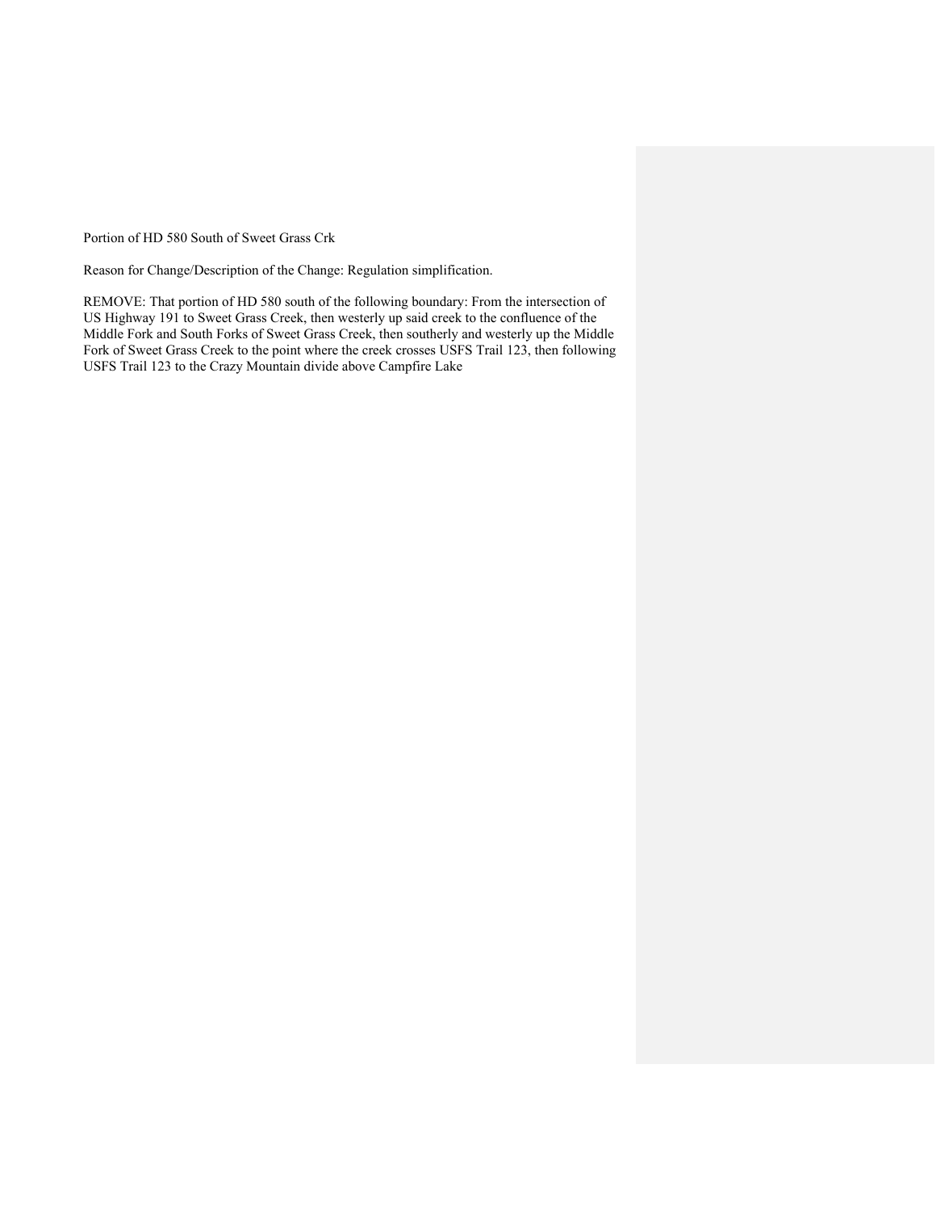Portion of HD 580 South of Sweet Grass Crk

Reason for Change/Description of the Change: Regulation simplification.

REMOVE: That portion of HD 580 south of the following boundary: From the intersection of US Highway 191 to Sweet Grass Creek, then westerly up said creek to the confluence of the Middle Fork and South Forks of Sweet Grass Creek, then southerly and westerly up the Middle Fork of Sweet Grass Creek to the point where the creek crosses USFS Trail 123, then following USFS Trail 123 to the Crazy Mountain divide above Campfire Lake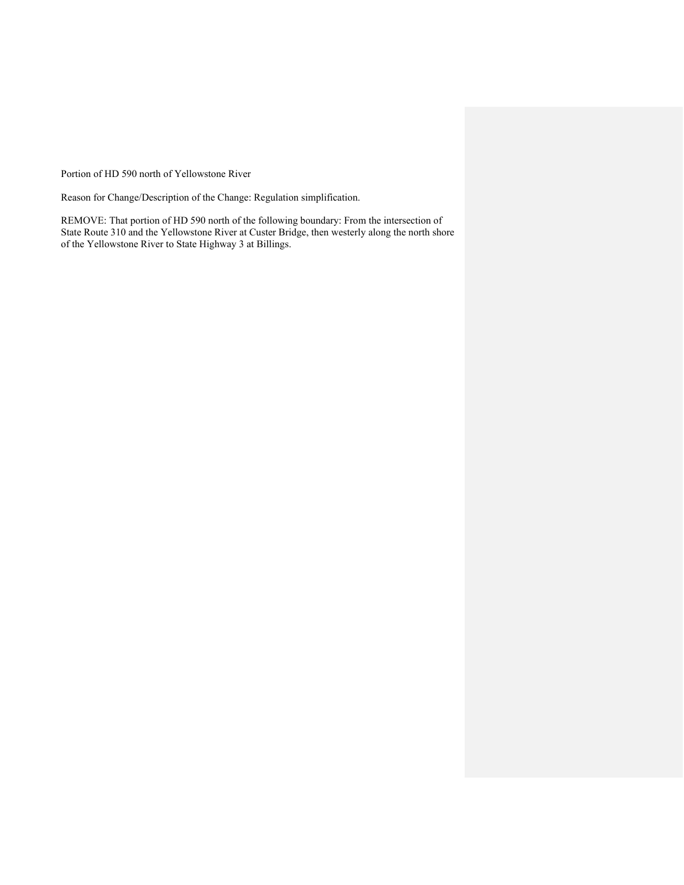Portion of HD 590 north of Yellowstone River

Reason for Change/Description of the Change: Regulation simplification.

REMOVE: That portion of HD 590 north of the following boundary: From the intersection of State Route 310 and the Yellowstone River at Custer Bridge, then westerly along the north shore of the Yellowstone River to State Highway 3 at Billings.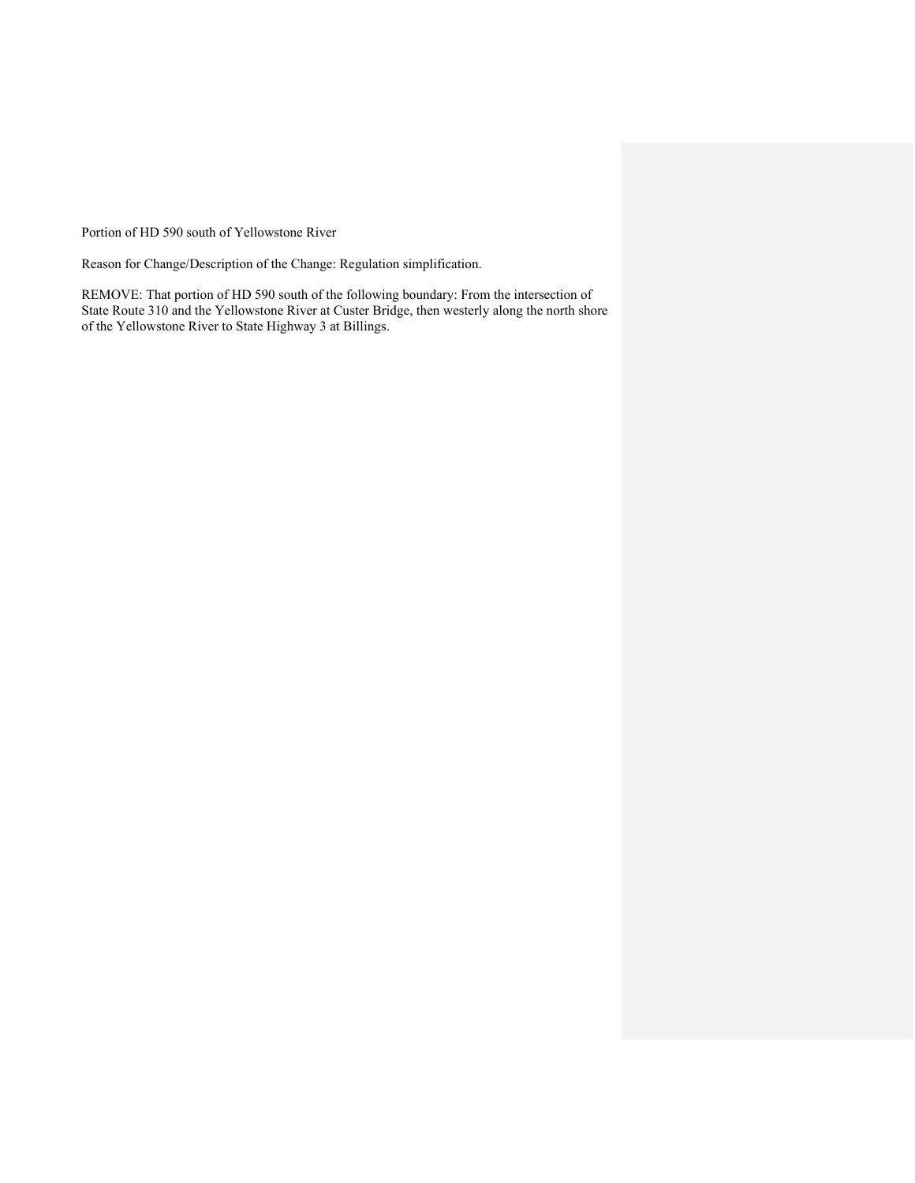Portion of HD 590 south of Yellowstone River

Reason for Change/Description of the Change: Regulation simplification.

REMOVE: That portion of HD 590 south of the following boundary: From the intersection of State Route 310 and the Yellowstone River at Custer Bridge, then westerly along the north shore of the Yellowstone River to State Highway 3 at Billings.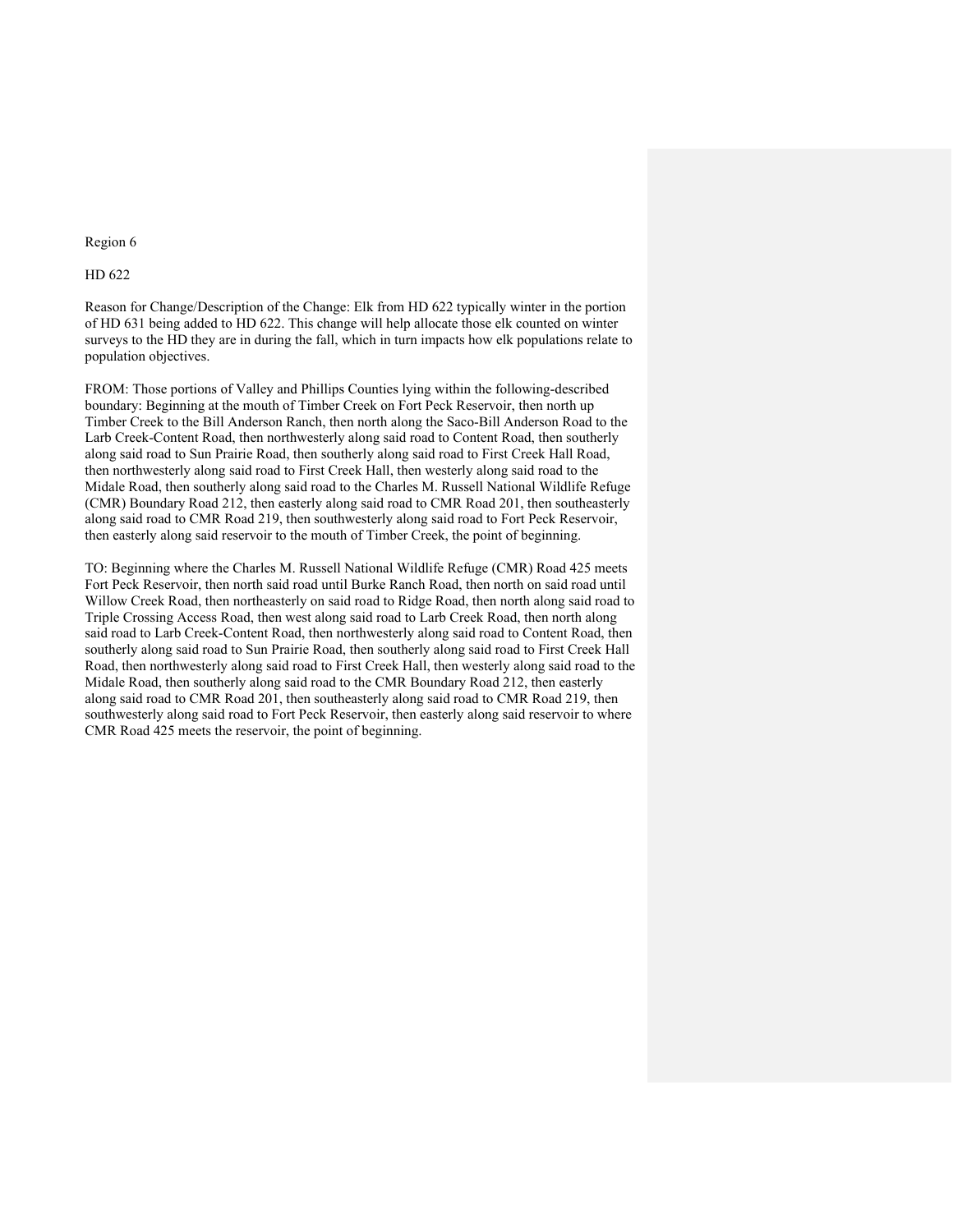Region 6

HD 622

Reason for Change/Description of the Change: Elk from HD 622 typically winter in the portion of HD 631 being added to HD 622. This change will help allocate those elk counted on winter surveys to the HD they are in during the fall, which in turn impacts how elk populations relate to population objectives.

FROM: Those portions of Valley and Phillips Counties lying within the following-described boundary: Beginning at the mouth of Timber Creek on Fort Peck Reservoir, then north up Timber Creek to the Bill Anderson Ranch, then north along the Saco-Bill Anderson Road to the Larb Creek-Content Road, then northwesterly along said road to Content Road, then southerly along said road to Sun Prairie Road, then southerly along said road to First Creek Hall Road, then northwesterly along said road to First Creek Hall, then westerly along said road to the Midale Road, then southerly along said road to the Charles M. Russell National Wildlife Refuge (CMR) Boundary Road 212, then easterly along said road to CMR Road 201, then southeasterly along said road to CMR Road 219, then southwesterly along said road to Fort Peck Reservoir, then easterly along said reservoir to the mouth of Timber Creek, the point of beginning.

TO: Beginning where the Charles M. Russell National Wildlife Refuge (CMR) Road 425 meets Fort Peck Reservoir, then north said road until Burke Ranch Road, then north on said road until Willow Creek Road, then northeasterly on said road to Ridge Road, then north along said road to Triple Crossing Access Road, then west along said road to Larb Creek Road, then north along said road to Larb Creek-Content Road, then northwesterly along said road to Content Road, then southerly along said road to Sun Prairie Road, then southerly along said road to First Creek Hall Road, then northwesterly along said road to First Creek Hall, then westerly along said road to the Midale Road, then southerly along said road to the CMR Boundary Road 212, then easterly along said road to CMR Road 201, then southeasterly along said road to CMR Road 219, then southwesterly along said road to Fort Peck Reservoir, then easterly along said reservoir to where CMR Road 425 meets the reservoir, the point of beginning.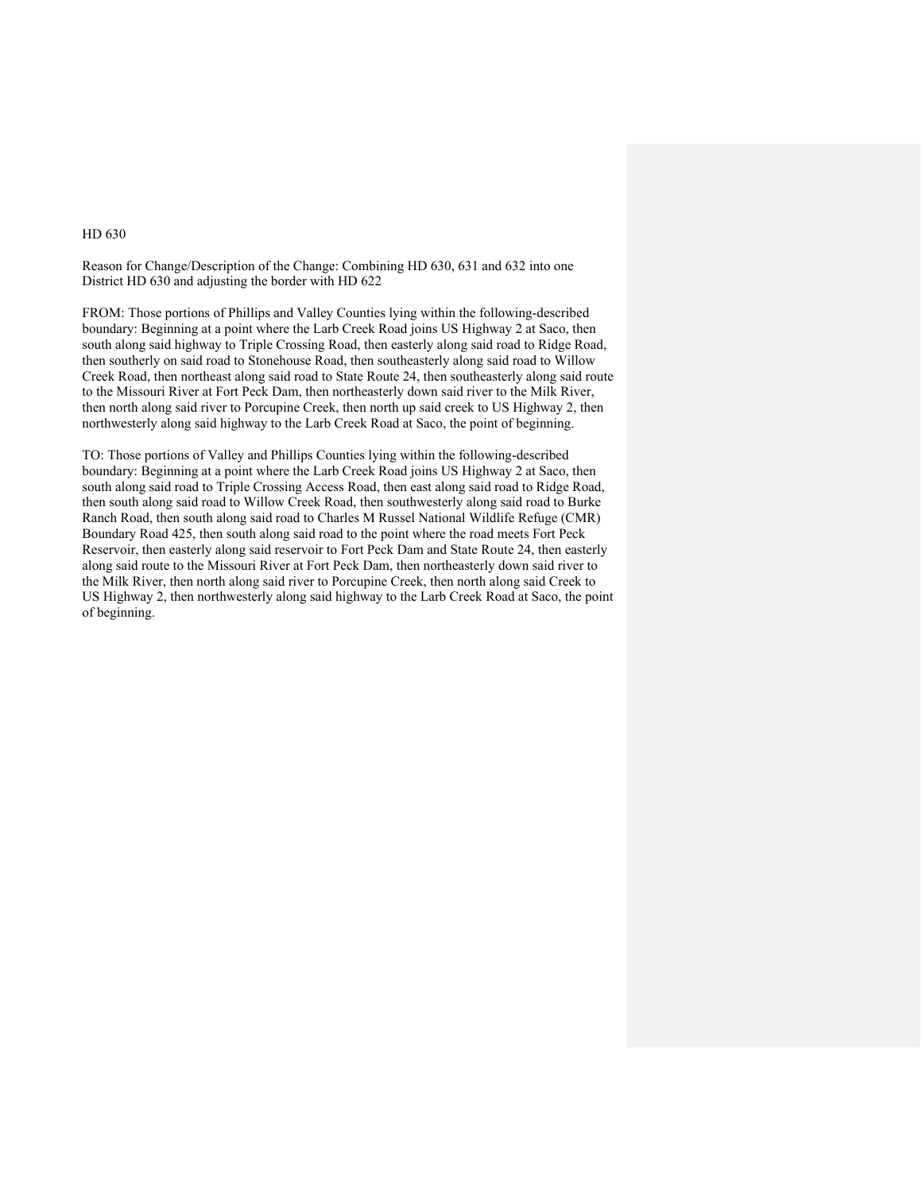HD 630

Reason for Change/Description of the Change: Combining HD 630, 631 and 632 into one District HD 630 and adjusting the border with HD 622

FROM: Those portions of Phillips and Valley Counties lying within the following-described boundary: Beginning at a point where the Larb Creek Road joins US Highway 2 at Saco, then south along said highway to Triple Crossing Road, then easterly along said road to Ridge Road, then southerly on said road to Stonehouse Road, then southeasterly along said road to Willow Creek Road, then northeast along said road to State Route 24, then southeasterly along said route to the Missouri River at Fort Peck Dam, then northeasterly down said river to the Milk River, then north along said river to Porcupine Creek, then north up said creek to US Highway 2, then northwesterly along said highway to the Larb Creek Road at Saco, the point of beginning.

TO: Those portions of Valley and Phillips Counties lying within the following-described boundary: Beginning at a point where the Larb Creek Road joins US Highway 2 at Saco, then south along said road to Triple Crossing Access Road, then east along said road to Ridge Road, then south along said road to Willow Creek Road, then southwesterly along said road to Burke Ranch Road, then south along said road to Charles M Russel National Wildlife Refuge (CMR) Boundary Road 425, then south along said road to the point where the road meets Fort Peck Reservoir, then easterly along said reservoir to Fort Peck Dam and State Route 24, then easterly along said route to the Missouri River at Fort Peck Dam, then northeasterly down said river to the Milk River, then north along said river to Porcupine Creek, then north along said Creek to US Highway 2, then northwesterly along said highway to the Larb Creek Road at Saco, the point of beginning.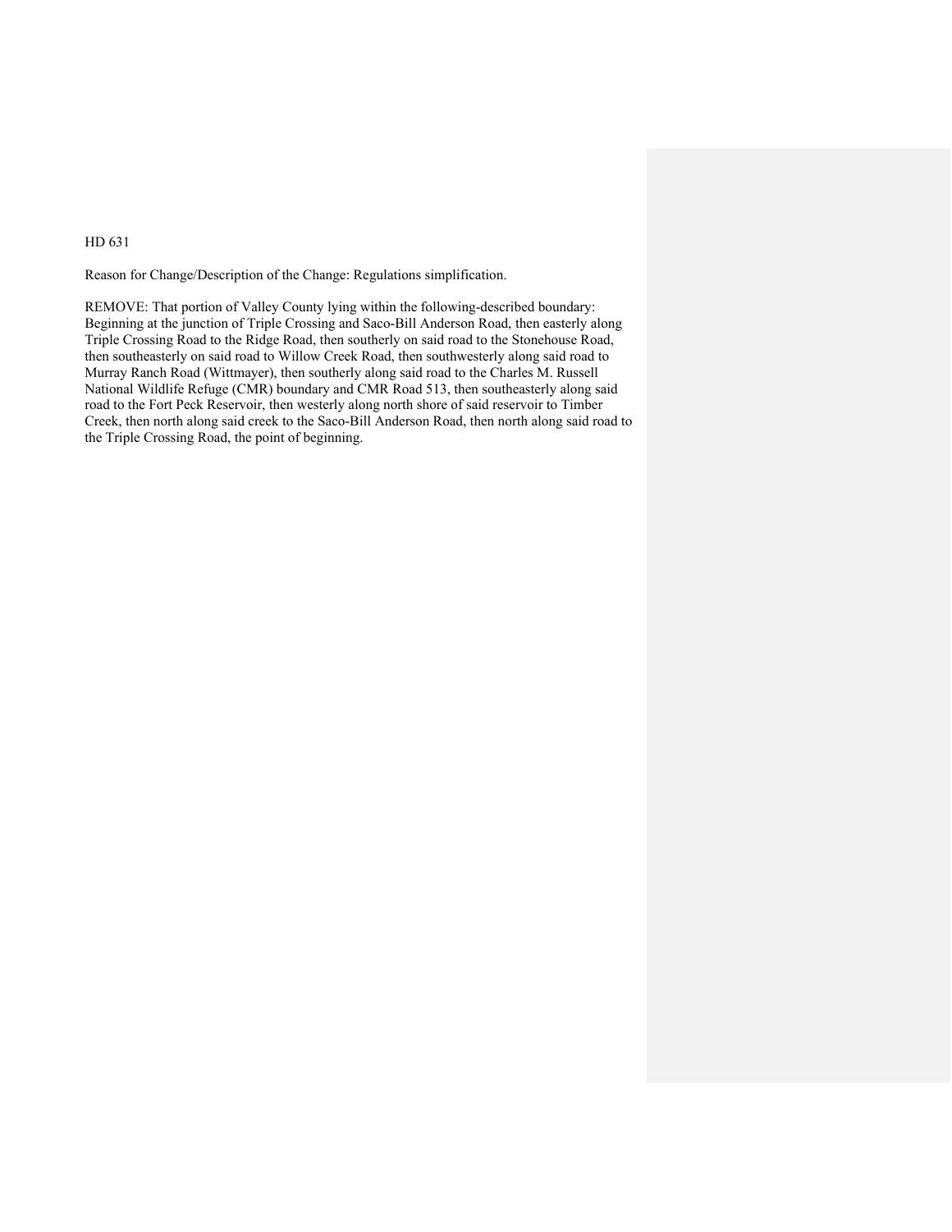HD 631

Reason for Change/Description of the Change: Regulations simplification.

REMOVE: That portion of Valley County lying within the following-described boundary: Beginning at the junction of Triple Crossing and Saco-Bill Anderson Road, then easterly along Triple Crossing Road to the Ridge Road, then southerly on said road to the Stonehouse Road, then southeasterly on said road to Willow Creek Road, then southwesterly along said road to Murray Ranch Road (Wittmayer), then southerly along said road to the Charles M. Russell National Wildlife Refuge (CMR) boundary and CMR Road 513, then southeasterly along said road to the Fort Peck Reservoir, then westerly along north shore of said reservoir to Timber Creek, then north along said creek to the Saco-Bill Anderson Road, then north along said road to the Triple Crossing Road, the point of beginning.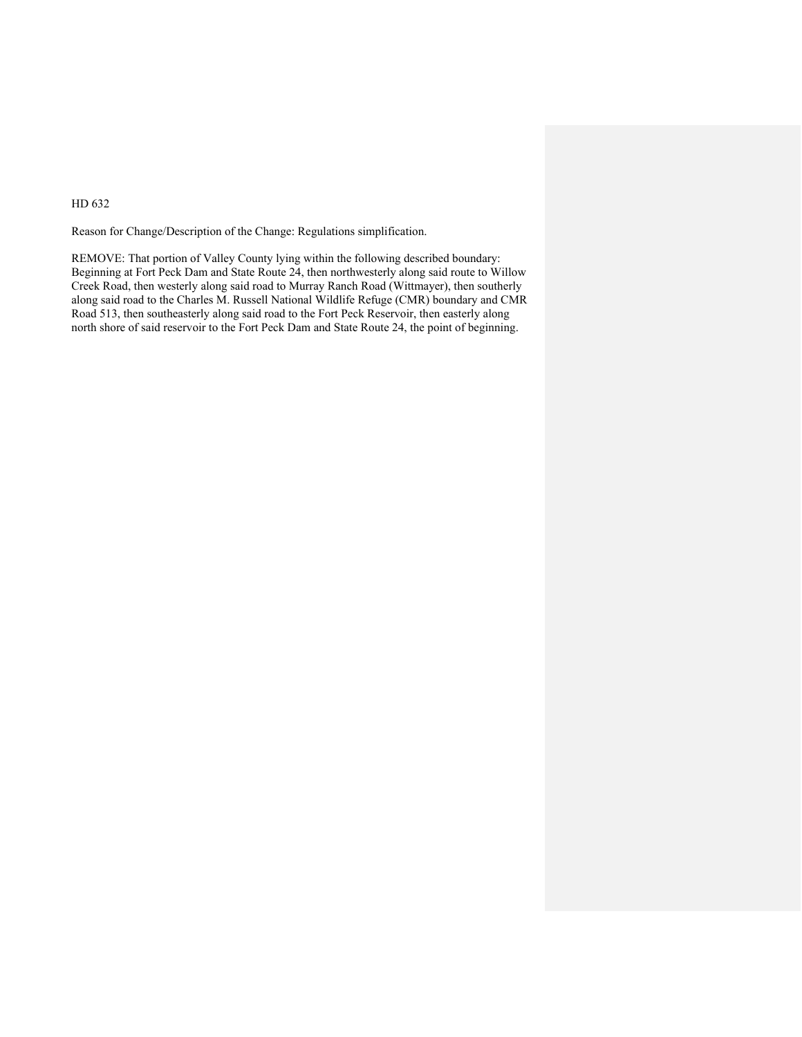HD 632

Reason for Change/Description of the Change: Regulations simplification.

REMOVE: That portion of Valley County lying within the following described boundary: Beginning at Fort Peck Dam and State Route 24, then northwesterly along said route to Willow Creek Road, then westerly along said road to Murray Ranch Road (Wittmayer), then southerly along said road to the Charles M. Russell National Wildlife Refuge (CMR) boundary and CMR Road 513, then southeasterly along said road to the Fort Peck Reservoir, then easterly along north shore of said reservoir to the Fort Peck Dam and State Route 24, the point of beginning.